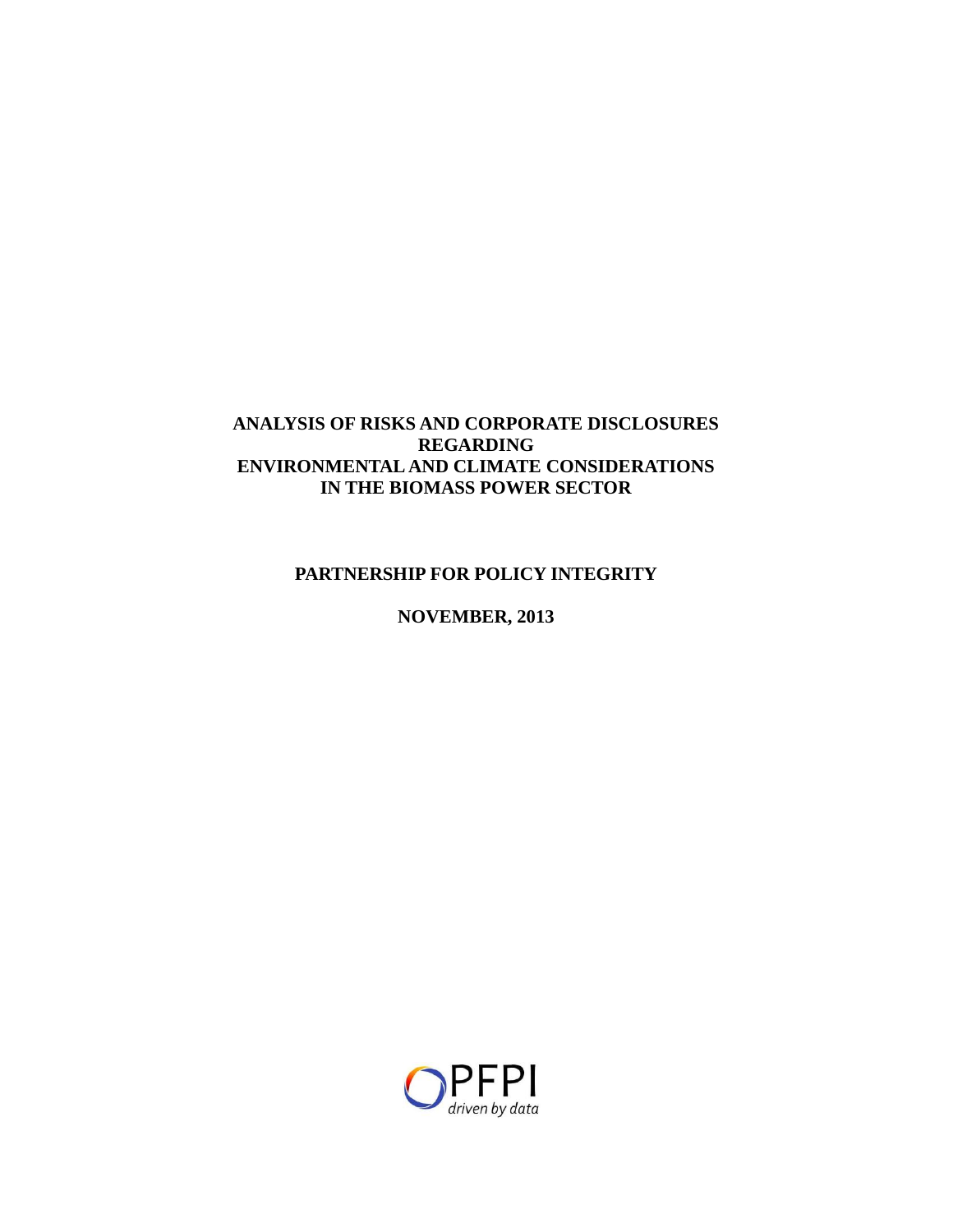# ANALYSIS OF RISKS AND CORPORATE DISCLOSURES REGARDING ENVIRONMENTAL AND CLIMATE CONSIDERATIONS IN THE BIOMASS POWER SECTOR

**PARTNERSHIP FOR POLICY INTEGRITY**

**NOVEMBER, 2013**

PFPI

*driven by data*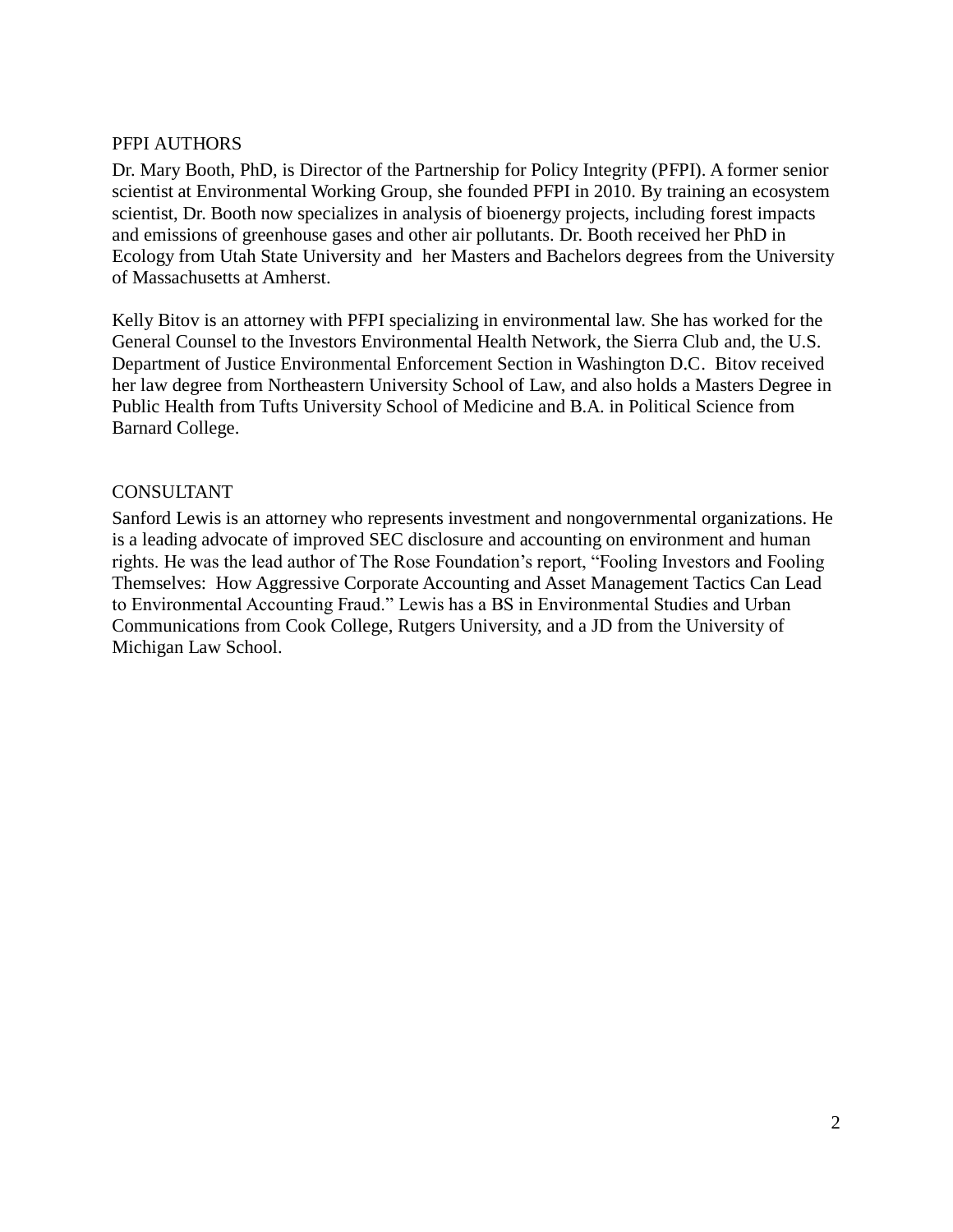## PFPI AUTHORS

Dr. Mary Booth, PhD, is Director of the Partnership for Policy Integrity (PFPI). A former senior scientist at Environmental Working Group, she founded PFPI in 2010. By training an ecosystem scientist, Dr. Booth now specializes in analysis of bioenergy projects, including forest impacts and emissions of greenhouse gases and other air pollutants. Dr. Booth received her PhD in Ecology from Utah State University and her Masters and Bachelors degrees from the University of Massachusetts at Amherst.

Kelly Bitov is an attorney with PFPI specializing in environmental law. She has worked for the General Counsel to the Investors Environmental Health Network, the Sierra Club and, the U.S. Department of Justice Environmental Enforcement Section in Washington D.C. Bitov received her law degree from Northeastern University School of Law, and also holds a Masters Degree in Public Health from Tufts University School of Medicine and B.A. in Political Science from Barnard College.

## CONSULTANT

Sanford Lewis is an attorney who represents investment and nongovernmental organizations. He is a leading advocate of improved SEC disclosure and accounting on environment and human rights. He was the lead author of The Rose Foundation's report, "Fooling Investors and Fooling Themselves: How Aggressive Corporate Accounting and Asset Management Tactics Can Lead to Environmental Accounting Fraud." Lewis has a BS in Environmental Studies and Urban Communications from Cook College, Rutgers University, and a JD from the University of Michigan Law School.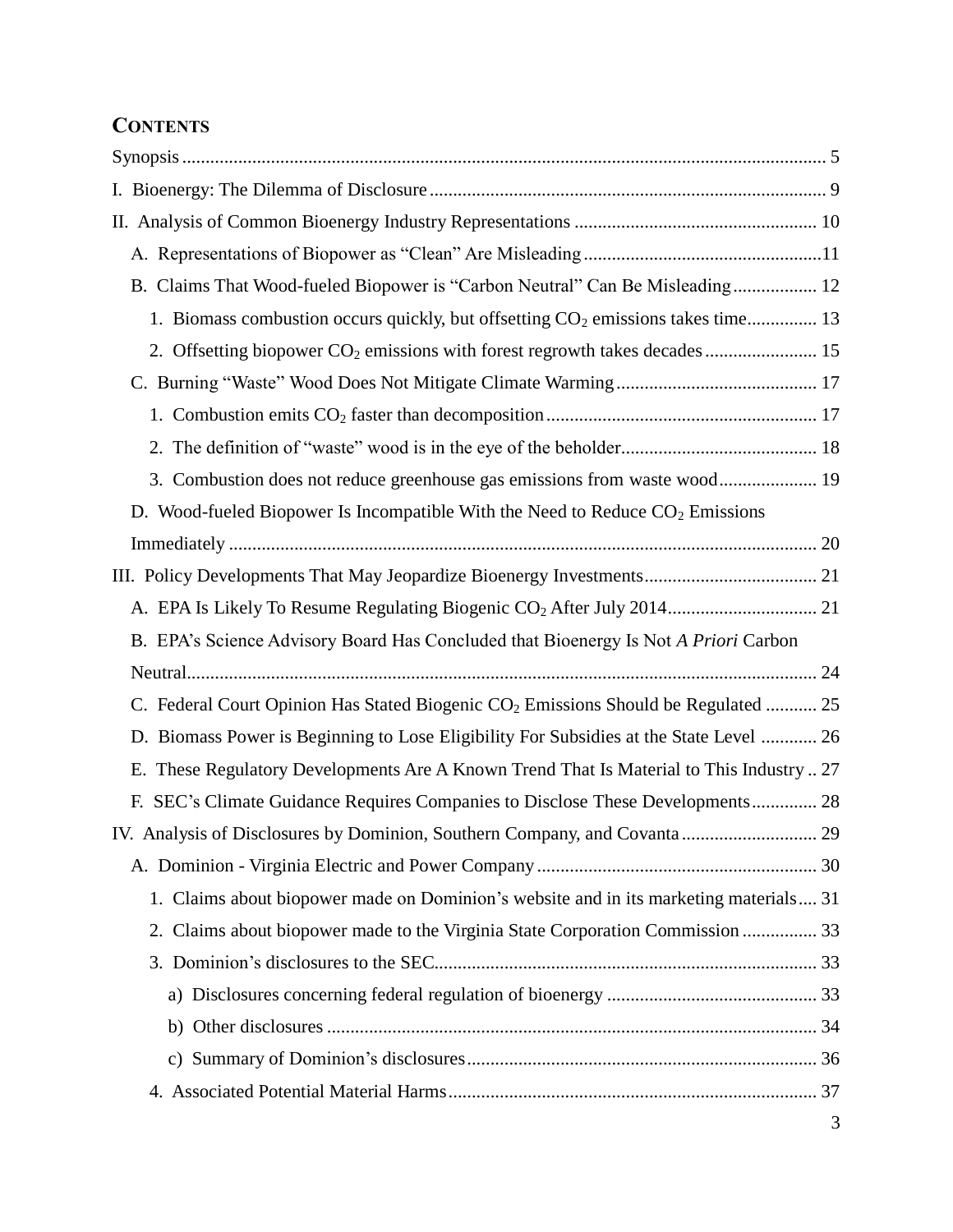## CONTENTS

Synopsis ............................................................................................................................ 5

I. Bioenergy: The Dilemma of Disclosure ..................................................................................... 9

II. Analysis of Common Bioenergy Industry Representations .................................................... 10

- A. Representations of Biopower as "Clean" Are Misleading ..................................................11
- B. Claims That Wood-fueled Biopower is "Carbon Neutral" Can Be Misleading .................. 12
  - 1. Biomass combustion occurs quickly, but offsetting $CO_2$ emissions takes time............... 13
  - 2. Offsetting biopower $CO_2$ emissions with forest regrowth takes decades ........................ 15
- C. Burning "Waste" Wood Does Not Mitigate Climate Warming ........................................... 17
  - 1. Combustion emits $CO_2$ faster than decomposition .......................................................... 17
  - 2. The definition of "waste" wood is in the eye of the beholder.......................................... 18
  - 3. Combustion does not reduce greenhouse gas emissions from waste wood..................... 19
- D. Wood-fueled Biopower Is Incompatible With the Need to Reduce $CO_2$ Emissions Immediately ............................................................................................................. 20

III. Policy Developments That May Jeopardize Bioenergy Investments..................................... 21

- A. EPA Is Likely To Resume Regulating Biogenic $CO_2$ After July 2014................................ 21
- B. EPA's Science Advisory Board Has Concluded that Bioenergy Is Not *A Priori* Carbon Neutral....................................................................................................................... 24
- C. Federal Court Opinion Has Stated Biogenic $CO_2$ Emissions Should be Regulated ........... 25
- D. Biomass Power is Beginning to Lose Eligibility For Subsidies at the State Level ............ 26
- E. These Regulatory Developments Are A Known Trend That Is Material to This Industry .. 27
- F. SEC's Climate Guidance Requires Companies to Disclose These Developments.............. 28

IV. Analysis of Disclosures by Dominion, Southern Company, and Covanta ............................. 29

- A. Dominion - Virginia Electric and Power Company ............................................................ 30
  - 1. Claims about biopower made on Dominion's website and in its marketing materials.... 31
  - 2. Claims about biopower made to the Virginia State Corporation Commission ................ 33
  - 3. Dominion's disclosures to the SEC.................................................................................. 33
    - a) Disclosures concerning federal regulation of bioenergy ............................................. 33
    - b) Other disclosures ......................................................................................................... 34
    - c) Summary of Dominion's disclosures ........................................................................... 36
  - 4. Associated Potential Material Harms ............................................................................... 37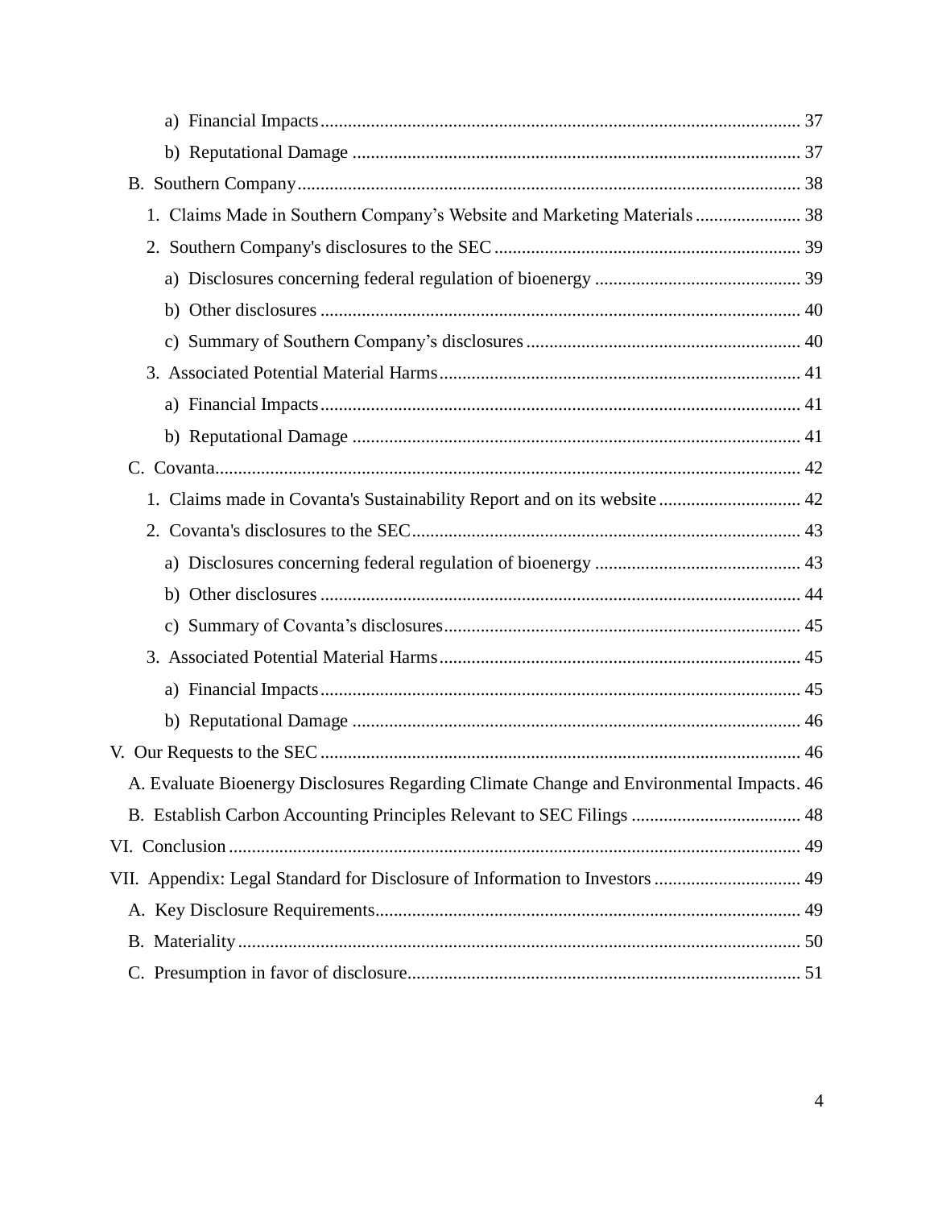- a) Financial Impacts ........ 37
- b) Reputational Damage ........ 37

B. Southern Company ........ 38

1. Claims Made in Southern Company's Website and Marketing Materials ........ 38
2. Southern Company's disclosures to the SEC ........ 39
   - a) Disclosures concerning federal regulation of bioenergy ........ 39
   - b) Other disclosures ........ 40
   - c) Summary of Southern Company's disclosures ........ 40
3. Associated Potential Material Harms ........ 41
   - a) Financial Impacts ........ 41
   - b) Reputational Damage ........ 41

C. Covanta ........ 42

1. Claims made in Covanta's Sustainability Report and on its website ........ 42
2. Covanta's disclosures to the SEC ........ 43
   - a) Disclosures concerning federal regulation of bioenergy ........ 43
   - b) Other disclosures ........ 44
   - c) Summary of Covanta's disclosures ........ 45
3. Associated Potential Material Harms ........ 45
   - a) Financial Impacts ........ 45
   - b) Reputational Damage ........ 46

V. Our Requests to the SEC ........ 46

A. Evaluate Bioenergy Disclosures Regarding Climate Change and Environmental Impacts. 46

B. Establish Carbon Accounting Principles Relevant to SEC Filings ........ 48

VI. Conclusion ........ 49

VII. Appendix: Legal Standard for Disclosure of Information to Investors ........ 49

A. Key Disclosure Requirements ........ 49

B. Materiality ........ 50

C. Presumption in favor of disclosure ........ 51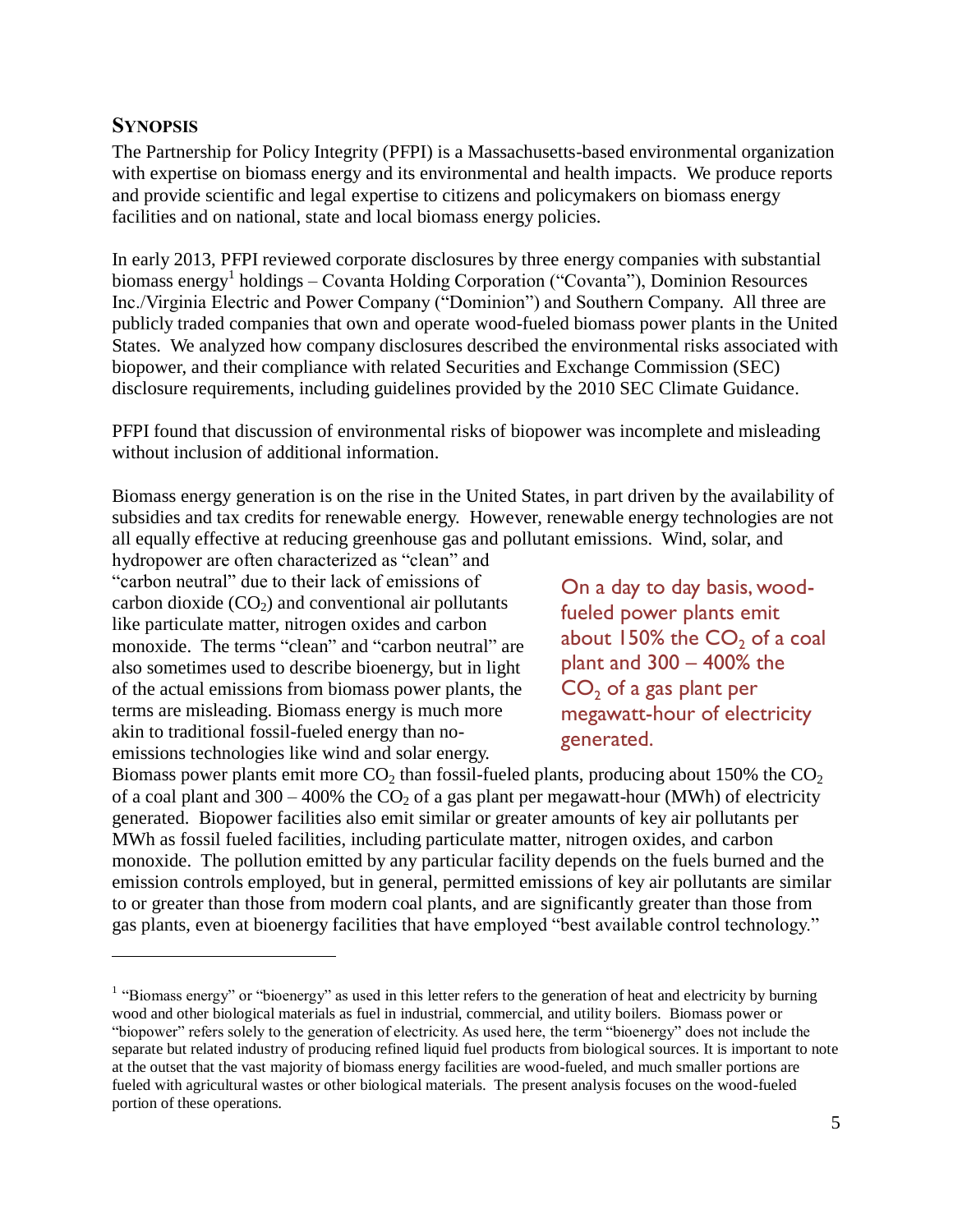## SYNOPSIS

The Partnership for Policy Integrity (PFPI) is a Massachusetts-based environmental organization with expertise on biomass energy and its environmental and health impacts. We produce reports and provide scientific and legal expertise to citizens and policymakers on biomass energy facilities and on national, state and local biomass energy policies.

In early 2013, PFPI reviewed corporate disclosures by three energy companies with substantial biomass energy[1] holdings – Covanta Holding Corporation ("Covanta"), Dominion Resources Inc./Virginia Electric and Power Company ("Dominion") and Southern Company. All three are publicly traded companies that own and operate wood-fueled biomass power plants in the United States. We analyzed how company disclosures described the environmental risks associated with biopower, and their compliance with related Securities and Exchange Commission (SEC) disclosure requirements, including guidelines provided by the 2010 SEC Climate Guidance.

PFPI found that discussion of environmental risks of biopower was incomplete and misleading without inclusion of additional information.

Biomass energy generation is on the rise in the United States, in part driven by the availability of subsidies and tax credits for renewable energy. However, renewable energy technologies are not all equally effective at reducing greenhouse gas and pollutant emissions. Wind, solar, and hydropower are often characterized as "clean" and "carbon neutral" due to their lack of emissions of carbon dioxide ($CO_2$) and conventional air pollutants like particulate matter, nitrogen oxides and carbon monoxide. The terms "clean" and "carbon neutral" are also sometimes used to describe bioenergy, but in light of the actual emissions from biomass power plants, the terms are misleading. Biomass energy is much more akin to traditional fossil-fueled energy than no-emissions technologies like wind and solar energy. Biomass power plants emit more $CO_2$ than fossil-fueled plants, producing about 150% the $CO_2$ of a coal plant and 300 – 400% the $CO_2$ of a gas plant per megawatt-hour (MWh) of electricity generated. Biopower facilities also emit similar or greater amounts of key air pollutants per MWh as fossil fueled facilities, including particulate matter, nitrogen oxides, and carbon monoxide. The pollution emitted by any particular facility depends on the fuels burned and the emission controls employed, but in general, permitted emissions of key air pollutants are similar to or greater than those from modern coal plants, and are significantly greater than those from gas plants, even at bioenergy facilities that have employed "best available control technology."

On a day to day basis, wood-fueled power plants emit about 150% the $CO_2$ of a coal plant and 300 – 400% the $CO_2$ of a gas plant per megawatt-hour of electricity generated.

[1] "Biomass energy" or "bioenergy" as used in this letter refers to the generation of heat and electricity by burning wood and other biological materials as fuel in industrial, commercial, and utility boilers. Biomass power or "biopower" refers solely to the generation of electricity. As used here, the term "bioenergy" does not include the separate but related industry of producing refined liquid fuel products from biological sources. It is important to note at the outset that the vast majority of biomass energy facilities are wood-fueled, and much smaller portions are fueled with agricultural wastes or other biological materials. The present analysis focuses on the wood-fueled portion of these operations.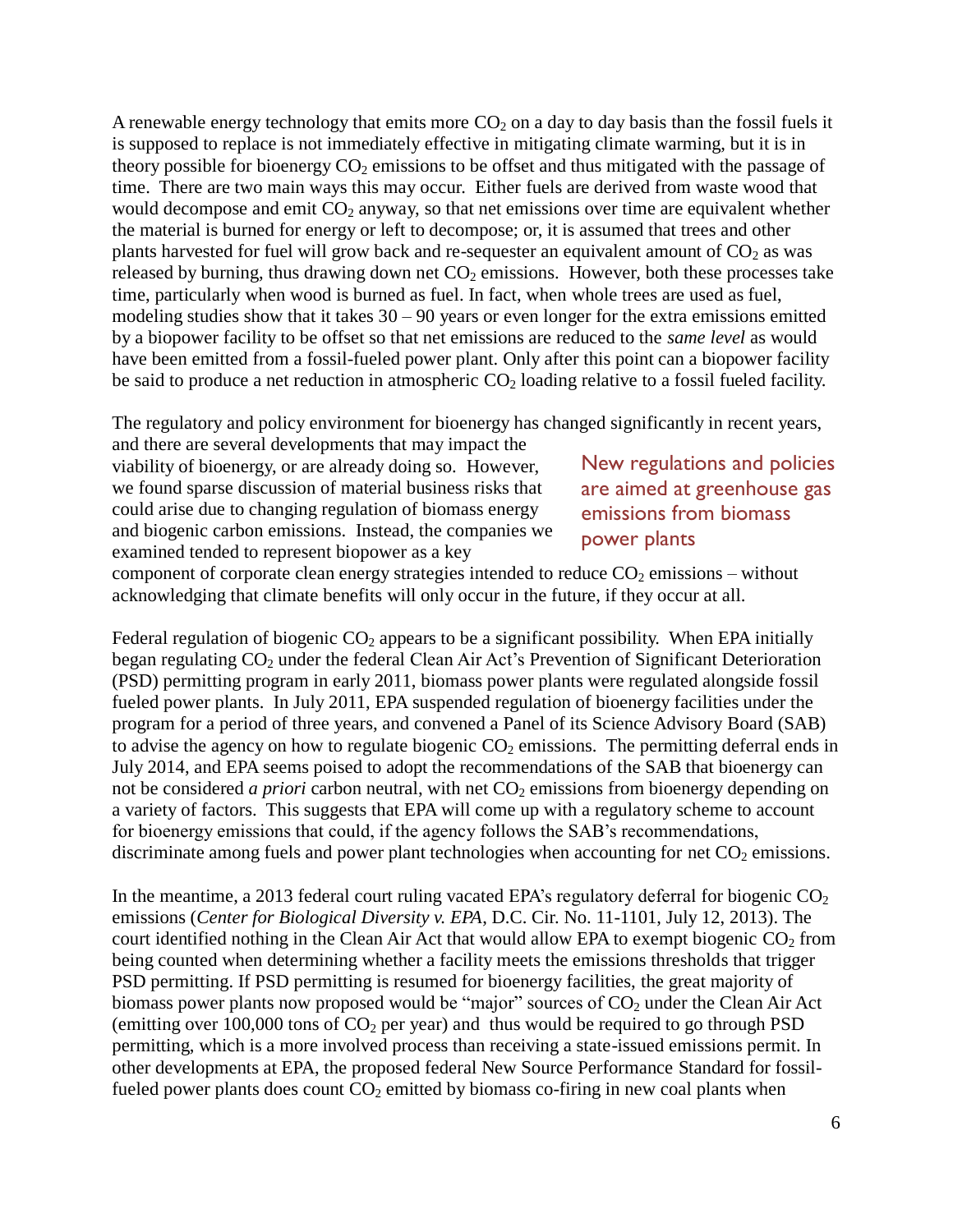A renewable energy technology that emits more $CO_2$ on a day to day basis than the fossil fuels it is supposed to replace is not immediately effective in mitigating climate warming, but it is in theory possible for bioenergy $CO_2$ emissions to be offset and thus mitigated with the passage of time. There are two main ways this may occur. Either fuels are derived from waste wood that would decompose and emit $CO_2$ anyway, so that net emissions over time are equivalent whether the material is burned for energy or left to decompose; or, it is assumed that trees and other plants harvested for fuel will grow back and re-sequester an equivalent amount of $CO_2$ as was released by burning, thus drawing down net $CO_2$ emissions. However, both these processes take time, particularly when wood is burned as fuel. In fact, when whole trees are used as fuel, modeling studies show that it takes 30 – 90 years or even longer for the extra emissions emitted by a biopower facility to be offset so that net emissions are reduced to the *same level* as would have been emitted from a fossil-fueled power plant. Only after this point can a biopower facility be said to produce a net reduction in atmospheric $CO_2$ loading relative to a fossil fueled facility.

The regulatory and policy environment for bioenergy has changed significantly in recent years, and there are several developments that may impact the viability of bioenergy, or are already doing so. However, we found sparse discussion of material business risks that could arise due to changing regulation of biomass energy and biogenic carbon emissions. Instead, the companies we examined tended to represent biopower as a key component of corporate clean energy strategies intended to reduce $CO_2$ emissions – without acknowledging that climate benefits will only occur in the future, if they occur at all.

New regulations and policies are aimed at greenhouse gas emissions from biomass power plants

Federal regulation of biogenic $CO_2$ appears to be a significant possibility. When EPA initially began regulating $CO_2$ under the federal Clean Air Act's Prevention of Significant Deterioration (PSD) permitting program in early 2011, biomass power plants were regulated alongside fossil fueled power plants. In July 2011, EPA suspended regulation of bioenergy facilities under the program for a period of three years, and convened a Panel of its Science Advisory Board (SAB) to advise the agency on how to regulate biogenic $CO_2$ emissions. The permitting deferral ends in July 2014, and EPA seems poised to adopt the recommendations of the SAB that bioenergy can not be considered *a priori* carbon neutral, with net $CO_2$ emissions from bioenergy depending on a variety of factors. This suggests that EPA will come up with a regulatory scheme to account for bioenergy emissions that could, if the agency follows the SAB's recommendations, discriminate among fuels and power plant technologies when accounting for net $CO_2$ emissions.

In the meantime, a 2013 federal court ruling vacated EPA's regulatory deferral for biogenic $CO_2$ emissions (*Center for Biological Diversity v. EPA*, D.C. Cir. No. 11-1101, July 12, 2013). The court identified nothing in the Clean Air Act that would allow EPA to exempt biogenic $CO_2$ from being counted when determining whether a facility meets the emissions thresholds that trigger PSD permitting. If PSD permitting is resumed for bioenergy facilities, the great majority of biomass power plants now proposed would be "major" sources of $CO_2$ under the Clean Air Act (emitting over 100,000 tons of $CO_2$ per year) and thus would be required to go through PSD permitting, which is a more involved process than receiving a state-issued emissions permit. In other developments at EPA, the proposed federal New Source Performance Standard for fossil-fueled power plants does count $CO_2$ emitted by biomass co-firing in new coal plants when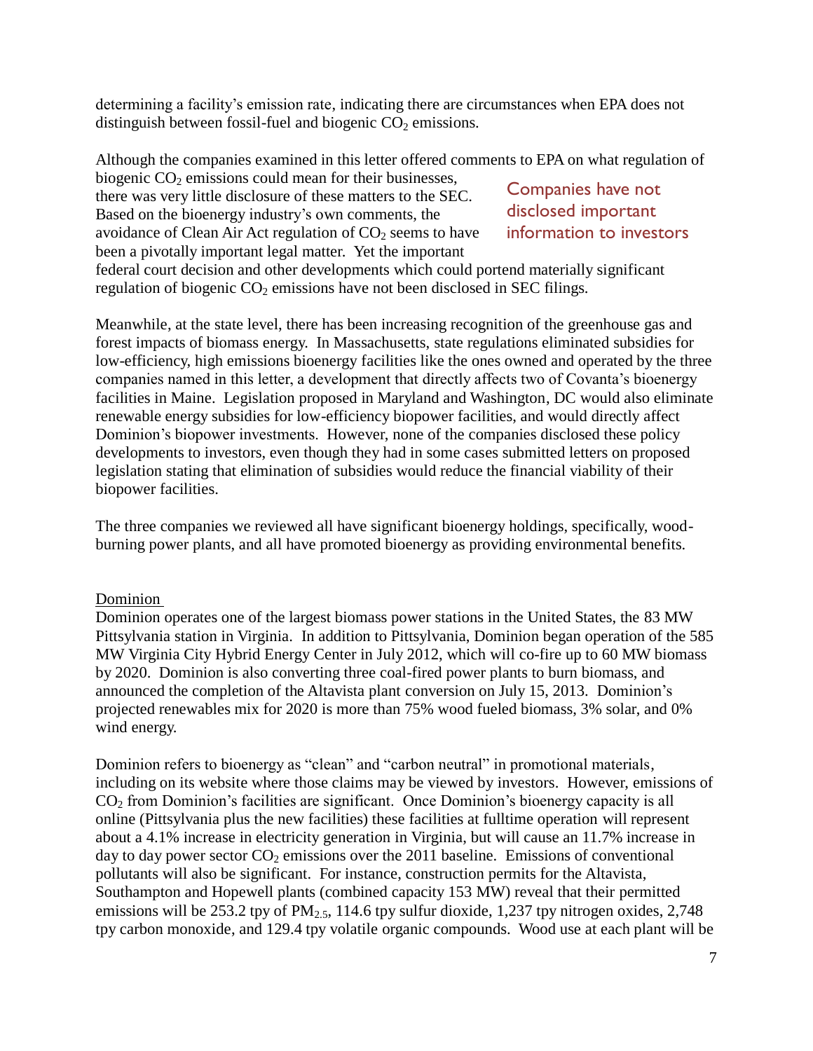determining a facility's emission rate, indicating there are circumstances when EPA does not distinguish between fossil-fuel and biogenic $CO_2$ emissions.

Although the companies examined in this letter offered comments to EPA on what regulation of biogenic $CO_2$ emissions could mean for their businesses, there was very little disclosure of these matters to the SEC. Based on the bioenergy industry's own comments, the avoidance of Clean Air Act regulation of $CO_2$ seems to have been a pivotally important legal matter. Yet the important federal court decision and other developments which could portend materially significant regulation of biogenic $CO_2$ emissions have not been disclosed in SEC filings.

> Companies have not disclosed important information to investors

Meanwhile, at the state level, there has been increasing recognition of the greenhouse gas and forest impacts of biomass energy. In Massachusetts, state regulations eliminated subsidies for low-efficiency, high emissions bioenergy facilities like the ones owned and operated by the three companies named in this letter, a development that directly affects two of Covanta's bioenergy facilities in Maine. Legislation proposed in Maryland and Washington, DC would also eliminate renewable energy subsidies for low-efficiency biopower facilities, and would directly affect Dominion's biopower investments. However, none of the companies disclosed these policy developments to investors, even though they had in some cases submitted letters on proposed legislation stating that elimination of subsidies would reduce the financial viability of their biopower facilities.

The three companies we reviewed all have significant bioenergy holdings, specifically, wood-burning power plants, and all have promoted bioenergy as providing environmental benefits.

<u>Dominion</u>

Dominion operates one of the largest biomass power stations in the United States, the 83 MW Pittsylvania station in Virginia. In addition to Pittsylvania, Dominion began operation of the 585 MW Virginia City Hybrid Energy Center in July 2012, which will co-fire up to 60 MW biomass by 2020. Dominion is also converting three coal-fired power plants to burn biomass, and announced the completion of the Altavista plant conversion on July 15, 2013. Dominion's projected renewables mix for 2020 is more than 75% wood fueled biomass, 3% solar, and 0% wind energy.

Dominion refers to bioenergy as "clean" and "carbon neutral" in promotional materials, including on its website where those claims may be viewed by investors. However, emissions of $CO_2$ from Dominion's facilities are significant. Once Dominion's bioenergy capacity is all online (Pittsylvania plus the new facilities) these facilities at fulltime operation will represent about a 4.1% increase in electricity generation in Virginia, but will cause an 11.7% increase in day to day power sector $CO_2$ emissions over the 2011 baseline. Emissions of conventional pollutants will also be significant. For instance, construction permits for the Altavista, Southampton and Hopewell plants (combined capacity 153 MW) reveal that their permitted emissions will be 253.2 tpy of $PM_{2.5}$, 114.6 tpy sulfur dioxide, 1,237 tpy nitrogen oxides, 2,748 tpy carbon monoxide, and 129.4 tpy volatile organic compounds. Wood use at each plant will be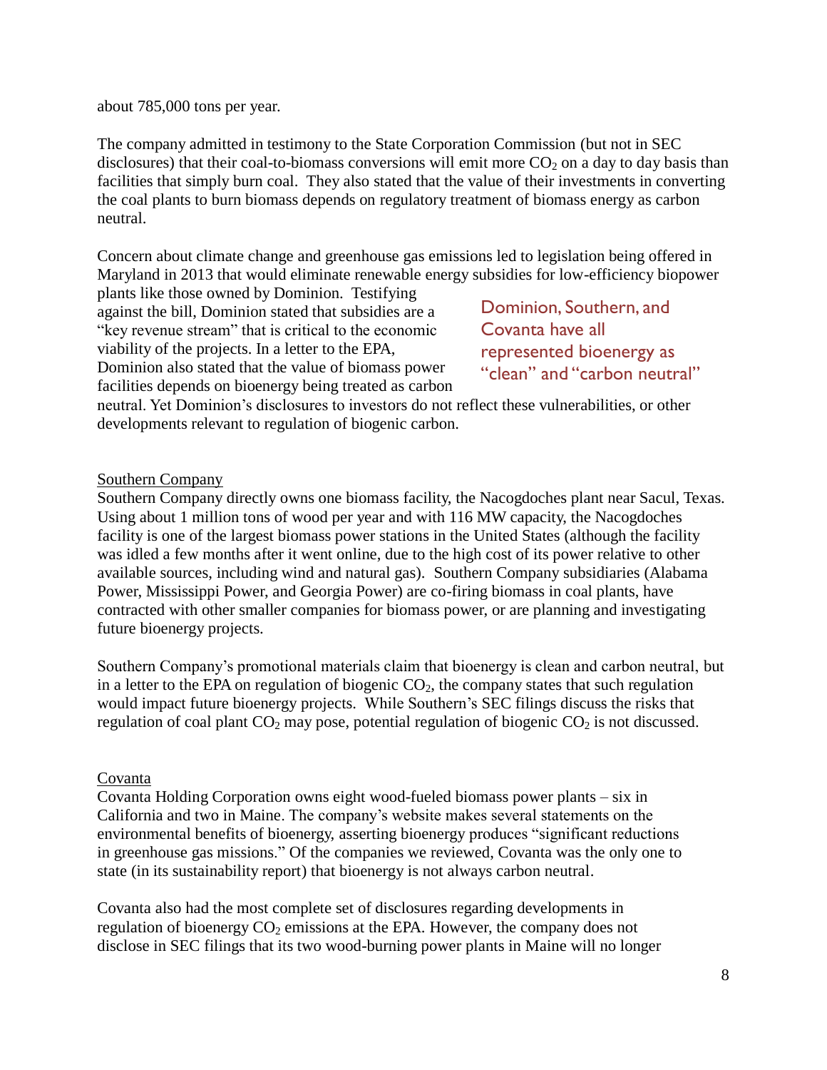about 785,000 tons per year.

The company admitted in testimony to the State Corporation Commission (but not in SEC disclosures) that their coal-to-biomass conversions will emit more $CO_2$ on a day to day basis than facilities that simply burn coal. They also stated that the value of their investments in converting the coal plants to burn biomass depends on regulatory treatment of biomass energy as carbon neutral.

Concern about climate change and greenhouse gas emissions led to legislation being offered in Maryland in 2013 that would eliminate renewable energy subsidies for low-efficiency biopower plants like those owned by Dominion. Testifying against the bill, Dominion stated that subsidies are a "key revenue stream" that is critical to the economic viability of the projects. In a letter to the EPA, Dominion also stated that the value of biomass power facilities depends on bioenergy being treated as carbon neutral. Yet Dominion's disclosures to investors do not reflect these vulnerabilities, or other developments relevant to regulation of biogenic carbon.

> Dominion, Southern, and Covanta have all represented bioenergy as "clean" and "carbon neutral"

Southern Company

Southern Company directly owns one biomass facility, the Nacogdoches plant near Sacul, Texas. Using about 1 million tons of wood per year and with 116 MW capacity, the Nacogdoches facility is one of the largest biomass power stations in the United States (although the facility was idled a few months after it went online, due to the high cost of its power relative to other available sources, including wind and natural gas). Southern Company subsidiaries (Alabama Power, Mississippi Power, and Georgia Power) are co-firing biomass in coal plants, have contracted with other smaller companies for biomass power, or are planning and investigating future bioenergy projects.

Southern Company's promotional materials claim that bioenergy is clean and carbon neutral, but in a letter to the EPA on regulation of biogenic $CO_2$, the company states that such regulation would impact future bioenergy projects. While Southern's SEC filings discuss the risks that regulation of coal plant $CO_2$ may pose, potential regulation of biogenic $CO_2$ is not discussed.

Covanta

Covanta Holding Corporation owns eight wood-fueled biomass power plants – six in California and two in Maine. The company's website makes several statements on the environmental benefits of bioenergy, asserting bioenergy produces "significant reductions in greenhouse gas missions." Of the companies we reviewed, Covanta was the only one to state (in its sustainability report) that bioenergy is not always carbon neutral.

Covanta also had the most complete set of disclosures regarding developments in regulation of bioenergy $CO_2$ emissions at the EPA. However, the company does not disclose in SEC filings that its two wood-burning power plants in Maine will no longer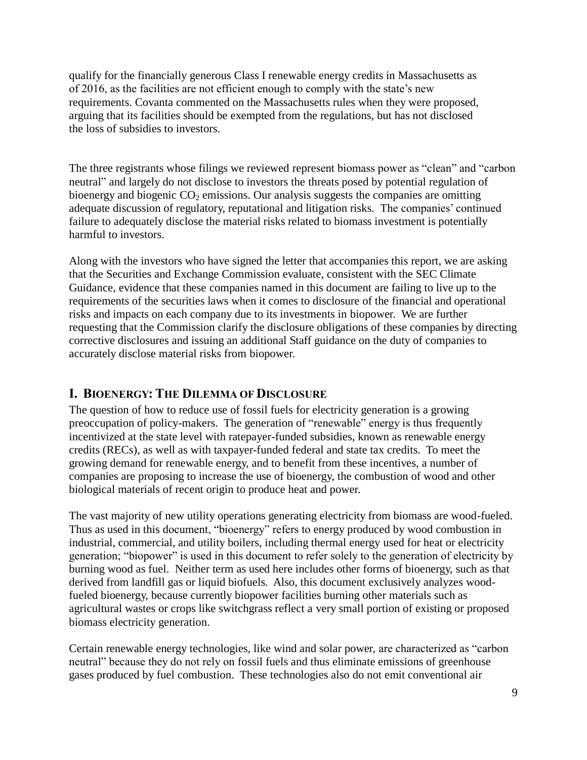qualify for the financially generous Class I renewable energy credits in Massachusetts as of 2016, as the facilities are not efficient enough to comply with the state's new requirements. Covanta commented on the Massachusetts rules when they were proposed, arguing that its facilities should be exempted from the regulations, but has not disclosed the loss of subsidies to investors.

The three registrants whose filings we reviewed represent biomass power as "clean" and "carbon neutral" and largely do not disclose to investors the threats posed by potential regulation of bioenergy and biogenic $CO_2$ emissions. Our analysis suggests the companies are omitting adequate discussion of regulatory, reputational and litigation risks. The companies' continued failure to adequately disclose the material risks related to biomass investment is potentially harmful to investors.

Along with the investors who have signed the letter that accompanies this report, we are asking that the Securities and Exchange Commission evaluate, consistent with the SEC Climate Guidance, evidence that these companies named in this document are failing to live up to the requirements of the securities laws when it comes to disclosure of the financial and operational risks and impacts on each company due to its investments in biopower. We are further requesting that the Commission clarify the disclosure obligations of these companies by directing corrective disclosures and issuing an additional Staff guidance on the duty of companies to accurately disclose material risks from biopower.

## I. Bioenergy: The Dilemma of Disclosure

The question of how to reduce use of fossil fuels for electricity generation is a growing preoccupation of policy-makers. The generation of "renewable" energy is thus frequently incentivized at the state level with ratepayer-funded subsidies, known as renewable energy credits (RECs), as well as with taxpayer-funded federal and state tax credits. To meet the growing demand for renewable energy, and to benefit from these incentives, a number of companies are proposing to increase the use of bioenergy, the combustion of wood and other biological materials of recent origin to produce heat and power.

The vast majority of new utility operations generating electricity from biomass are wood-fueled. Thus as used in this document, "bioenergy" refers to energy produced by wood combustion in industrial, commercial, and utility boilers, including thermal energy used for heat or electricity generation; "biopower" is used in this document to refer solely to the generation of electricity by burning wood as fuel. Neither term as used here includes other forms of bioenergy, such as that derived from landfill gas or liquid biofuels. Also, this document exclusively analyzes wood-fueled bioenergy, because currently biopower facilities burning other materials such as agricultural wastes or crops like switchgrass reflect a very small portion of existing or proposed biomass electricity generation.

Certain renewable energy technologies, like wind and solar power, are characterized as "carbon neutral" because they do not rely on fossil fuels and thus eliminate emissions of greenhouse gases produced by fuel combustion. These technologies also do not emit conventional air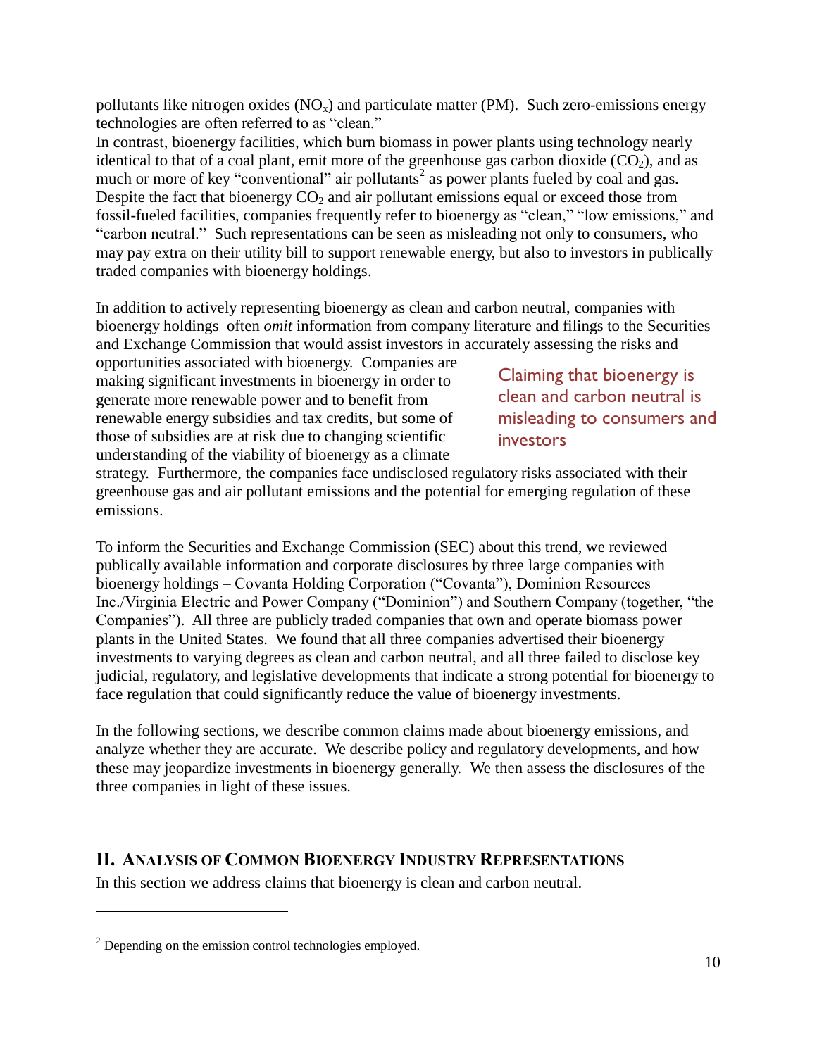pollutants like nitrogen oxides ($NO_x$) and particulate matter (PM). Such zero-emissions energy technologies are often referred to as "clean."

In contrast, bioenergy facilities, which burn biomass in power plants using technology nearly identical to that of a coal plant, emit more of the greenhouse gas carbon dioxide ($CO_2$), and as much or more of key "conventional" air pollutants[2] as power plants fueled by coal and gas. Despite the fact that bioenergy $CO_2$ and air pollutant emissions equal or exceed those from fossil-fueled facilities, companies frequently refer to bioenergy as "clean," "low emissions," and "carbon neutral." Such representations can be seen as misleading not only to consumers, who may pay extra on their utility bill to support renewable energy, but also to investors in publically traded companies with bioenergy holdings.

In addition to actively representing bioenergy as clean and carbon neutral, companies with bioenergy holdings often *omit* information from company literature and filings to the Securities and Exchange Commission that would assist investors in accurately assessing the risks and opportunities associated with bioenergy. Companies are making significant investments in bioenergy in order to generate more renewable power and to benefit from renewable energy subsidies and tax credits, but some of those of subsidies are at risk due to changing scientific understanding of the viability of bioenergy as a climate strategy. Furthermore, the companies face undisclosed regulatory risks associated with their greenhouse gas and air pollutant emissions and the potential for emerging regulation of these emissions.

> Claiming that bioenergy is clean and carbon neutral is misleading to consumers and investors

To inform the Securities and Exchange Commission (SEC) about this trend, we reviewed publically available information and corporate disclosures by three large companies with bioenergy holdings – Covanta Holding Corporation ("Covanta"), Dominion Resources Inc./Virginia Electric and Power Company ("Dominion") and Southern Company (together, "the Companies"). All three are publicly traded companies that own and operate biomass power plants in the United States. We found that all three companies advertised their bioenergy investments to varying degrees as clean and carbon neutral, and all three failed to disclose key judicial, regulatory, and legislative developments that indicate a strong potential for bioenergy to face regulation that could significantly reduce the value of bioenergy investments.

In the following sections, we describe common claims made about bioenergy emissions, and analyze whether they are accurate. We describe policy and regulatory developments, and how these may jeopardize investments in bioenergy generally. We then assess the disclosures of the three companies in light of these issues.

## II. Analysis of Common Bioenergy Industry Representations

In this section we address claims that bioenergy is clean and carbon neutral.

---

[2] Depending on the emission control technologies employed.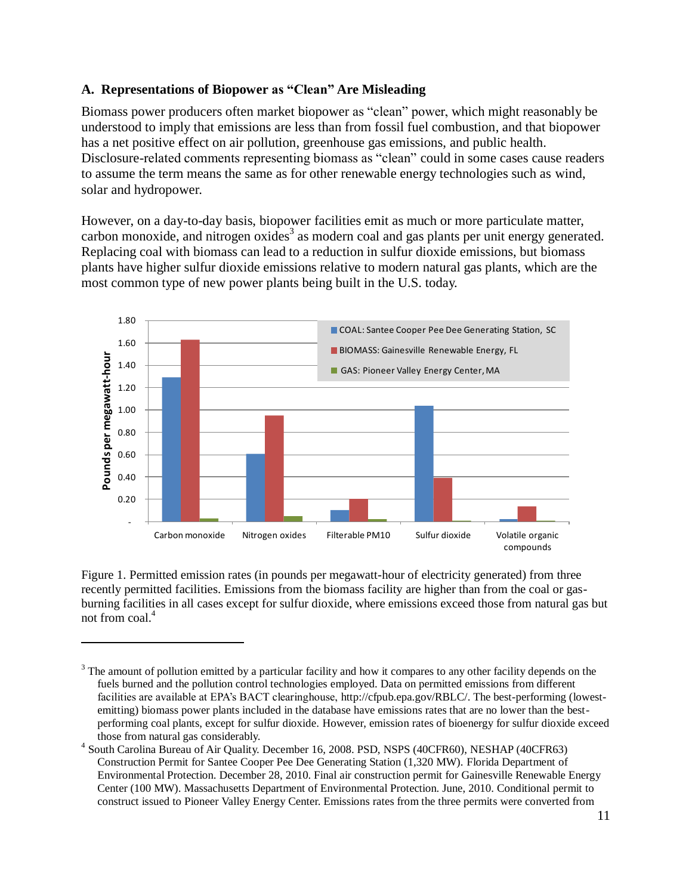### A. Representations of Biopower as "Clean" Are Misleading

Biomass power producers often market biopower as "clean" power, which might reasonably be understood to imply that emissions are less than from fossil fuel combustion, and that biopower has a net positive effect on air pollution, greenhouse gas emissions, and public health. Disclosure-related comments representing biomass as "clean" could in some cases cause readers to assume the term means the same as for other renewable energy technologies such as wind, solar and hydropower.

However, on a day-to-day basis, biopower facilities emit as much or more particulate matter, carbon monoxide, and nitrogen oxides[3] as modern coal and gas plants per unit energy generated. Replacing coal with biomass can lead to a reduction in sulfur dioxide emissions, but biomass plants have higher sulfur dioxide emissions relative to modern natural gas plants, which are the most common type of new power plants being built in the U.S. today.

Figure 1. Permitted emission rates (in pounds per megawatt-hour of electricity generated) from three recently permitted facilities. Emissions from the biomass facility are higher than from the coal or gas-burning facilities in all cases except for sulfur dioxide, where emissions exceed those from natural gas but not from coal.[4]

---

[3] The amount of pollution emitted by a particular facility and how it compares to any other facility depends on the fuels burned and the pollution control technologies employed. Data on permitted emissions from different facilities are available at EPA's BACT clearinghouse, http://cfpub.epa.gov/RBLC/. The best-performing (lowest-emitting) biomass power plants included in the database have emissions rates that are no lower than the best-performing coal plants, except for sulfur dioxide. However, emission rates of bioenergy for sulfur dioxide exceed those from natural gas considerably.

[4] South Carolina Bureau of Air Quality. December 16, 2008. PSD, NSPS (40CFR60), NESHAP (40CFR63) Construction Permit for Santee Cooper Pee Dee Generating Station (1,320 MW). Florida Department of Environmental Protection. December 28, 2010. Final air construction permit for Gainesville Renewable Energy Center (100 MW). Massachusetts Department of Environmental Protection. June, 2010. Conditional permit to construct issued to Pioneer Valley Energy Center. Emissions rates from the three permits were converted from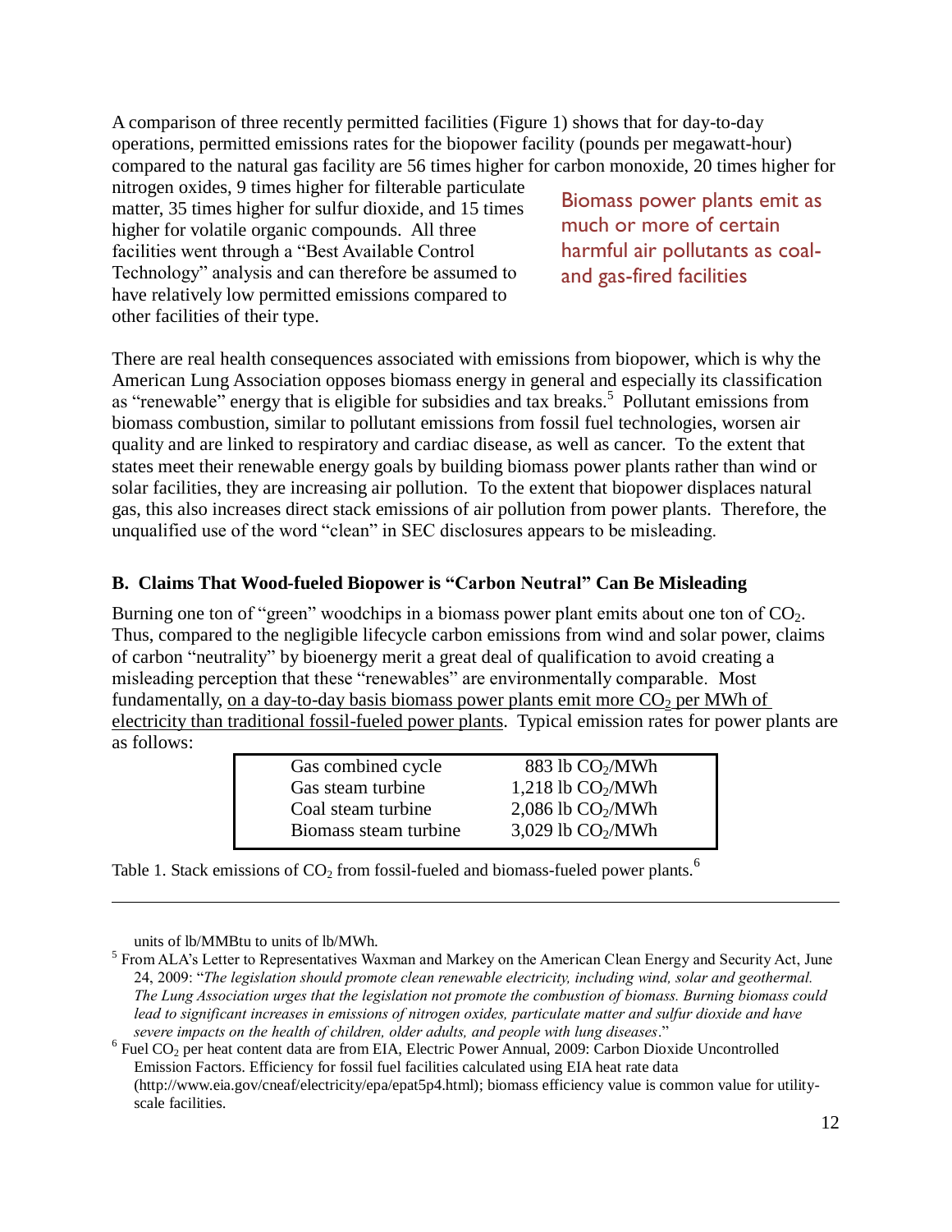A comparison of three recently permitted facilities (Figure 1) shows that for day-to-day operations, permitted emissions rates for the biopower facility (pounds per megawatt-hour) compared to the natural gas facility are 56 times higher for carbon monoxide, 20 times higher for nitrogen oxides, 9 times higher for filterable particulate matter, 35 times higher for sulfur dioxide, and 15 times higher for volatile organic compounds. All three facilities went through a "Best Available Control Technology" analysis and can therefore be assumed to have relatively low permitted emissions compared to other facilities of their type.

Biomass power plants emit as much or more of certain harmful air pollutants as coal- and gas-fired facilities

There are real health consequences associated with emissions from biopower, which is why the American Lung Association opposes biomass energy in general and especially its classification as "renewable" energy that is eligible for subsidies and tax breaks.[5] Pollutant emissions from biomass combustion, similar to pollutant emissions from fossil fuel technologies, worsen air quality and are linked to respiratory and cardiac disease, as well as cancer. To the extent that states meet their renewable energy goals by building biomass power plants rather than wind or solar facilities, they are increasing air pollution. To the extent that biopower displaces natural gas, this also increases direct stack emissions of air pollution from power plants. Therefore, the unqualified use of the word "clean" in SEC disclosures appears to be misleading.

### B. Claims That Wood-fueled Biopower is "Carbon Neutral" Can Be Misleading

Burning one ton of "green" woodchips in a biomass power plant emits about one ton of $CO_2$. Thus, compared to the negligible lifecycle carbon emissions from wind and solar power, claims of carbon "neutrality" by bioenergy merit a great deal of qualification to avoid creating a misleading perception that these "renewables" are environmentally comparable. Most fundamentally, <u>on a day-to-day basis biomass power plants emit more $CO_2$ per MWh of electricity than traditional fossil-fueled power plants</u>. Typical emission rates for power plants are as follows:

| | |
|---|---|
| Gas combined cycle | 883 lb $CO_2$/MWh |
| Gas steam turbine | 1,218 lb $CO_2$/MWh |
| Coal steam turbine | 2,086 lb $CO_2$/MWh |
| Biomass steam turbine | 3,029 lb $CO_2$/MWh |

Table 1. Stack emissions of $CO_2$ from fossil-fueled and biomass-fueled power plants.[6]

---

units of lb/MMBtu to units of lb/MWh.

[5] From ALA's Letter to Representatives Waxman and Markey on the American Clean Energy and Security Act, June 24, 2009: "*The legislation should promote clean renewable electricity, including wind, solar and geothermal. The Lung Association urges that the legislation not promote the combustion of biomass. Burning biomass could lead to significant increases in emissions of nitrogen oxides, particulate matter and sulfur dioxide and have severe impacts on the health of children, older adults, and people with lung diseases*."

[6] Fuel $CO_2$ per heat content data are from EIA, Electric Power Annual, 2009: Carbon Dioxide Uncontrolled Emission Factors. Efficiency for fossil fuel facilities calculated using EIA heat rate data (http://www.eia.gov/cneaf/electricity/epa/epat5p4.html); biomass efficiency value is common value for utility-scale facilities.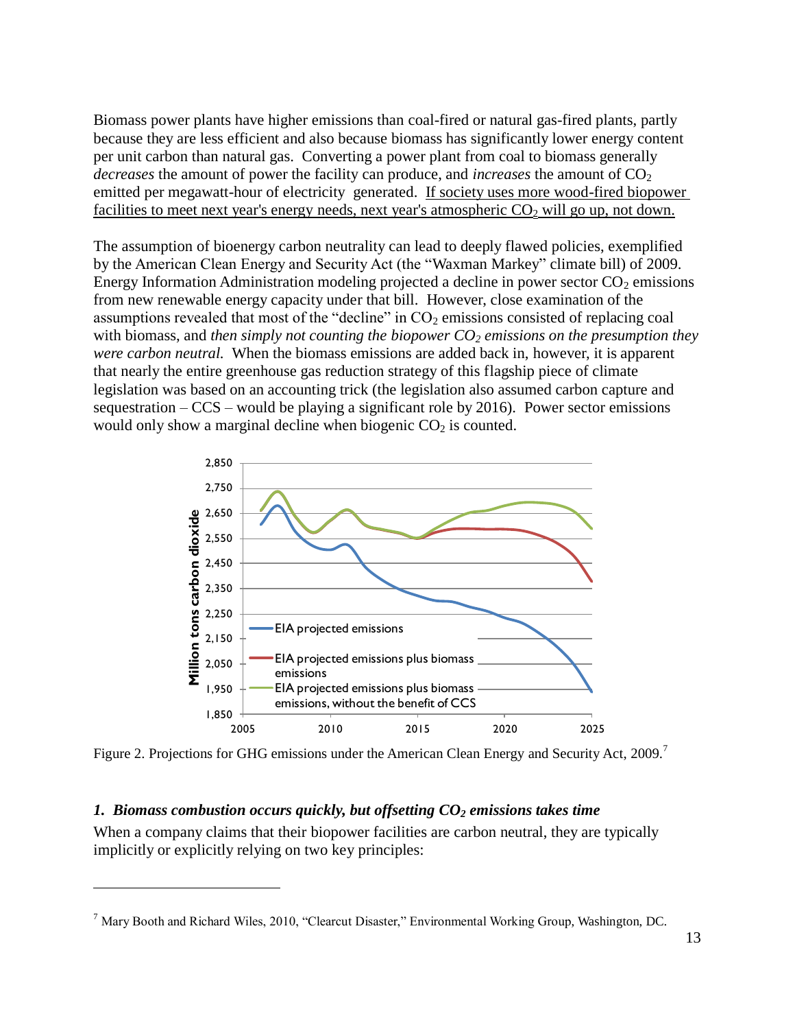Biomass power plants have higher emissions than coal-fired or natural gas-fired plants, partly because they are less efficient and also because biomass has significantly lower energy content per unit carbon than natural gas. Converting a power plant from coal to biomass generally *decreases* the amount of power the facility can produce, and *increases* the amount of $CO_2$ emitted per megawatt-hour of electricity generated. <u>If society uses more wood-fired biopower facilities to meet next year's energy needs, next year's atmospheric $CO_2$ will go up, not down.</u>

The assumption of bioenergy carbon neutrality can lead to deeply flawed policies, exemplified by the American Clean Energy and Security Act (the "Waxman Markey" climate bill) of 2009. Energy Information Administration modeling projected a decline in power sector $CO_2$ emissions from new renewable energy capacity under that bill. However, close examination of the assumptions revealed that most of the "decline" in $CO_2$ emissions consisted of replacing coal with biomass, and *then simply not counting the biopower $CO_2$ emissions on the presumption they were carbon neutral.* When the biomass emissions are added back in, however, it is apparent that nearly the entire greenhouse gas reduction strategy of this flagship piece of climate legislation was based on an accounting trick (the legislation also assumed carbon capture and sequestration – CCS – would be playing a significant role by 2016). Power sector emissions would only show a marginal decline when biogenic $CO_2$ is counted.

Figure 2. Projections for GHG emissions under the American Clean Energy and Security Act, 2009.[7]

### *1. Biomass combustion occurs quickly, but offsetting $CO_2$ emissions takes time*

When a company claims that their biopower facilities are carbon neutral, they are typically implicitly or explicitly relying on two key principles:

---

[7] Mary Booth and Richard Wiles, 2010, "Clearcut Disaster," Environmental Working Group, Washington, DC.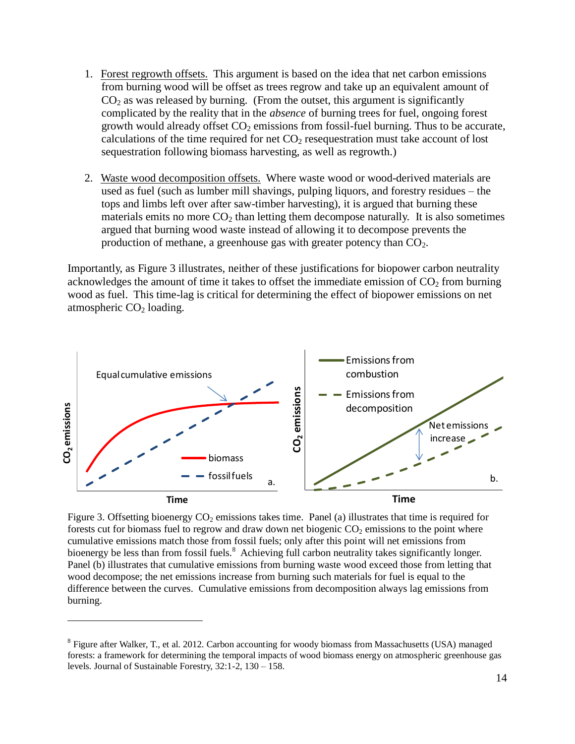1. Forest regrowth offsets. This argument is based on the idea that net carbon emissions from burning wood will be offset as trees regrow and take up an equivalent amount of $CO_2$ as was released by burning. (From the outset, this argument is significantly complicated by the reality that in the *absence* of burning trees for fuel, ongoing forest growth would already offset $CO_2$ emissions from fossil-fuel burning. Thus to be accurate, calculations of the time required for net $CO_2$ resequestration must take account of lost sequestration following biomass harvesting, as well as regrowth.)

2. Waste wood decomposition offsets. Where waste wood or wood-derived materials are used as fuel (such as lumber mill shavings, pulping liquors, and forestry residues – the tops and limbs left over after saw-timber harvesting), it is argued that burning these materials emits no more $CO_2$ than letting them decompose naturally. It is also sometimes argued that burning wood waste instead of allowing it to decompose prevents the production of methane, a greenhouse gas with greater potency than $CO_2$.

Importantly, as Figure 3 illustrates, neither of these justifications for biopower carbon neutrality acknowledges the amount of time it takes to offset the immediate emission of $CO_2$ from burning wood as fuel. This time-lag is critical for determining the effect of biopower emissions on net atmospheric $CO_2$ loading.

Figure 3. Offsetting bioenergy $CO_2$ emissions takes time. Panel (a) illustrates that time is required for forests cut for biomass fuel to regrow and draw down net biogenic $CO_2$ emissions to the point where cumulative emissions match those from fossil fuels; only after this point will net emissions from bioenergy be less than from fossil fuels.[8] Achieving full carbon neutrality takes significantly longer. Panel (b) illustrates that cumulative emissions from burning waste wood exceed those from letting that wood decompose; the net emissions increase from burning such materials for fuel is equal to the difference between the curves. Cumulative emissions from decomposition always lag emissions from burning.

[8] Figure after Walker, T., et al. 2012. Carbon accounting for woody biomass from Massachusetts (USA) managed forests: a framework for determining the temporal impacts of wood biomass energy on atmospheric greenhouse gas levels. Journal of Sustainable Forestry, 32:1-2, 130 – 158.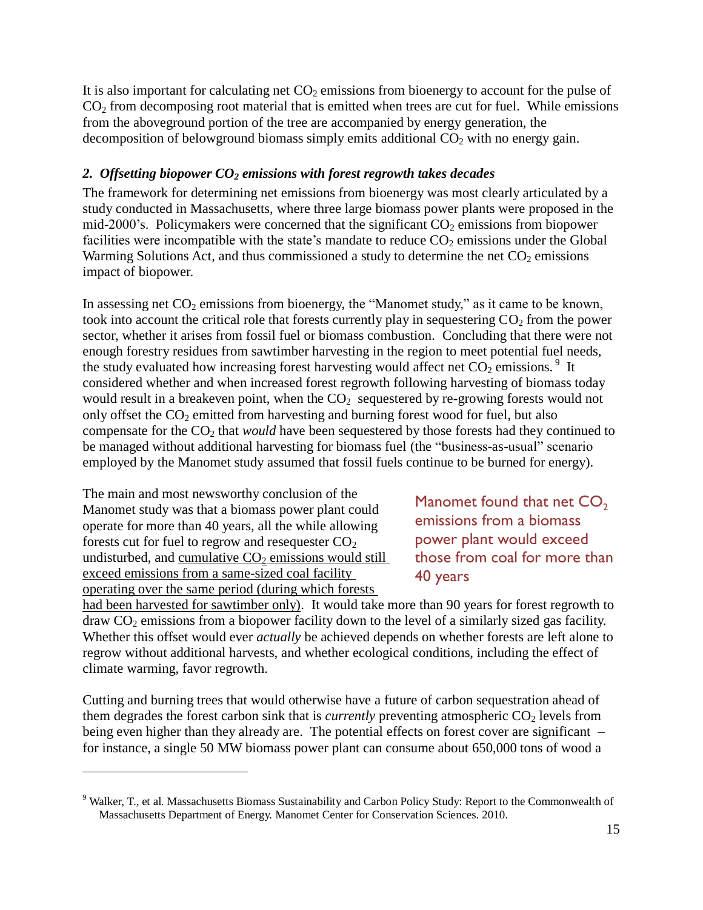It is also important for calculating net $CO_2$ emissions from bioenergy to account for the pulse of $CO_2$ from decomposing root material that is emitted when trees are cut for fuel. While emissions from the aboveground portion of the tree are accompanied by energy generation, the decomposition of belowground biomass simply emits additional $CO_2$ with no energy gain.

### *2. Offsetting biopower $CO_2$ emissions with forest regrowth takes decades*

The framework for determining net emissions from bioenergy was most clearly articulated by a study conducted in Massachusetts, where three large biomass power plants were proposed in the mid-2000's. Policymakers were concerned that the significant $CO_2$ emissions from biopower facilities were incompatible with the state's mandate to reduce $CO_2$ emissions under the Global Warming Solutions Act, and thus commissioned a study to determine the net $CO_2$ emissions impact of biopower.

In assessing net $CO_2$ emissions from bioenergy, the "Manomet study," as it came to be known, took into account the critical role that forests currently play in sequestering $CO_2$ from the power sector, whether it arises from fossil fuel or biomass combustion. Concluding that there were not enough forestry residues from sawtimber harvesting in the region to meet potential fuel needs, the study evaluated how increasing forest harvesting would affect net $CO_2$ emissions.[9] It considered whether and when increased forest regrowth following harvesting of biomass today would result in a breakeven point, when the $CO_2$ sequestered by re-growing forests would not only offset the $CO_2$ emitted from harvesting and burning forest wood for fuel, but also compensate for the $CO_2$ that *would* have been sequestered by those forests had they continued to be managed without additional harvesting for biomass fuel (the "business-as-usual" scenario employed by the Manomet study assumed that fossil fuels continue to be burned for energy).

> Manomet found that net $CO_2$ emissions from a biomass power plant would exceed those from coal for more than 40 years

The main and most newsworthy conclusion of the Manomet study was that a biomass power plant could operate for more than 40 years, all the while allowing forests cut for fuel to regrow and resequester $CO_2$ undisturbed, and cumulative $CO_2$ emissions would still exceed emissions from a same-sized coal facility operating over the same period (during which forests had been harvested for sawtimber only). It would take more than 90 years for forest regrowth to draw $CO_2$ emissions from a biopower facility down to the level of a similarly sized gas facility. Whether this offset would ever *actually* be achieved depends on whether forests are left alone to regrow without additional harvests, and whether ecological conditions, including the effect of climate warming, favor regrowth.

Cutting and burning trees that would otherwise have a future of carbon sequestration ahead of them degrades the forest carbon sink that is *currently* preventing atmospheric $CO_2$ levels from being even higher than they already are. The potential effects on forest cover are significant – for instance, a single 50 MW biomass power plant can consume about 650,000 tons of wood a

---

[9] Walker, T., et al. Massachusetts Biomass Sustainability and Carbon Policy Study: Report to the Commonwealth of Massachusetts Department of Energy. Manomet Center for Conservation Sciences. 2010.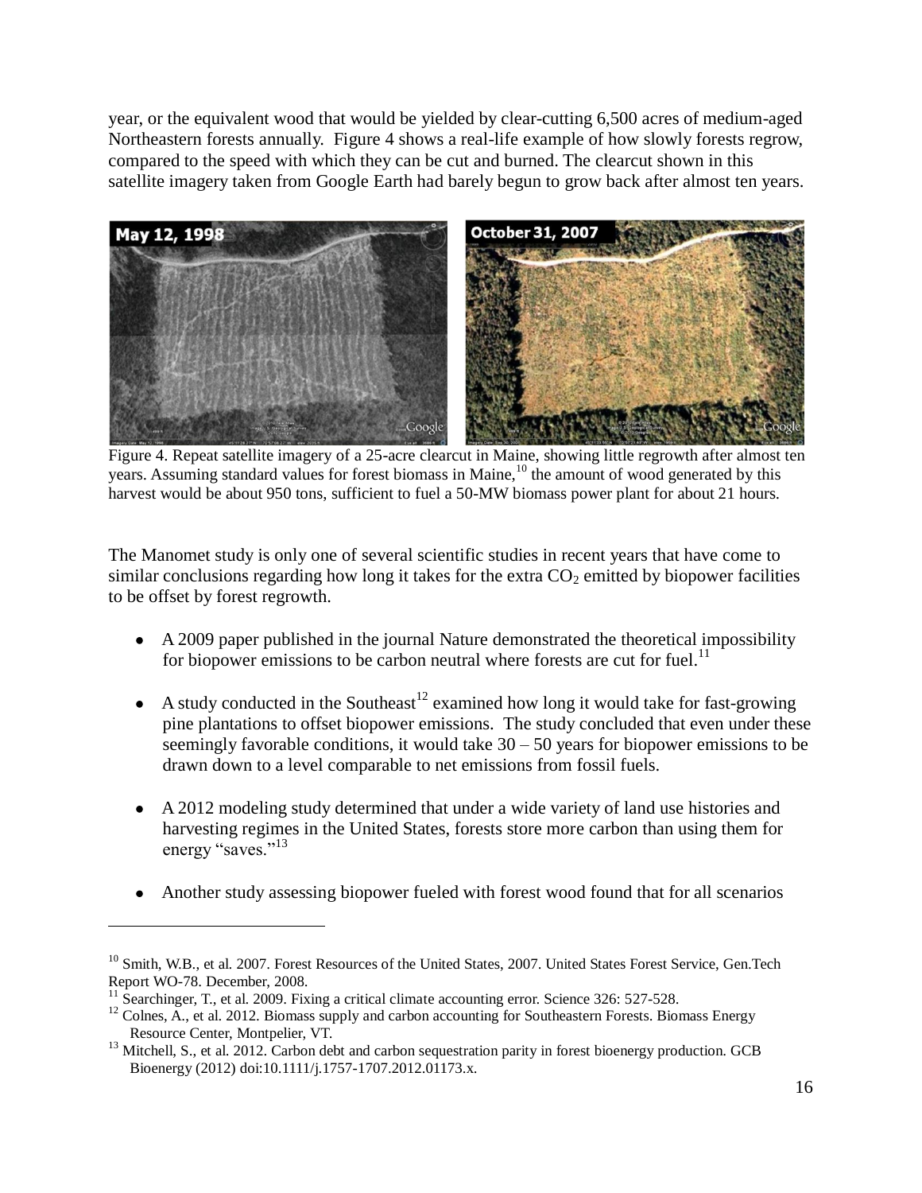year, or the equivalent wood that would be yielded by clear-cutting 6,500 acres of medium-aged Northeastern forests annually. Figure 4 shows a real-life example of how slowly forests regrow, compared to the speed with which they can be cut and burned. The clearcut shown in this satellite imagery taken from Google Earth had barely begun to grow back after almost ten years.

Figure 4. Repeat satellite imagery of a 25-acre clearcut in Maine, showing little regrowth after almost ten years. Assuming standard values for forest biomass in Maine,[10] the amount of wood generated by this harvest would be about 950 tons, sufficient to fuel a 50-MW biomass power plant for about 21 hours.

The Manomet study is only one of several scientific studies in recent years that have come to similar conclusions regarding how long it takes for the extra $CO_2$ emitted by biopower facilities to be offset by forest regrowth.

- A 2009 paper published in the journal Nature demonstrated the theoretical impossibility for biopower emissions to be carbon neutral where forests are cut for fuel.[11]
- A study conducted in the Southeast[12] examined how long it would take for fast-growing pine plantations to offset biopower emissions. The study concluded that even under these seemingly favorable conditions, it would take 30 – 50 years for biopower emissions to be drawn down to a level comparable to net emissions from fossil fuels.
- A 2012 modeling study determined that under a wide variety of land use histories and harvesting regimes in the United States, forests store more carbon than using them for energy "saves."[13]
- Another study assessing biopower fueled with forest wood found that for all scenarios

---

[10] Smith, W.B., et al. 2007. Forest Resources of the United States, 2007. United States Forest Service, Gen.Tech Report WO-78. December, 2008.

[11] Searchinger, T., et al. 2009. Fixing a critical climate accounting error. Science 326: 527-528.

[12] Colnes, A., et al. 2012. Biomass supply and carbon accounting for Southeastern Forests. Biomass Energy Resource Center, Montpelier, VT.

[13] Mitchell, S., et al. 2012. Carbon debt and carbon sequestration parity in forest bioenergy production. GCB Bioenergy (2012) doi:10.1111/j.1757-1707.2012.01173.x.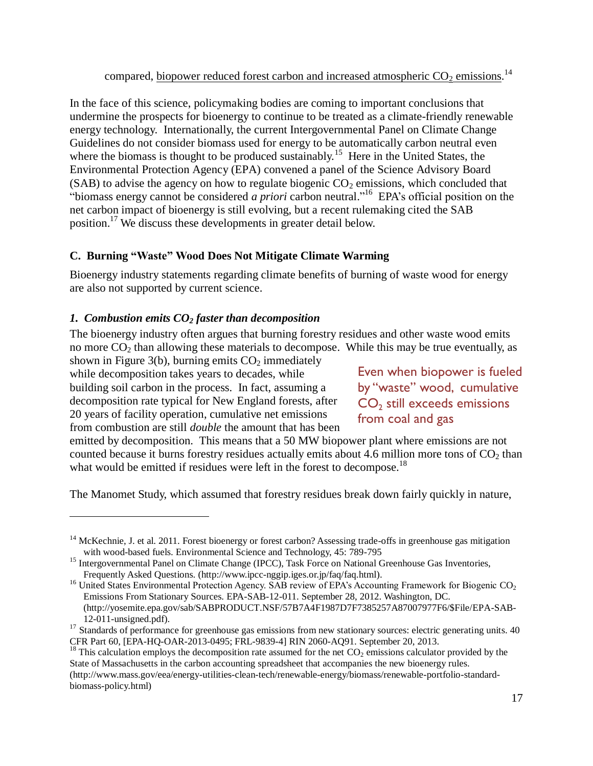compared, <u>biopower reduced forest carbon and increased atmospheric $CO_2$ emissions</u>.[14]

In the face of this science, policymaking bodies are coming to important conclusions that undermine the prospects for bioenergy to continue to be treated as a climate-friendly renewable energy technology. Internationally, the current Intergovernmental Panel on Climate Change Guidelines do not consider biomass used for energy to be automatically carbon neutral even where the biomass is thought to be produced sustainably.[15] Here in the United States, the Environmental Protection Agency (EPA) convened a panel of the Science Advisory Board (SAB) to advise the agency on how to regulate biogenic $CO_2$ emissions, which concluded that "biomass energy cannot be considered *a priori* carbon neutral."[16] EPA's official position on the net carbon impact of bioenergy is still evolving, but a recent rulemaking cited the SAB position.[17] We discuss these developments in greater detail below.

### C. Burning "Waste" Wood Does Not Mitigate Climate Warming

Bioenergy industry statements regarding climate benefits of burning of waste wood for energy are also not supported by current science.

#### *1. Combustion emits $CO_2$ faster than decomposition*

The bioenergy industry often argues that burning forestry residues and other waste wood emits no more $CO_2$ than allowing these materials to decompose. While this may be true eventually, as shown in Figure 3(b), burning emits $CO_2$ immediately while decomposition takes years to decades, while building soil carbon in the process. In fact, assuming a decomposition rate typical for New England forests, after 20 years of facility operation, cumulative net emissions from combustion are still *double* the amount that has been emitted by decomposition. This means that a 50 MW biopower plant where emissions are not counted because it burns forestry residues actually emits about 4.6 million more tons of $CO_2$ than what would be emitted if residues were left in the forest to decompose.[18]

> Even when biopower is fueled by "waste" wood, cumulative $CO_2$ still exceeds emissions from coal and gas

The Manomet Study, which assumed that forestry residues break down fairly quickly in nature,

---

[14] McKechnie, J. et al. 2011. Forest bioenergy or forest carbon? Assessing trade-offs in greenhouse gas mitigation with wood-based fuels. Environmental Science and Technology, 45: 789-795

[15] Intergovernmental Panel on Climate Change (IPCC), Task Force on National Greenhouse Gas Inventories, Frequently Asked Questions. (http://www.ipcc-nggip.iges.or.jp/faq/faq.html).

[16] United States Environmental Protection Agency. SAB review of EPA's Accounting Framework for Biogenic $CO_2$ Emissions From Stationary Sources. EPA-SAB-12-011. September 28, 2012. Washington, DC. (http://yosemite.epa.gov/sab/SABPRODUCT.NSF/57B7A4F1987D7F7385257A87007977F6/$File/EPA-SAB-12-011-unsigned.pdf).

[17] Standards of performance for greenhouse gas emissions from new stationary sources: electric generating units. 40 CFR Part 60, [EPA-HQ-OAR-2013-0495; FRL-9839-4] RIN 2060-AQ91. September 20, 2013.

[18] This calculation employs the decomposition rate assumed for the net $CO_2$ emissions calculator provided by the State of Massachusetts in the carbon accounting spreadsheet that accompanies the new bioenergy rules. (http://www.mass.gov/eea/energy-utilities-clean-tech/renewable-energy/biomass/renewable-portfolio-standard-biomass-policy.html)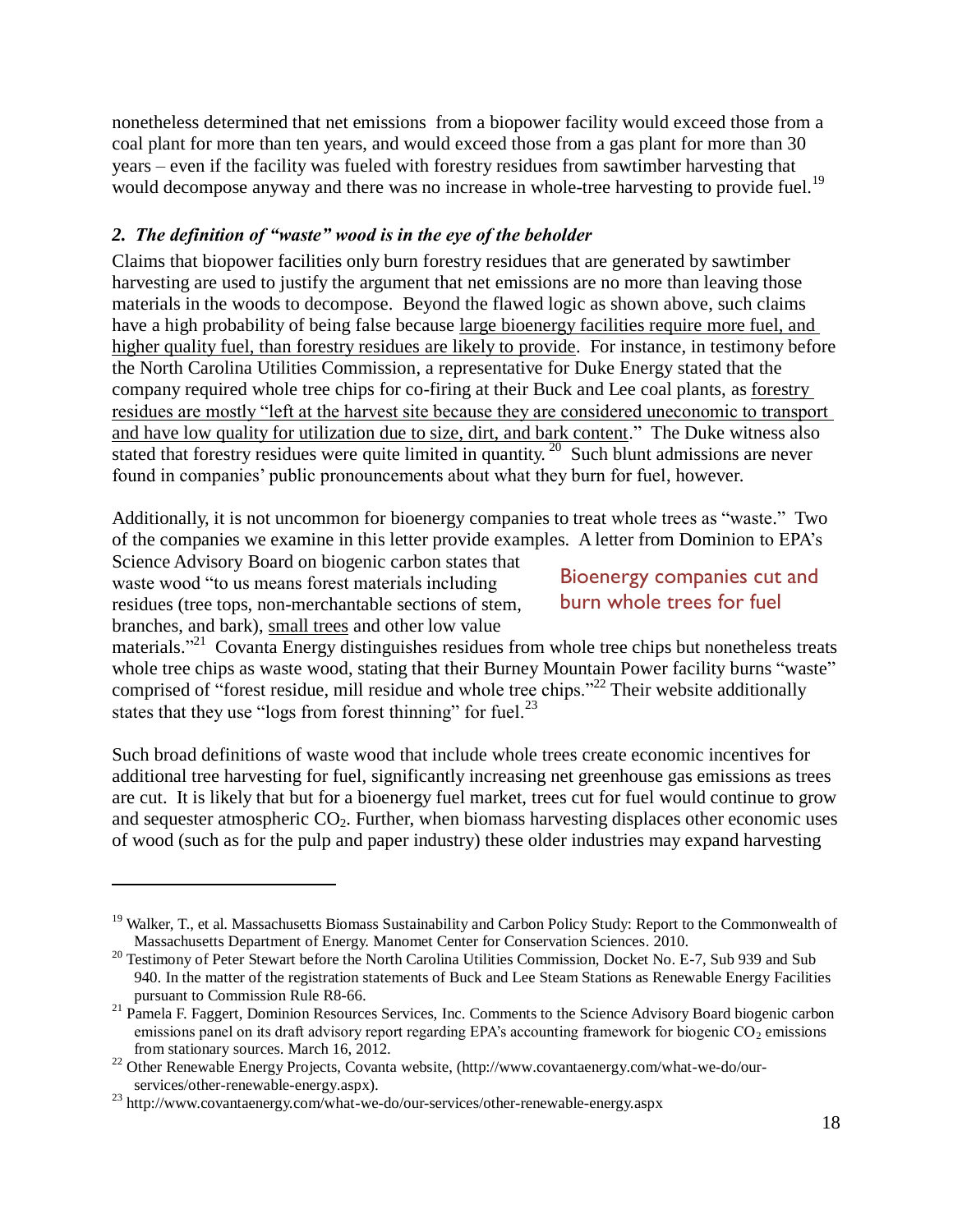nonetheless determined that net emissions from a biopower facility would exceed those from a coal plant for more than ten years, and would exceed those from a gas plant for more than 30 years – even if the facility was fueled with forestry residues from sawtimber harvesting that would decompose anyway and there was no increase in whole-tree harvesting to provide fuel.[19]

### *2. The definition of "waste" wood is in the eye of the beholder*

Claims that biopower facilities only burn forestry residues that are generated by sawtimber harvesting are used to justify the argument that net emissions are no more than leaving those materials in the woods to decompose. Beyond the flawed logic as shown above, such claims have a high probability of being false because <u>large bioenergy facilities require more fuel, and higher quality fuel, than forestry residues are likely to provide</u>. For instance, in testimony before the North Carolina Utilities Commission, a representative for Duke Energy stated that the company required whole tree chips for co-firing at their Buck and Lee coal plants, as <u>forestry residues are mostly "left at the harvest site because they are considered uneconomic to transport and have low quality for utilization due to size, dirt, and bark content</u>." The Duke witness also stated that forestry residues were quite limited in quantity.[20] Such blunt admissions are never found in companies' public pronouncements about what they burn for fuel, however.

Bioenergy companies cut and burn whole trees for fuel

Additionally, it is not uncommon for bioenergy companies to treat whole trees as "waste." Two of the companies we examine in this letter provide examples. A letter from Dominion to EPA's Science Advisory Board on biogenic carbon states that waste wood "to us means forest materials including residues (tree tops, non-merchantable sections of stem, branches, and bark), <u>small trees</u> and other low value materials."[21] Covanta Energy distinguishes residues from whole tree chips but nonetheless treats whole tree chips as waste wood, stating that their Burney Mountain Power facility burns "waste" comprised of "forest residue, mill residue and whole tree chips."[22] Their website additionally states that they use "logs from forest thinning" for fuel.[23]

Such broad definitions of waste wood that include whole trees create economic incentives for additional tree harvesting for fuel, significantly increasing net greenhouse gas emissions as trees are cut. It is likely that but for a bioenergy fuel market, trees cut for fuel would continue to grow and sequester atmospheric $CO_2$. Further, when biomass harvesting displaces other economic uses of wood (such as for the pulp and paper industry) these older industries may expand harvesting

---

[19] Walker, T., et al. Massachusetts Biomass Sustainability and Carbon Policy Study: Report to the Commonwealth of Massachusetts Department of Energy. Manomet Center for Conservation Sciences. 2010.

[20] Testimony of Peter Stewart before the North Carolina Utilities Commission, Docket No. E-7, Sub 939 and Sub 940. In the matter of the registration statements of Buck and Lee Steam Stations as Renewable Energy Facilities pursuant to Commission Rule R8-66.

[21] Pamela F. Faggert, Dominion Resources Services, Inc. Comments to the Science Advisory Board biogenic carbon emissions panel on its draft advisory report regarding EPA's accounting framework for biogenic $CO_2$ emissions from stationary sources. March 16, 2012.

[22] Other Renewable Energy Projects, Covanta website, (http://www.covantaenergy.com/what-we-do/our-services/other-renewable-energy.aspx).

[23] http://www.covantaenergy.com/what-we-do/our-services/other-renewable-energy.aspx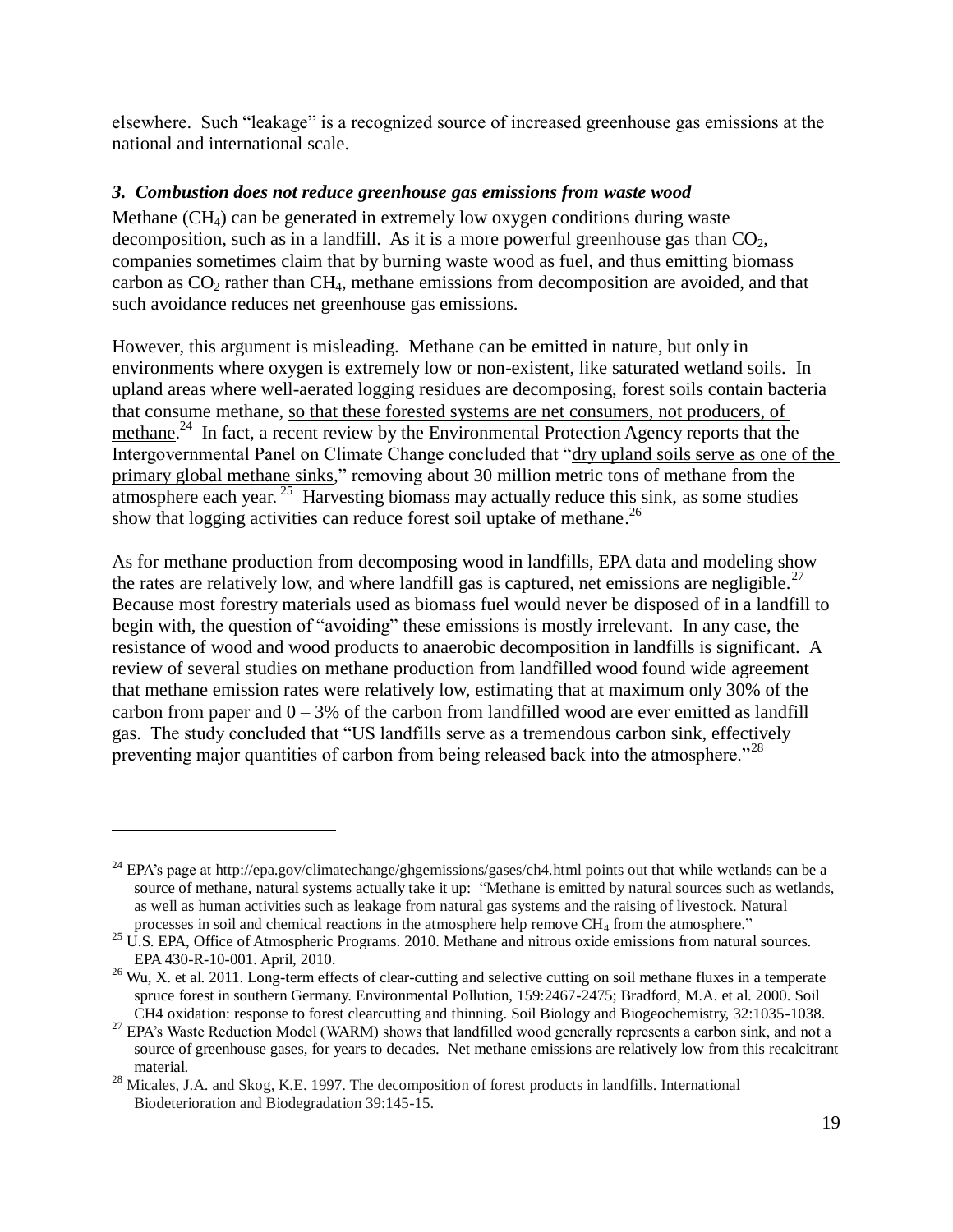elsewhere. Such "leakage" is a recognized source of increased greenhouse gas emissions at the national and international scale.

### *3. Combustion does not reduce greenhouse gas emissions from waste wood*

Methane ($CH_4$) can be generated in extremely low oxygen conditions during waste decomposition, such as in a landfill. As it is a more powerful greenhouse gas than $CO_2$, companies sometimes claim that by burning waste wood as fuel, and thus emitting biomass carbon as $CO_2$ rather than $CH_4$, methane emissions from decomposition are avoided, and that such avoidance reduces net greenhouse gas emissions.

However, this argument is misleading. Methane can be emitted in nature, but only in environments where oxygen is extremely low or non-existent, like saturated wetland soils. In upland areas where well-aerated logging residues are decomposing, forest soils contain bacteria that consume methane, so that these forested systems are net consumers, not producers, of methane.[24] In fact, a recent review by the Environmental Protection Agency reports that the Intergovernmental Panel on Climate Change concluded that "dry upland soils serve as one of the primary global methane sinks," removing about 30 million metric tons of methane from the atmosphere each year.[25] Harvesting biomass may actually reduce this sink, as some studies show that logging activities can reduce forest soil uptake of methane.[26]

As for methane production from decomposing wood in landfills, EPA data and modeling show the rates are relatively low, and where landfill gas is captured, net emissions are negligible.[27] Because most forestry materials used as biomass fuel would never be disposed of in a landfill to begin with, the question of "avoiding" these emissions is mostly irrelevant. In any case, the resistance of wood and wood products to anaerobic decomposition in landfills is significant. A review of several studies on methane production from landfilled wood found wide agreement that methane emission rates were relatively low, estimating that at maximum only 30% of the carbon from paper and 0 – 3% of the carbon from landfilled wood are ever emitted as landfill gas. The study concluded that "US landfills serve as a tremendous carbon sink, effectively preventing major quantities of carbon from being released back into the atmosphere."[28]

---

[24] EPA's page at http://epa.gov/climatechange/ghgemissions/gases/ch4.html points out that while wetlands can be a source of methane, natural systems actually take it up: "Methane is emitted by natural sources such as wetlands, as well as human activities such as leakage from natural gas systems and the raising of livestock. Natural processes in soil and chemical reactions in the atmosphere help remove $CH_4$ from the atmosphere."

[25] U.S. EPA, Office of Atmospheric Programs. 2010. Methane and nitrous oxide emissions from natural sources. EPA 430-R-10-001. April, 2010.

[26] Wu, X. et al. 2011. Long-term effects of clear-cutting and selective cutting on soil methane fluxes in a temperate spruce forest in southern Germany. Environmental Pollution, 159:2467-2475; Bradford, M.A. et al. 2000. Soil CH4 oxidation: response to forest clearcutting and thinning. Soil Biology and Biogeochemistry, 32:1035-1038.

[27] EPA's Waste Reduction Model (WARM) shows that landfilled wood generally represents a carbon sink, and not a source of greenhouse gases, for years to decades. Net methane emissions are relatively low from this recalcitrant material.

[28] Micales, J.A. and Skog, K.E. 1997. The decomposition of forest products in landfills. International Biodeterioration and Biodegradation 39:145-15.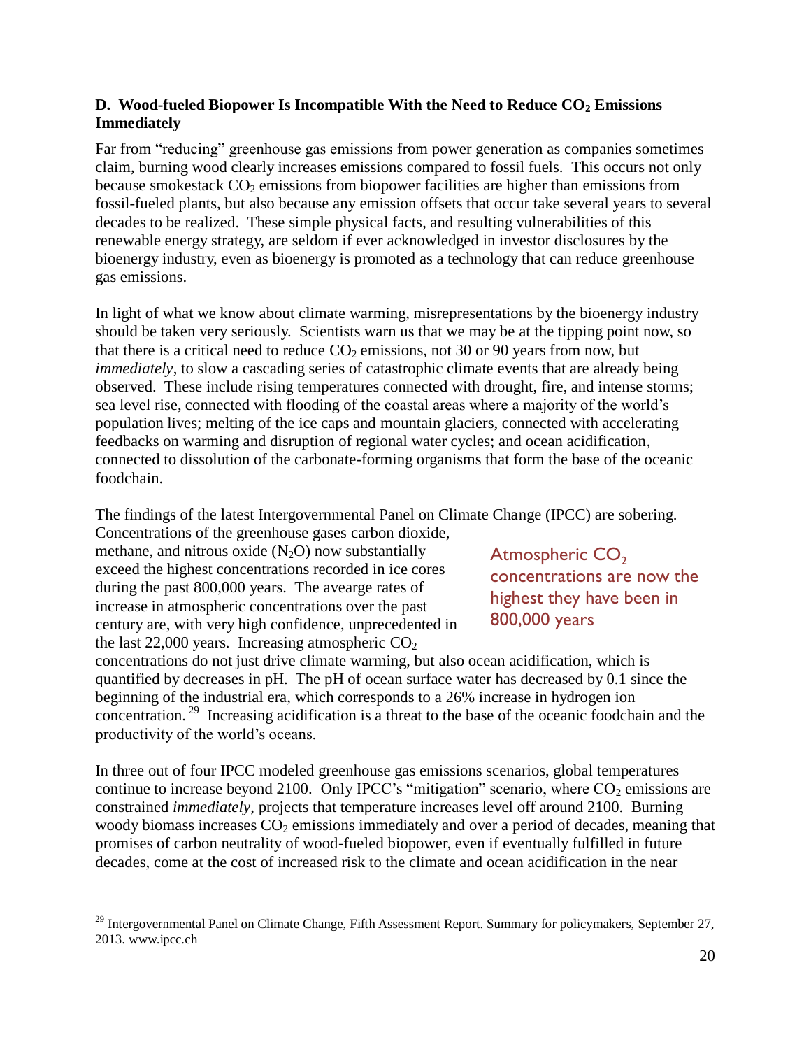### D. Wood-fueled Biopower Is Incompatible With the Need to Reduce $CO_2$ Emissions Immediately

Far from "reducing" greenhouse gas emissions from power generation as companies sometimes claim, burning wood clearly increases emissions compared to fossil fuels. This occurs not only because smokestack $CO_2$ emissions from biopower facilities are higher than emissions from fossil-fueled plants, but also because any emission offsets that occur take several years to several decades to be realized. These simple physical facts, and resulting vulnerabilities of this renewable energy strategy, are seldom if ever acknowledged in investor disclosures by the bioenergy industry, even as bioenergy is promoted as a technology that can reduce greenhouse gas emissions.

In light of what we know about climate warming, misrepresentations by the bioenergy industry should be taken very seriously. Scientists warn us that we may be at the tipping point now, so that there is a critical need to reduce $CO_2$ emissions, not 30 or 90 years from now, but *immediately*, to slow a cascading series of catastrophic climate events that are already being observed. These include rising temperatures connected with drought, fire, and intense storms; sea level rise, connected with flooding of the coastal areas where a majority of the world's population lives; melting of the ice caps and mountain glaciers, connected with accelerating feedbacks on warming and disruption of regional water cycles; and ocean acidification, connected to dissolution of the carbonate-forming organisms that form the base of the oceanic foodchain.

The findings of the latest Intergovernmental Panel on Climate Change (IPCC) are sobering. Concentrations of the greenhouse gases carbon dioxide, methane, and nitrous oxide ($N_2O$) now substantially exceed the highest concentrations recorded in ice cores during the past 800,000 years. The aveage rates of increase in atmospheric concentrations over the past century are, with very high confidence, unprecedented in the last 22,000 years. Increasing atmospheric $CO_2$ concentrations do not just drive climate warming, but also ocean acidification, which is quantified by decreases in pH. The pH of ocean surface water has decreased by 0.1 since the beginning of the industrial era, which corresponds to a 26% increase in hydrogen ion concentration.[29] Increasing acidification is a threat to the base of the oceanic foodchain and the productivity of the world's oceans.

> Atmospheric $CO_2$ concentrations are now the highest they have been in 800,000 years

In three out of four IPCC modeled greenhouse gas emissions scenarios, global temperatures continue to increase beyond 2100. Only IPCC's "mitigation" scenario, where $CO_2$ emissions are constrained *immediately*, projects that temperature increases level off around 2100. Burning woody biomass increases $CO_2$ emissions immediately and over a period of decades, meaning that promises of carbon neutrality of wood-fueled biopower, even if eventually fulfilled in future decades, come at the cost of increased risk to the climate and ocean acidification in the near

[29] Intergovernmental Panel on Climate Change, Fifth Assessment Report. Summary for policymakers, September 27, 2013. www.ipcc.ch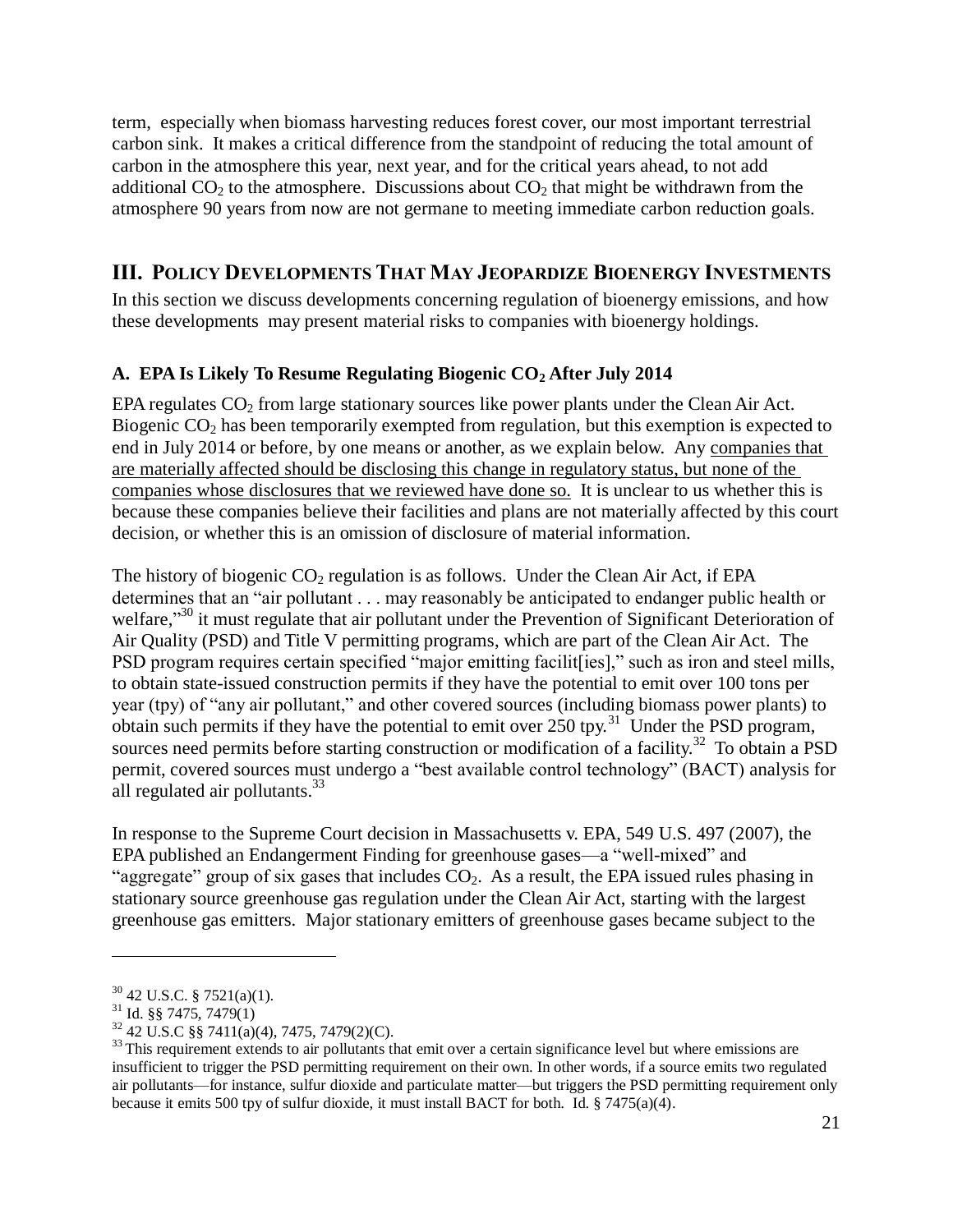term, especially when biomass harvesting reduces forest cover, our most important terrestrial carbon sink. It makes a critical difference from the standpoint of reducing the total amount of carbon in the atmosphere this year, next year, and for the critical years ahead, to not add additional $CO_2$ to the atmosphere. Discussions about $CO_2$ that might be withdrawn from the atmosphere 90 years from now are not germane to meeting immediate carbon reduction goals.

## III. Policy Developments That May Jeopardize Bioenergy Investments

In this section we discuss developments concerning regulation of bioenergy emissions, and how these developments may present material risks to companies with bioenergy holdings.

### A. EPA Is Likely To Resume Regulating Biogenic $CO_2$ After July 2014

EPA regulates $CO_2$ from large stationary sources like power plants under the Clean Air Act. Biogenic $CO_2$ has been temporarily exempted from regulation, but this exemption is expected to end in July 2014 or before, by one means or another, as we explain below. Any companies that are materially affected should be disclosing this change in regulatory status, but none of the companies whose disclosures that we reviewed have done so. It is unclear to us whether this is because these companies believe their facilities and plans are not materially affected by this court decision, or whether this is an omission of disclosure of material information.

The history of biogenic $CO_2$ regulation is as follows. Under the Clean Air Act, if EPA determines that an "air pollutant . . . may reasonably be anticipated to endanger public health or welfare,"[30] it must regulate that air pollutant under the Prevention of Significant Deterioration of Air Quality (PSD) and Title V permitting programs, which are part of the Clean Air Act. The PSD program requires certain specified "major emitting facilit[ies]," such as iron and steel mills, to obtain state-issued construction permits if they have the potential to emit over 100 tons per year (tpy) of "any air pollutant," and other covered sources (including biomass power plants) to obtain such permits if they have the potential to emit over 250 tpy.[31] Under the PSD program, sources need permits before starting construction or modification of a facility.[32] To obtain a PSD permit, covered sources must undergo a "best available control technology" (BACT) analysis for all regulated air pollutants.[33]

In response to the Supreme Court decision in Massachusetts v. EPA, 549 U.S. 497 (2007), the EPA published an Endangerment Finding for greenhouse gases—a "well-mixed" and "aggregate" group of six gases that includes $CO_2$. As a result, the EPA issued rules phasing in stationary source greenhouse gas regulation under the Clean Air Act, starting with the largest greenhouse gas emitters. Major stationary emitters of greenhouse gases became subject to the

---

[30] 42 U.S.C. § 7521(a)(1).

[31] Id. §§ 7475, 7479(1)

[32] 42 U.S.C §§ 7411(a)(4), 7475, 7479(2)(C).

[33] This requirement extends to air pollutants that emit over a certain significance level but where emissions are insufficient to trigger the PSD permitting requirement on their own. In other words, if a source emits two regulated air pollutants—for instance, sulfur dioxide and particulate matter—but triggers the PSD permitting requirement only because it emits 500 tpy of sulfur dioxide, it must install BACT for both. Id. § 7475(a)(4).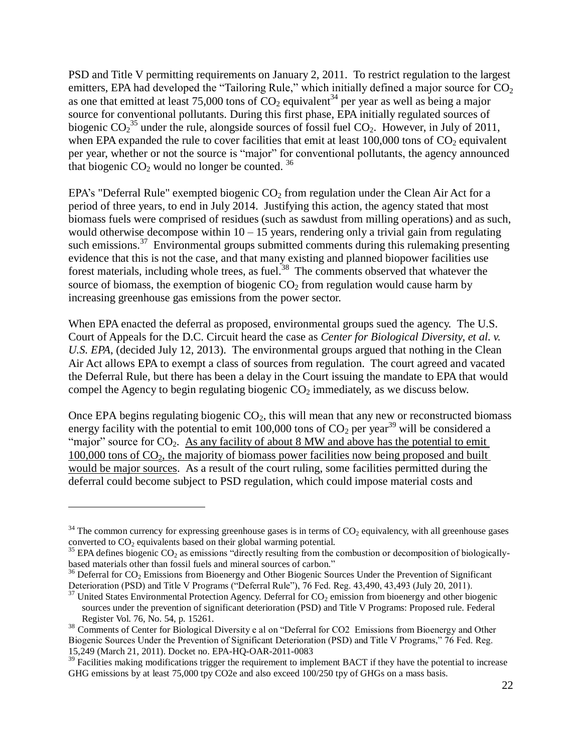PSD and Title V permitting requirements on January 2, 2011. To restrict regulation to the largest emitters, EPA had developed the "Tailoring Rule," which initially defined a major source for $CO_2$ as one that emitted at least 75,000 tons of $CO_2$ equivalent[34] per year as well as being a major source for conventional pollutants. During this first phase, EPA initially regulated sources of biogenic $CO_2$[35] under the rule, alongside sources of fossil fuel $CO_2$. However, in July of 2011, when EPA expanded the rule to cover facilities that emit at least 100,000 tons of $CO_2$ equivalent per year, whether or not the source is "major" for conventional pollutants, the agency announced that biogenic $CO_2$ would no longer be counted. [36]

EPA's "Deferral Rule" exempted biogenic $CO_2$ from regulation under the Clean Air Act for a period of three years, to end in July 2014. Justifying this action, the agency stated that most biomass fuels were comprised of residues (such as sawdust from milling operations) and as such, would otherwise decompose within 10 – 15 years, rendering only a trivial gain from regulating such emissions.[37] Environmental groups submitted comments during this rulemaking presenting evidence that this is not the case, and that many existing and planned biopower facilities use forest materials, including whole trees, as fuel.[38] The comments observed that whatever the source of biomass, the exemption of biogenic $CO_2$ from regulation would cause harm by increasing greenhouse gas emissions from the power sector.

When EPA enacted the deferral as proposed, environmental groups sued the agency. The U.S. Court of Appeals for the D.C. Circuit heard the case as *Center for Biological Diversity, et al. v. U.S. EPA*, (decided July 12, 2013). The environmental groups argued that nothing in the Clean Air Act allows EPA to exempt a class of sources from regulation. The court agreed and vacated the Deferral Rule, but there has been a delay in the Court issuing the mandate to EPA that would compel the Agency to begin regulating biogenic $CO_2$ immediately, as we discuss below.

Once EPA begins regulating biogenic $CO_2$, this will mean that any new or reconstructed biomass energy facility with the potential to emit 100,000 tons of $CO_2$ per year[39] will be considered a "major" source for $CO_2$. <u>As any facility of about 8 MW and above has the potential to emit 100,000 tons of $CO_2$, the majority of biomass power facilities now being proposed and built would be major sources</u>. As a result of the court ruling, some facilities permitted during the deferral could become subject to PSD regulation, which could impose material costs and

---

[34] The common currency for expressing greenhouse gases is in terms of $CO_2$ equivalency, with all greenhouse gases converted to $CO_2$ equivalents based on their global warming potential.

[35] EPA defines biogenic $CO_2$ as emissions "directly resulting from the combustion or decomposition of biologically-based materials other than fossil fuels and mineral sources of carbon."

[36] Deferral for $CO_2$ Emissions from Bioenergy and Other Biogenic Sources Under the Prevention of Significant Deterioration (PSD) and Title V Programs ("Deferral Rule"), 76 Fed. Reg. 43,490, 43,493 (July 20, 2011).

[37] United States Environmental Protection Agency. Deferral for $CO_2$ emission from bioenergy and other biogenic sources under the prevention of significant deterioration (PSD) and Title V Programs: Proposed rule. Federal Register Vol. 76, No. 54, p. 15261.

[38] Comments of Center for Biological Diversity e al on "Deferral for CO2 Emissions from Bioenergy and Other Biogenic Sources Under the Prevention of Significant Deterioration (PSD) and Title V Programs," 76 Fed. Reg. 15,249 (March 21, 2011). Docket no. EPA-HQ-OAR-2011-0083

[39] Facilities making modifications trigger the requirement to implement BACT if they have the potential to increase GHG emissions by at least 75,000 tpy CO2e and also exceed 100/250 tpy of GHGs on a mass basis.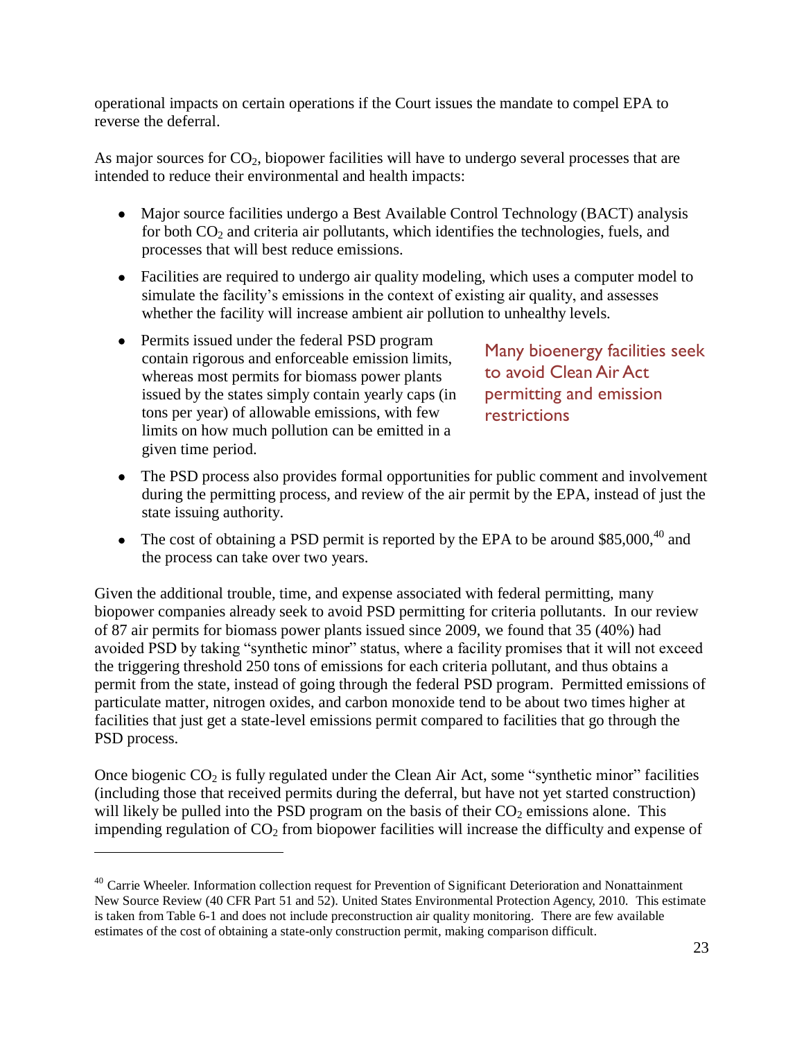operational impacts on certain operations if the Court issues the mandate to compel EPA to reverse the deferral.

As major sources for $CO_2$, biopower facilities will have to undergo several processes that are intended to reduce their environmental and health impacts:

- Major source facilities undergo a Best Available Control Technology (BACT) analysis for both $CO_2$ and criteria air pollutants, which identifies the technologies, fuels, and processes that will best reduce emissions.
- Facilities are required to undergo air quality modeling, which uses a computer model to simulate the facility's emissions in the context of existing air quality, and assesses whether the facility will increase ambient air pollution to unhealthy levels.
- Permits issued under the federal PSD program contain rigorous and enforceable emission limits, whereas most permits for biomass power plants issued by the states simply contain yearly caps (in tons per year) of allowable emissions, with few limits on how much pollution can be emitted in a given time period.
- The PSD process also provides formal opportunities for public comment and involvement during the permitting process, and review of the air permit by the EPA, instead of just the state issuing authority.
- The cost of obtaining a PSD permit is reported by the EPA to be around \$85,000,[40] and the process can take over two years.

Many bioenergy facilities seek to avoid Clean Air Act permitting and emission restrictions

Given the additional trouble, time, and expense associated with federal permitting, many biopower companies already seek to avoid PSD permitting for criteria pollutants. In our review of 87 air permits for biomass power plants issued since 2009, we found that 35 (40%) had avoided PSD by taking "synthetic minor" status, where a facility promises that it will not exceed the triggering threshold 250 tons of emissions for each criteria pollutant, and thus obtains a permit from the state, instead of going through the federal PSD program. Permitted emissions of particulate matter, nitrogen oxides, and carbon monoxide tend to be about two times higher at facilities that just get a state-level emissions permit compared to facilities that go through the PSD process.

Once biogenic $CO_2$ is fully regulated under the Clean Air Act, some "synthetic minor" facilities (including those that received permits during the deferral, but have not yet started construction) will likely be pulled into the PSD program on the basis of their $CO_2$ emissions alone. This impending regulation of $CO_2$ from biopower facilities will increase the difficulty and expense of

[40] Carrie Wheeler. Information collection request for Prevention of Significant Deterioration and Nonattainment New Source Review (40 CFR Part 51 and 52). United States Environmental Protection Agency, 2010. This estimate is taken from Table 6-1 and does not include preconstruction air quality monitoring. There are few available estimates of the cost of obtaining a state-only construction permit, making comparison difficult.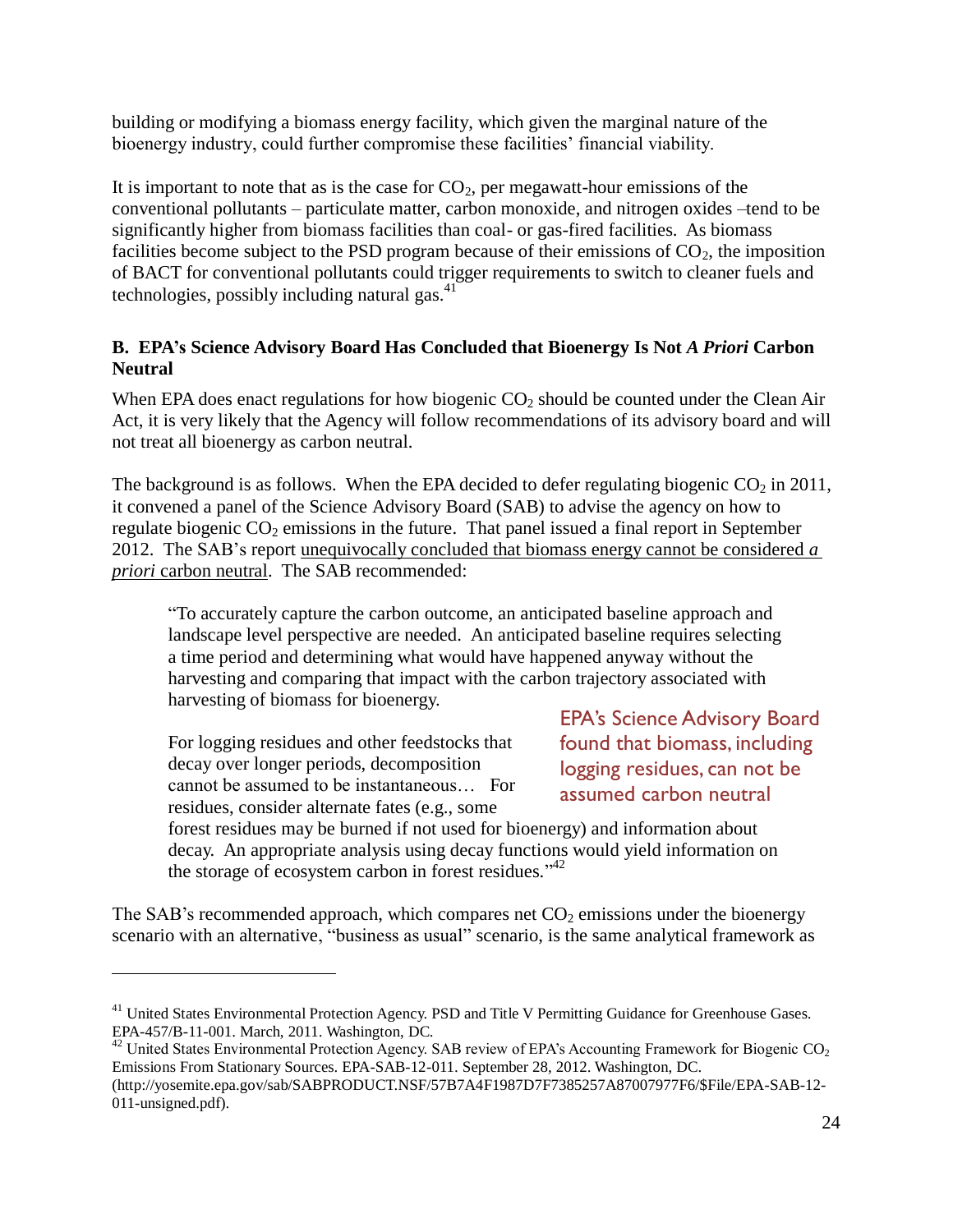building or modifying a biomass energy facility, which given the marginal nature of the bioenergy industry, could further compromise these facilities' financial viability.

It is important to note that as is the case for $CO_2$, per megawatt-hour emissions of the conventional pollutants – particulate matter, carbon monoxide, and nitrogen oxides –tend to be significantly higher from biomass facilities than coal- or gas-fired facilities. As biomass facilities become subject to the PSD program because of their emissions of $CO_2$, the imposition of BACT for conventional pollutants could trigger requirements to switch to cleaner fuels and technologies, possibly including natural gas.[41]

**B. EPA's Science Advisory Board Has Concluded that Bioenergy Is Not *A Priori* Carbon Neutral**

When EPA does enact regulations for how biogenic $CO_2$ should be counted under the Clean Air Act, it is very likely that the Agency will follow recommendations of its advisory board and will not treat all bioenergy as carbon neutral.

The background is as follows. When the EPA decided to defer regulating biogenic $CO_2$ in 2011, it convened a panel of the Science Advisory Board (SAB) to advise the agency on how to regulate biogenic $CO_2$ emissions in the future. That panel issued a final report in September 2012. The SAB's report unequivocally concluded that biomass energy cannot be considered *a priori* carbon neutral. The SAB recommended:

> "To accurately capture the carbon outcome, an anticipated baseline approach and landscape level perspective are needed. An anticipated baseline requires selecting a time period and determining what would have happened anyway without the harvesting and comparing that impact with the carbon trajectory associated with harvesting of biomass for bioenergy.
>
> For logging residues and other feedstocks that decay over longer periods, decomposition cannot be assumed to be instantaneous… For residues, consider alternate fates (e.g., some forest residues may be burned if not used for bioenergy) and information about decay. An appropriate analysis using decay functions would yield information on the storage of ecosystem carbon in forest residues."[42]

EPA's Science Advisory Board found that biomass, including logging residues, can not be assumed carbon neutral

The SAB's recommended approach, which compares net $CO_2$ emissions under the bioenergy scenario with an alternative, "business as usual" scenario, is the same analytical framework as

---

[41] United States Environmental Protection Agency. PSD and Title V Permitting Guidance for Greenhouse Gases. EPA-457/B-11-001. March, 2011. Washington, DC.

[42] United States Environmental Protection Agency. SAB review of EPA's Accounting Framework for Biogenic $CO_2$ Emissions From Stationary Sources. EPA-SAB-12-011. September 28, 2012. Washington, DC. (http://yosemite.epa.gov/sab/SABPRODUCT.NSF/57B7A4F1987D7F7385257A87007977F6/$File/EPA-SAB-12-011-unsigned.pdf).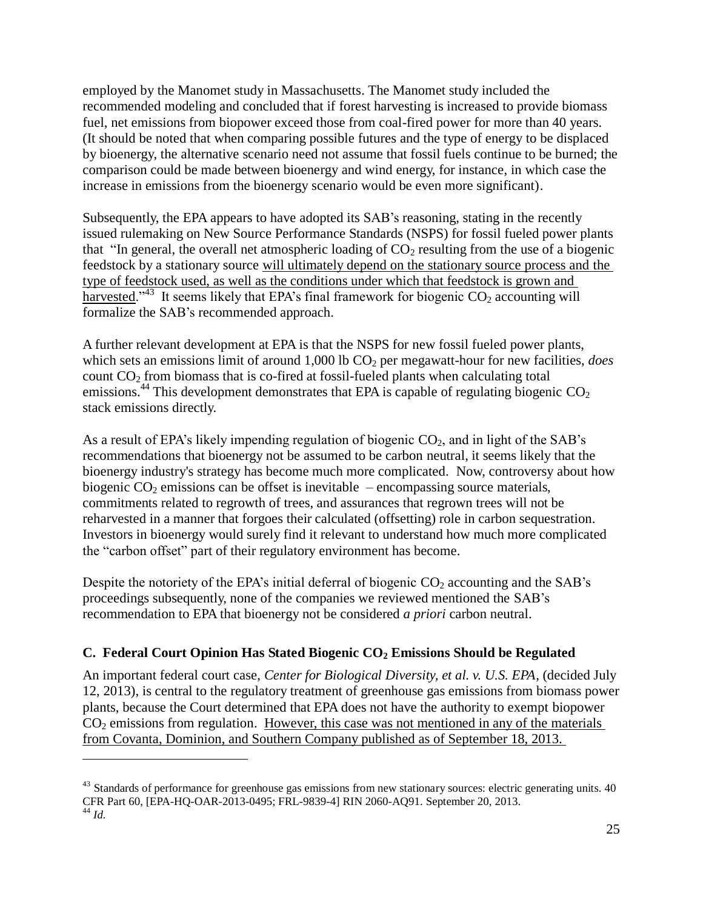employed by the Manomet study in Massachusetts. The Manomet study included the recommended modeling and concluded that if forest harvesting is increased to provide biomass fuel, net emissions from biopower exceed those from coal-fired power for more than 40 years. (It should be noted that when comparing possible futures and the type of energy to be displaced by bioenergy, the alternative scenario need not assume that fossil fuels continue to be burned; the comparison could be made between bioenergy and wind energy, for instance, in which case the increase in emissions from the bioenergy scenario would be even more significant).

Subsequently, the EPA appears to have adopted its SAB's reasoning, stating in the recently issued rulemaking on New Source Performance Standards (NSPS) for fossil fueled power plants that "In general, the overall net atmospheric loading of $CO_2$ resulting from the use of a biogenic feedstock by a stationary source will ultimately depend on the stationary source process and the type of feedstock used, as well as the conditions under which that feedstock is grown and harvested."[43] It seems likely that EPA's final framework for biogenic $CO_2$ accounting will formalize the SAB's recommended approach.

A further relevant development at EPA is that the NSPS for new fossil fueled power plants, which sets an emissions limit of around 1,000 lb $CO_2$ per megawatt-hour for new facilities, *does* count $CO_2$ from biomass that is co-fired at fossil-fueled plants when calculating total emissions.[44] This development demonstrates that EPA is capable of regulating biogenic $CO_2$ stack emissions directly.

As a result of EPA's likely impending regulation of biogenic $CO_2$, and in light of the SAB's recommendations that bioenergy not be assumed to be carbon neutral, it seems likely that the bioenergy industry's strategy has become much more complicated. Now, controversy about how biogenic $CO_2$ emissions can be offset is inevitable – encompassing source materials, commitments related to regrowth of trees, and assurances that regrown trees will not be reharvested in a manner that forgoes their calculated (offsetting) role in carbon sequestration. Investors in bioenergy would surely find it relevant to understand how much more complicated the "carbon offset" part of their regulatory environment has become.

Despite the notoriety of the EPA's initial deferral of biogenic $CO_2$ accounting and the SAB's proceedings subsequently, none of the companies we reviewed mentioned the SAB's recommendation to EPA that bioenergy not be considered *a priori* carbon neutral.

### C. Federal Court Opinion Has Stated Biogenic $CO_2$ Emissions Should be Regulated

An important federal court case, *Center for Biological Diversity, et al. v. U.S. EPA*, (decided July 12, 2013), is central to the regulatory treatment of greenhouse gas emissions from biomass power plants, because the Court determined that EPA does not have the authority to exempt biopower $CO_2$ emissions from regulation. However, this case was not mentioned in any of the materials from Covanta, Dominion, and Southern Company published as of September 18, 2013.

---

[43] Standards of performance for greenhouse gas emissions from new stationary sources: electric generating units. 40 CFR Part 60, [EPA-HQ-OAR-2013-0495; FRL-9839-4] RIN 2060-AQ91. September 20, 2013.

[44] *Id.*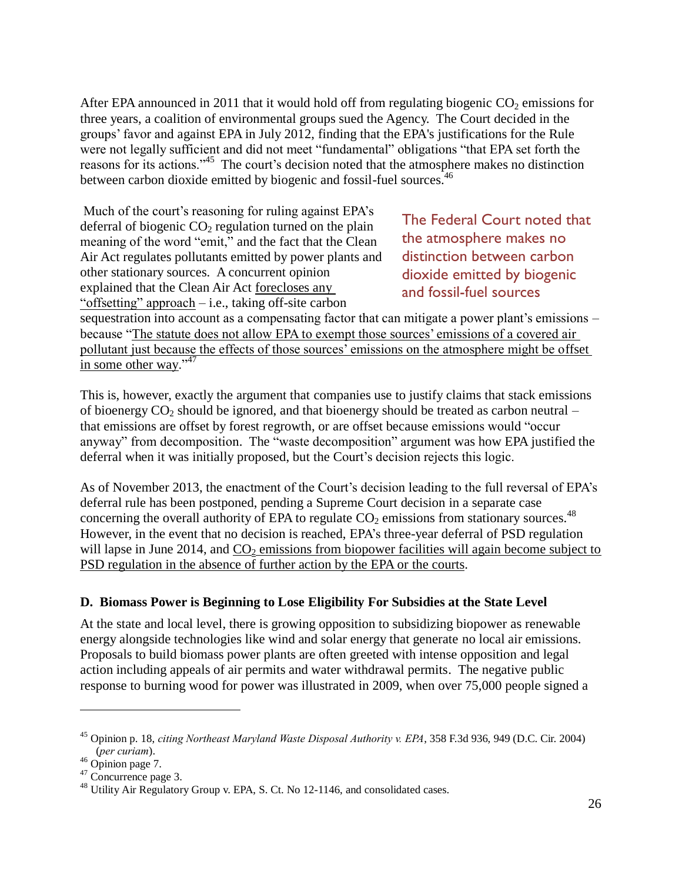After EPA announced in 2011 that it would hold off from regulating biogenic $CO_2$ emissions for three years, a coalition of environmental groups sued the Agency. The Court decided in the groups' favor and against EPA in July 2012, finding that the EPA's justifications for the Rule were not legally sufficient and did not meet "fundamental" obligations "that EPA set forth the reasons for its actions."[45] The court's decision noted that the atmosphere makes no distinction between carbon dioxide emitted by biogenic and fossil-fuel sources.[46]

The Federal Court noted that the atmosphere makes no distinction between carbon dioxide emitted by biogenic and fossil-fuel sources

Much of the court's reasoning for ruling against EPA's deferral of biogenic $CO_2$ regulation turned on the plain meaning of the word "emit," and the fact that the Clean Air Act regulates pollutants emitted by power plants and other stationary sources. A concurrent opinion explained that the Clean Air Act forecloses any "offsetting" approach – i.e., taking off-site carbon sequestration into account as a compensating factor that can mitigate a power plant's emissions – because "The statute does not allow EPA to exempt those sources' emissions of a covered air pollutant just because the effects of those sources' emissions on the atmosphere might be offset in some other way."[47]

This is, however, exactly the argument that companies use to justify claims that stack emissions of bioenergy $CO_2$ should be ignored, and that bioenergy should be treated as carbon neutral – that emissions are offset by forest regrowth, or are offset because emissions would "occur anyway" from decomposition. The "waste decomposition" argument was how EPA justified the deferral when it was initially proposed, but the Court's decision rejects this logic.

As of November 2013, the enactment of the Court's decision leading to the full reversal of EPA's deferral rule has been postponed, pending a Supreme Court decision in a separate case concerning the overall authority of EPA to regulate $CO_2$ emissions from stationary sources.[48] However, in the event that no decision is reached, EPA's three-year deferral of PSD regulation will lapse in June 2014, and $CO_2$ emissions from biopower facilities will again become subject to PSD regulation in the absence of further action by the EPA or the courts.

### D. Biomass Power is Beginning to Lose Eligibility For Subsidies at the State Level

At the state and local level, there is growing opposition to subsidizing biopower as renewable energy alongside technologies like wind and solar energy that generate no local air emissions. Proposals to build biomass power plants are often greeted with intense opposition and legal action including appeals of air permits and water withdrawal permits. The negative public response to burning wood for power was illustrated in 2009, when over 75,000 people signed a

---

[45] Opinion p. 18, *citing Northeast Maryland Waste Disposal Authority v. EPA*, 358 F.3d 936, 949 (D.C. Cir. 2004) (*per curiam*).

[46] Opinion page 7.

[47] Concurrence page 3.

[48] Utility Air Regulatory Group v. EPA, S. Ct. No 12-1146, and consolidated cases.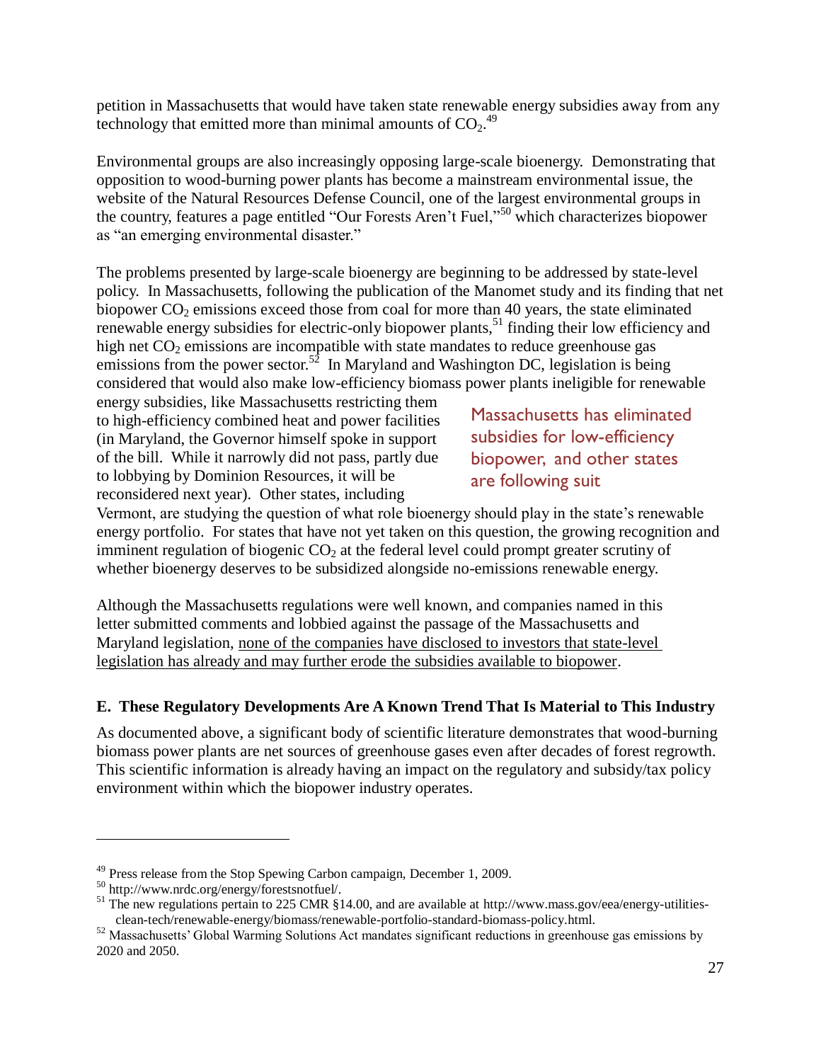petition in Massachusetts that would have taken state renewable energy subsidies away from any technology that emitted more than minimal amounts of $CO_2$.[49]

Environmental groups are also increasingly opposing large-scale bioenergy. Demonstrating that opposition to wood-burning power plants has become a mainstream environmental issue, the website of the Natural Resources Defense Council, one of the largest environmental groups in the country, features a page entitled "Our Forests Aren't Fuel,"[50] which characterizes biopower as "an emerging environmental disaster."

The problems presented by large-scale bioenergy are beginning to be addressed by state-level policy. In Massachusetts, following the publication of the Manomet study and its finding that net biopower $CO_2$ emissions exceed those from coal for more than 40 years, the state eliminated renewable energy subsidies for electric-only biopower plants,[51] finding their low efficiency and high net $CO_2$ emissions are incompatible with state mandates to reduce greenhouse gas emissions from the power sector.[52] In Maryland and Washington DC, legislation is being considered that would also make low-efficiency biomass power plants ineligible for renewable energy subsidies, like Massachusetts restricting them to high-efficiency combined heat and power facilities (in Maryland, the Governor himself spoke in support of the bill. While it narrowly did not pass, partly due to lobbying by Dominion Resources, it will be reconsidered next year). Other states, including Vermont, are studying the question of what role bioenergy should play in the state's renewable energy portfolio. For states that have not yet taken on this question, the growing recognition and imminent regulation of biogenic $CO_2$ at the federal level could prompt greater scrutiny of whether bioenergy deserves to be subsidized alongside no-emissions renewable energy.

> Massachusetts has eliminated subsidies for low-efficiency biopower, and other states are following suit

Although the Massachusetts regulations were well known, and companies named in this letter submitted comments and lobbied against the passage of the Massachusetts and Maryland legislation, <u>none of the companies have disclosed to investors that state-level legislation has already and may further erode the subsidies available to biopower</u>.

**E. These Regulatory Developments Are A Known Trend That Is Material to This Industry**

As documented above, a significant body of scientific literature demonstrates that wood-burning biomass power plants are net sources of greenhouse gases even after decades of forest regrowth. This scientific information is already having an impact on the regulatory and subsidy/tax policy environment within which the biopower industry operates.

---

[49] Press release from the Stop Spewing Carbon campaign, December 1, 2009.

[50] http://www.nrdc.org/energy/forestsnotfuel/.

[51] The new regulations pertain to 225 CMR §14.00, and are available at http://www.mass.gov/eea/energy-utilities-clean-tech/renewable-energy/biomass/renewable-portfolio-standard-biomass-policy.html.

[52] Massachusetts' Global Warming Solutions Act mandates significant reductions in greenhouse gas emissions by 2020 and 2050.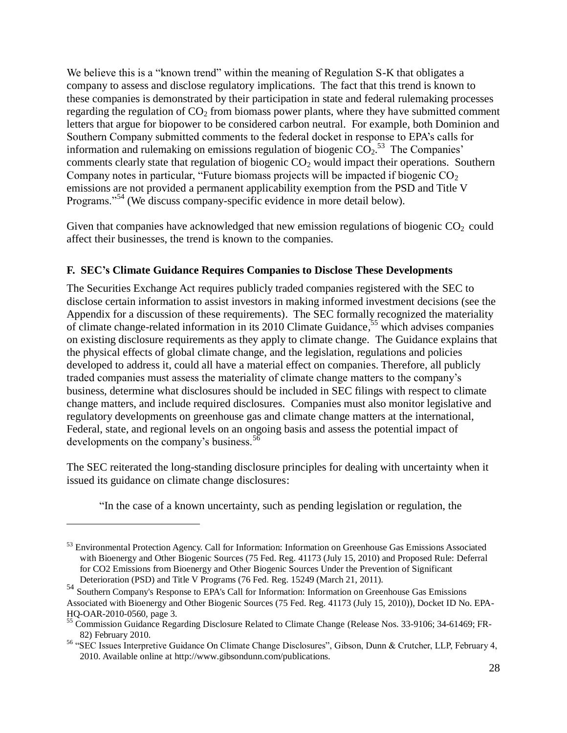We believe this is a "known trend" within the meaning of Regulation S-K that obligates a company to assess and disclose regulatory implications. The fact that this trend is known to these companies is demonstrated by their participation in state and federal rulemaking processes regarding the regulation of $CO_2$ from biomass power plants, where they have submitted comment letters that argue for biopower to be considered carbon neutral. For example, both Dominion and Southern Company submitted comments to the federal docket in response to EPA's calls for information and rulemaking on emissions regulation of biogenic $CO_2$.[53] The Companies' comments clearly state that regulation of biogenic $CO_2$ would impact their operations. Southern Company notes in particular, "Future biomass projects will be impacted if biogenic $CO_2$ emissions are not provided a permanent applicability exemption from the PSD and Title V Programs."[54] (We discuss company-specific evidence in more detail below).

Given that companies have acknowledged that new emission regulations of biogenic $CO_2$ could affect their businesses, the trend is known to the companies.

### F. SEC's Climate Guidance Requires Companies to Disclose These Developments

The Securities Exchange Act requires publicly traded companies registered with the SEC to disclose certain information to assist investors in making informed investment decisions (see the Appendix for a discussion of these requirements). The SEC formally recognized the materiality of climate change-related information in its 2010 Climate Guidance,[55] which advises companies on existing disclosure requirements as they apply to climate change. The Guidance explains that the physical effects of global climate change, and the legislation, regulations and policies developed to address it, could all have a material effect on companies. Therefore, all publicly traded companies must assess the materiality of climate change matters to the company's business, determine what disclosures should be included in SEC filings with respect to climate change matters, and include required disclosures. Companies must also monitor legislative and regulatory developments on greenhouse gas and climate change matters at the international, Federal, state, and regional levels on an ongoing basis and assess the potential impact of developments on the company's business.[56]

The SEC reiterated the long-standing disclosure principles for dealing with uncertainty when it issued its guidance on climate change disclosures:

> "In the case of a known uncertainty, such as pending legislation or regulation, the

---

[53] Environmental Protection Agency. Call for Information: Information on Greenhouse Gas Emissions Associated with Bioenergy and Other Biogenic Sources (75 Fed. Reg. 41173 (July 15, 2010) and Proposed Rule: Deferral for CO2 Emissions from Bioenergy and Other Biogenic Sources Under the Prevention of Significant Deterioration (PSD) and Title V Programs (76 Fed. Reg. 15249 (March 21, 2011).

[54] Southern Company's Response to EPA's Call for Information: Information on Greenhouse Gas Emissions Associated with Bioenergy and Other Biogenic Sources (75 Fed. Reg. 41173 (July 15, 2010)), Docket ID No. EPA-HQ-OAR-2010-0560, page 3.

[55] Commission Guidance Regarding Disclosure Related to Climate Change (Release Nos. 33-9106; 34-61469; FR-82) February 2010.

[56] "SEC Issues Interpretive Guidance On Climate Change Disclosures", Gibson, Dunn & Crutcher, LLP, February 4, 2010. Available online at http://www.gibsondunn.com/publications.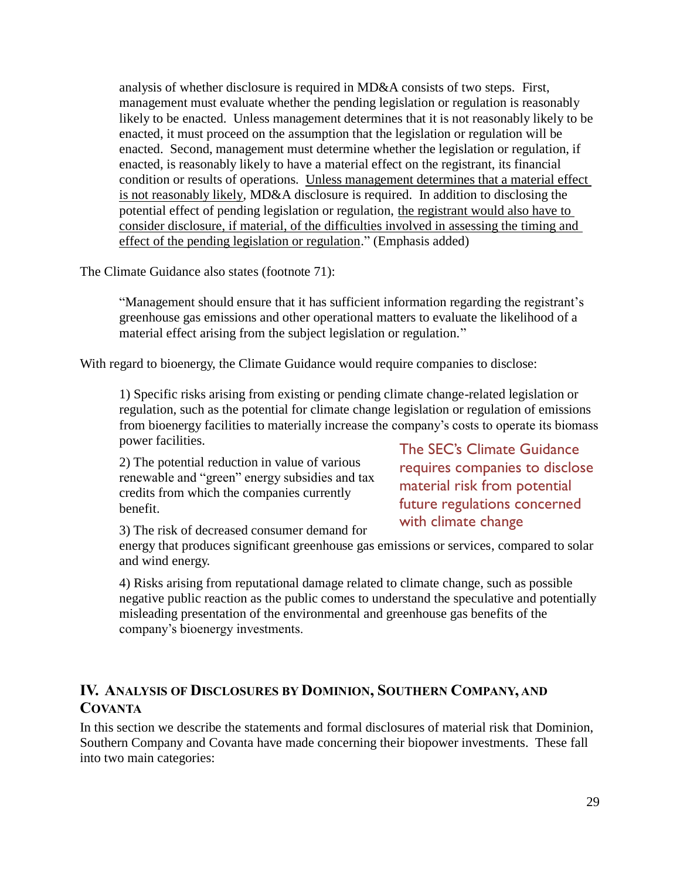> analysis of whether disclosure is required in MD&A consists of two steps. First, management must evaluate whether the pending legislation or regulation is reasonably likely to be enacted. Unless management determines that it is not reasonably likely to be enacted, it must proceed on the assumption that the legislation or regulation will be enacted. Second, management must determine whether the legislation or regulation, if enacted, is reasonably likely to have a material effect on the registrant, its financial condition or results of operations. <u>Unless management determines that a material effect is not reasonably likely</u>, MD&A disclosure is required. In addition to disclosing the potential effect of pending legislation or regulation, <u>the registrant would also have to consider disclosure, if material, of the difficulties involved in assessing the timing and effect of the pending legislation or regulation</u>." (Emphasis added)

The Climate Guidance also states (footnote 71):

> "Management should ensure that it has sufficient information regarding the registrant's greenhouse gas emissions and other operational matters to evaluate the likelihood of a material effect arising from the subject legislation or regulation."

With regard to bioenergy, the Climate Guidance would require companies to disclose:

> 1) Specific risks arising from existing or pending climate change-related legislation or regulation, such as the potential for climate change legislation or regulation of emissions from bioenergy facilities to materially increase the company's costs to operate its biomass power facilities.
>
> 2) The potential reduction in value of various renewable and "green" energy subsidies and tax credits from which the companies currently benefit.
>
> 3) The risk of decreased consumer demand for energy that produces significant greenhouse gas emissions or services, compared to solar and wind energy.
>
> 4) Risks arising from reputational damage related to climate change, such as possible negative public reaction as the public comes to understand the speculative and potentially misleading presentation of the environmental and greenhouse gas benefits of the company's bioenergy investments.

The SEC's Climate Guidance requires companies to disclose material risk from potential future regulations concerned with climate change

## IV. Analysis of Disclosures by Dominion, Southern Company, and Covanta

In this section we describe the statements and formal disclosures of material risk that Dominion, Southern Company and Covanta have made concerning their biopower investments. These fall into two main categories: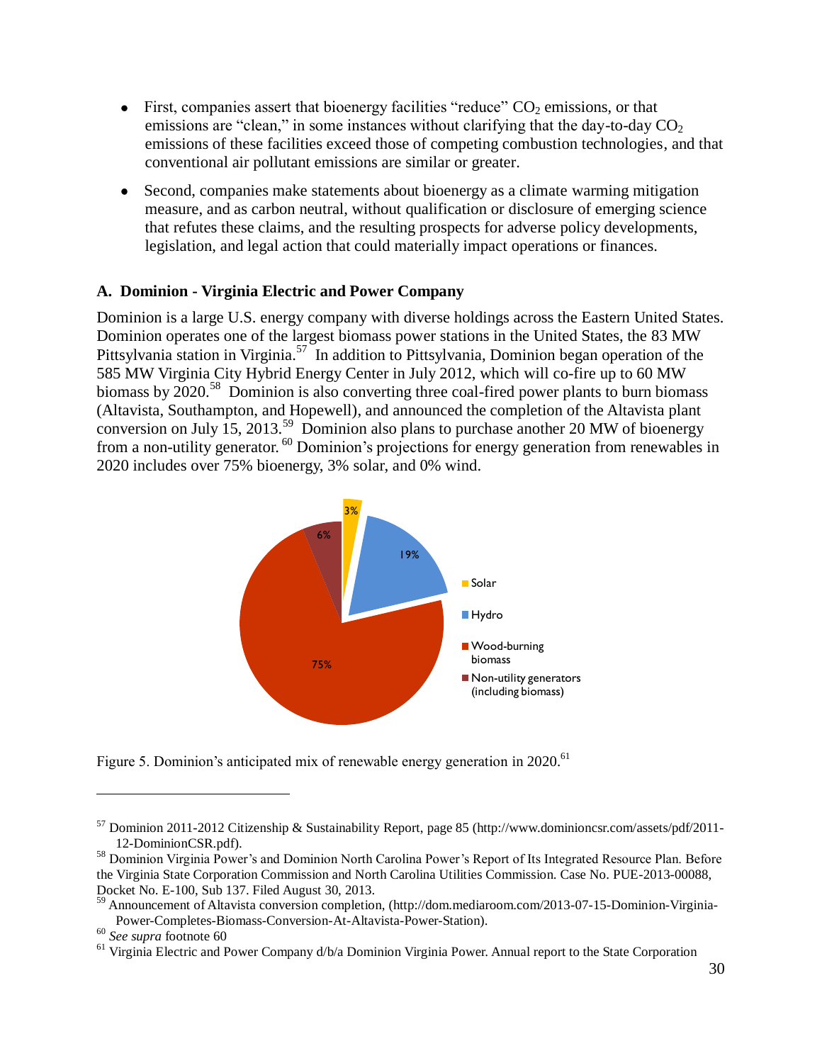- First, companies assert that bioenergy facilities "reduce" $CO_2$ emissions, or that emissions are "clean," in some instances without clarifying that the day-to-day $CO_2$ emissions of these facilities exceed those of competing combustion technologies, and that conventional air pollutant emissions are similar or greater.
- Second, companies make statements about bioenergy as a climate warming mitigation measure, and as carbon neutral, without qualification or disclosure of emerging science that refutes these claims, and the resulting prospects for adverse policy developments, legislation, and legal action that could materially impact operations or finances.

### A. Dominion - Virginia Electric and Power Company

Dominion is a large U.S. energy company with diverse holdings across the Eastern United States. Dominion operates one of the largest biomass power stations in the United States, the 83 MW Pittsylvania station in Virginia.[57] In addition to Pittsylvania, Dominion began operation of the 585 MW Virginia City Hybrid Energy Center in July 2012, which will co-fire up to 60 MW biomass by 2020.[58] Dominion is also converting three coal-fired power plants to burn biomass (Altavista, Southampton, and Hopewell), and announced the completion of the Altavista plant conversion on July 15, 2013.[59] Dominion also plans to purchase another 20 MW of bioenergy from a non-utility generator.[60] Dominion's projections for energy generation from renewables in 2020 includes over 75% bioenergy, 3% solar, and 0% wind.

| Source | Share |
|---|---|
| Solar | 3% |
| Hydro | 19% |
| Wood-burning biomass | 75% |
| Non-utility generators (including biomass) | 6% |

Figure 5. Dominion's anticipated mix of renewable energy generation in 2020.[61]

---

[57] Dominion 2011-2012 Citizenship & Sustainability Report, page 85 (http://www.dominioncsr.com/assets/pdf/2011-12-DominionCSR.pdf).

[58] Dominion Virginia Power's and Dominion North Carolina Power's Report of Its Integrated Resource Plan. Before the Virginia State Corporation Commission and North Carolina Utilities Commission. Case No. PUE-2013-00088, Docket No. E-100, Sub 137. Filed August 30, 2013.

[59] Announcement of Altavista conversion completion, (http://dom.mediaroom.com/2013-07-15-Dominion-Virginia-Power-Completes-Biomass-Conversion-At-Altavista-Power-Station).

[60] *See supra* footnote 60

[61] Virginia Electric and Power Company d/b/a Dominion Virginia Power. Annual report to the State Corporation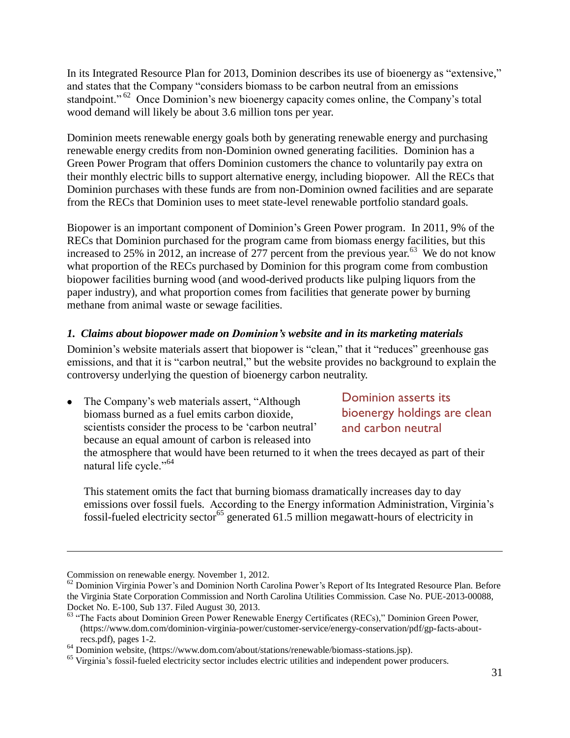In its Integrated Resource Plan for 2013, Dominion describes its use of bioenergy as "extensive," and states that the Company "considers biomass to be carbon neutral from an emissions standpoint."[62] Once Dominion's new bioenergy capacity comes online, the Company's total wood demand will likely be about 3.6 million tons per year.

Dominion meets renewable energy goals both by generating renewable energy and purchasing renewable energy credits from non-Dominion owned generating facilities. Dominion has a Green Power Program that offers Dominion customers the chance to voluntarily pay extra on their monthly electric bills to support alternative energy, including biopower. All the RECs that Dominion purchases with these funds are from non-Dominion owned facilities and are separate from the RECs that Dominion uses to meet state-level renewable portfolio standard goals.

Biopower is an important component of Dominion's Green Power program. In 2011, 9% of the RECs that Dominion purchased for the program came from biomass energy facilities, but this increased to 25% in 2012, an increase of 277 percent from the previous year.[63] We do not know what proportion of the RECs purchased by Dominion for this program come from combustion biopower facilities burning wood (and wood-derived products like pulping liquors from the paper industry), and what proportion comes from facilities that generate power by burning methane from animal waste or sewage facilities.

### *1. Claims about biopower made on Dominion's website and in its marketing materials*

Dominion's website materials assert that biopower is "clean," that it "reduces" greenhouse gas emissions, and that it is "carbon neutral," but the website provides no background to explain the controversy underlying the question of bioenergy carbon neutrality.

Dominion asserts its bioenergy holdings are clean and carbon neutral

- The Company's web materials assert, "Although biomass burned as a fuel emits carbon dioxide, scientists consider the process to be 'carbon neutral' because an equal amount of carbon is released into the atmosphere that would have been returned to it when the trees decayed as part of their natural life cycle."[64]

  This statement omits the fact that burning biomass dramatically increases day to day emissions over fossil fuels. According to the Energy information Administration, Virginia's fossil-fueled electricity sector[65] generated 61.5 million megawatt-hours of electricity in

---

Commission on renewable energy. November 1, 2012.

[62] Dominion Virginia Power's and Dominion North Carolina Power's Report of Its Integrated Resource Plan. Before the Virginia State Corporation Commission and North Carolina Utilities Commission. Case No. PUE-2013-00088, Docket No. E-100, Sub 137. Filed August 30, 2013.

[63] "The Facts about Dominion Green Power Renewable Energy Certificates (RECs)," Dominion Green Power, (https://www.dom.com/dominion-virginia-power/customer-service/energy-conservation/pdf/gp-facts-about-recs.pdf), pages 1-2.

[64] Dominion website, (https://www.dom.com/about/stations/renewable/biomass-stations.jsp).

[65] Virginia's fossil-fueled electricity sector includes electric utilities and independent power producers.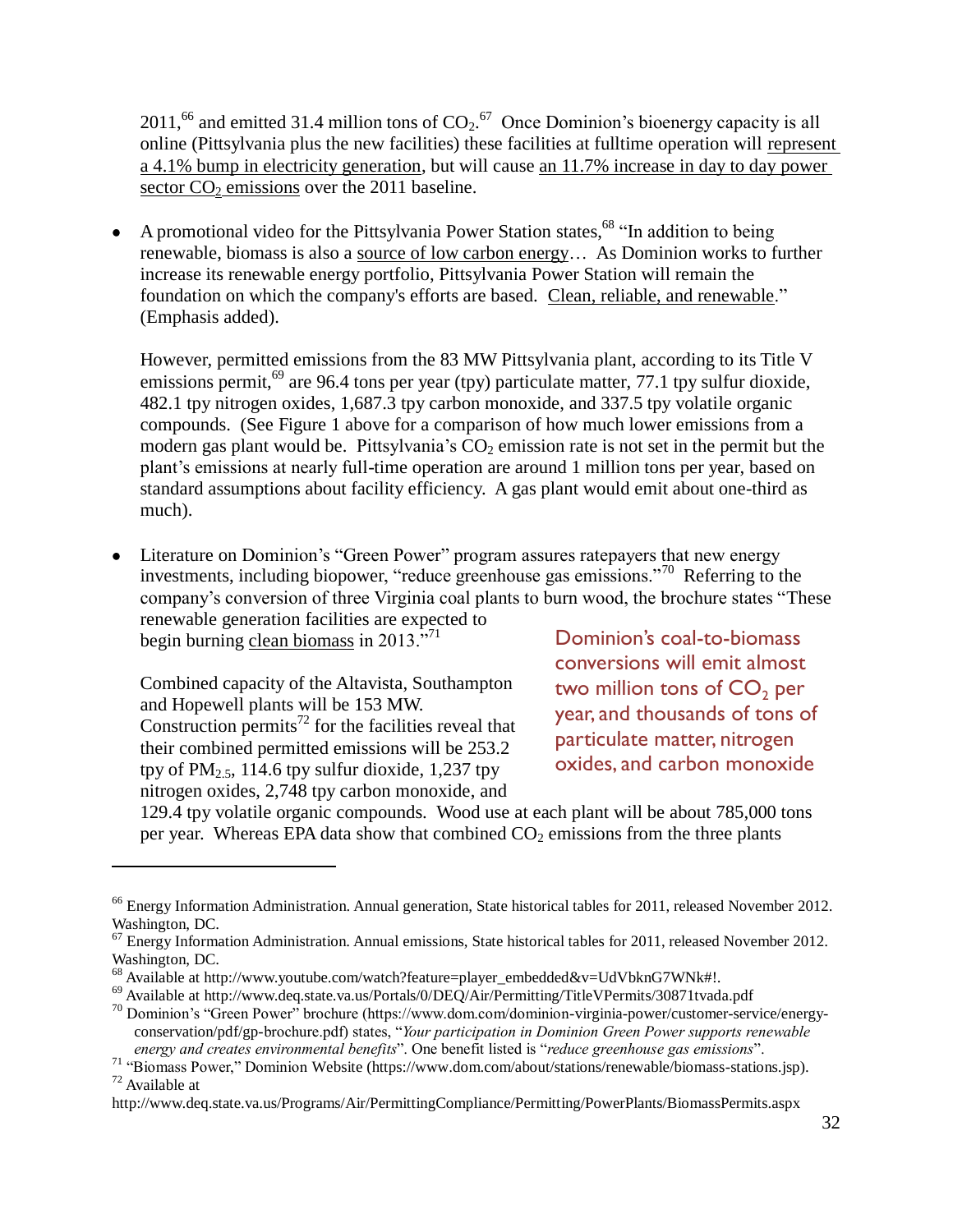2011,[66] and emitted 31.4 million tons of $CO_2$.[67] Once Dominion's bioenergy capacity is all online (Pittsylvania plus the new facilities) these facilities at fulltime operation will represent a 4.1% bump in electricity generation, but will cause an 11.7% increase in day to day power sector $CO_2$ emissions over the 2011 baseline.

- A promotional video for the Pittsylvania Power Station states,[68] "In addition to being renewable, biomass is also a source of low carbon energy… As Dominion works to further increase its renewable energy portfolio, Pittsylvania Power Station will remain the foundation on which the company's efforts are based. Clean, reliable, and renewable." (Emphasis added).

  However, permitted emissions from the 83 MW Pittsylvania plant, according to its Title V emissions permit,[69] are 96.4 tons per year (tpy) particulate matter, 77.1 tpy sulfur dioxide, 482.1 tpy nitrogen oxides, 1,687.3 tpy carbon monoxide, and 337.5 tpy volatile organic compounds. (See Figure 1 above for a comparison of how much lower emissions from a modern gas plant would be. Pittsylvania's $CO_2$ emission rate is not set in the permit but the plant's emissions at nearly full-time operation are around 1 million tons per year, based on standard assumptions about facility efficiency. A gas plant would emit about one-third as much).

- Literature on Dominion's "Green Power" program assures ratepayers that new energy investments, including biopower, "reduce greenhouse gas emissions."[70] Referring to the company's conversion of three Virginia coal plants to burn wood, the brochure states "These renewable generation facilities are expected to begin burning clean biomass in 2013."[71]

  Combined capacity of the Altavista, Southampton and Hopewell plants will be 153 MW. Construction permits[72] for the facilities reveal that their combined permitted emissions will be 253.2 tpy of $PM_{2.5}$, 114.6 tpy sulfur dioxide, 1,237 tpy nitrogen oxides, 2,748 tpy carbon monoxide, and 129.4 tpy volatile organic compounds. Wood use at each plant will be about 785,000 tons per year. Whereas EPA data show that combined $CO_2$ emissions from the three plants

> Dominion's coal-to-biomass conversions will emit almost two million tons of $CO_2$ per year, and thousands of tons of particulate matter, nitrogen oxides, and carbon monoxide

---

[66] Energy Information Administration. Annual generation, State historical tables for 2011, released November 2012. Washington, DC.

[67] Energy Information Administration. Annual emissions, State historical tables for 2011, released November 2012. Washington, DC.

[68] Available at http://www.youtube.com/watch?feature=player_embedded&v=UdVbknG7WNk#!.

[69] Available at http://www.deq.state.va.us/Portals/0/DEQ/Air/Permitting/TitleVPermits/30871tvada.pdf

[70] Dominion's "Green Power" brochure (https://www.dom.com/dominion-virginia-power/customer-service/energy-conservation/pdf/gp-brochure.pdf) states, "*Your participation in Dominion Green Power supports renewable energy and creates environmental benefits*". One benefit listed is "*reduce greenhouse gas emissions*".

[71] "Biomass Power," Dominion Website (https://www.dom.com/about/stations/renewable/biomass-stations.jsp).

[72] Available at http://www.deq.state.va.us/Programs/Air/PermittingCompliance/Permitting/PowerPlants/BiomassPermits.aspx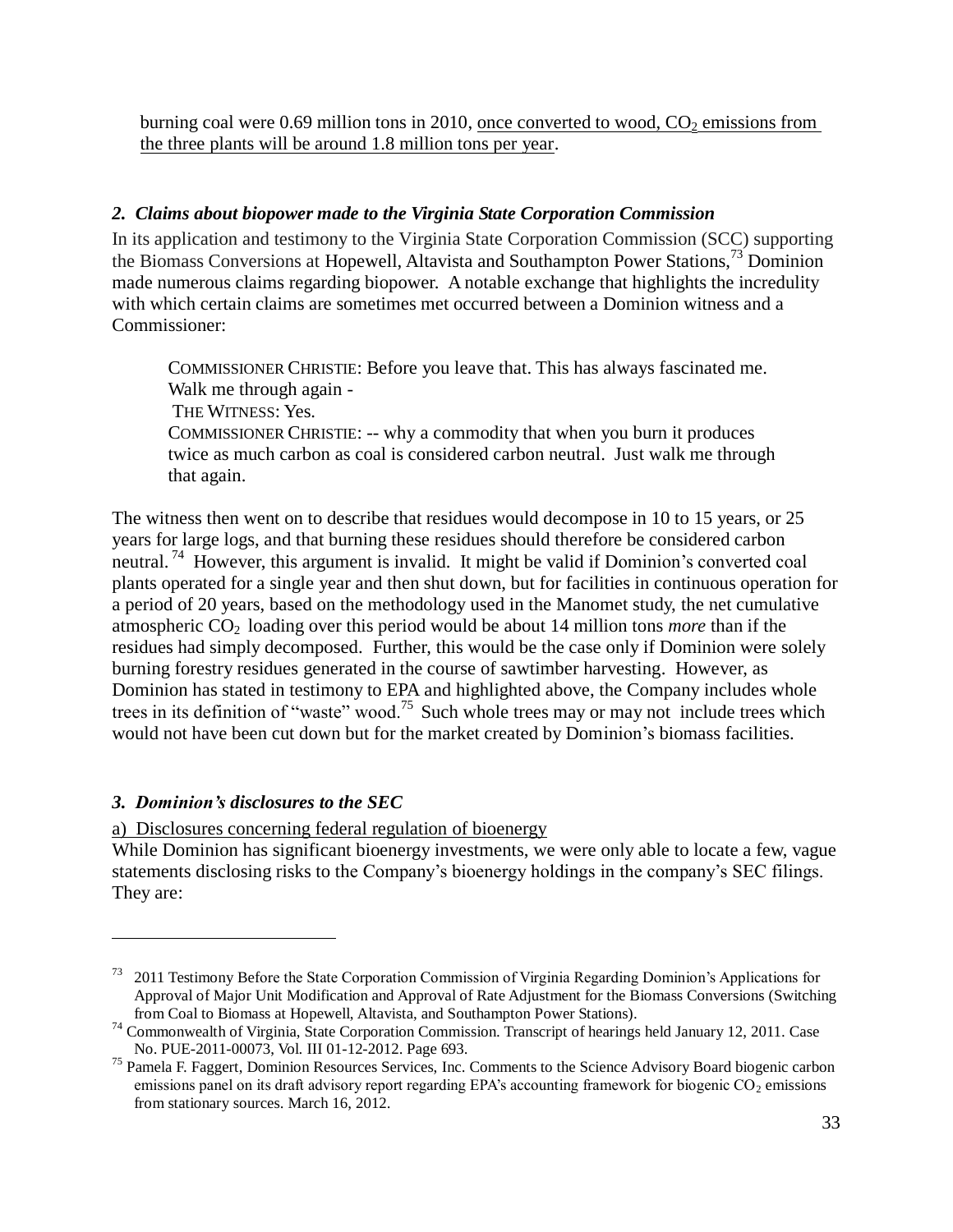burning coal were 0.69 million tons in 2010, <u>once converted to wood, $CO_2$ emissions from the three plants will be around 1.8 million tons per year</u>.

### *2. Claims about biopower made to the Virginia State Corporation Commission*

In its application and testimony to the Virginia State Corporation Commission (SCC) supporting the Biomass Conversions at Hopewell, Altavista and Southampton Power Stations,[73] Dominion made numerous claims regarding biopower. A notable exchange that highlights the incredulity with which certain claims are sometimes met occurred between a Dominion witness and a Commissioner:

> COMMISSIONER CHRISTIE: Before you leave that. This has always fascinated me. Walk me through again -
> THE WITNESS: Yes.
> COMMISSIONER CHRISTIE: -- why a commodity that when you burn it produces twice as much carbon as coal is considered carbon neutral. Just walk me through that again.

The witness then went on to describe that residues would decompose in 10 to 15 years, or 25 years for large logs, and that burning these residues should therefore be considered carbon neutral.[74] However, this argument is invalid. It might be valid if Dominion's converted coal plants operated for a single year and then shut down, but for facilities in continuous operation for a period of 20 years, based on the methodology used in the Manomet study, the net cumulative atmospheric $CO_2$ loading over this period would be about 14 million tons *more* than if the residues had simply decomposed. Further, this would be the case only if Dominion were solely burning forestry residues generated in the course of sawtimber harvesting. However, as Dominion has stated in testimony to EPA and highlighted above, the Company includes whole trees in its definition of "waste" wood.[75] Such whole trees may or may not include trees which would not have been cut down but for the market created by Dominion's biomass facilities.

### *3. Dominion's disclosures to the SEC*

<u>a) Disclosures concerning federal regulation of bioenergy</u>

While Dominion has significant bioenergy investments, we were only able to locate a few, vague statements disclosing risks to the Company's bioenergy holdings in the company's SEC filings. They are:

---

[73] 2011 Testimony Before the State Corporation Commission of Virginia Regarding Dominion's Applications for Approval of Major Unit Modification and Approval of Rate Adjustment for the Biomass Conversions (Switching from Coal to Biomass at Hopewell, Altavista, and Southampton Power Stations).

[74] Commonwealth of Virginia, State Corporation Commission. Transcript of hearings held January 12, 2011. Case No. PUE-2011-00073, Vol. III 01-12-2012. Page 693.

[75] Pamela F. Faggert, Dominion Resources Services, Inc. Comments to the Science Advisory Board biogenic carbon emissions panel on its draft advisory report regarding EPA's accounting framework for biogenic $CO_2$ emissions from stationary sources. March 16, 2012.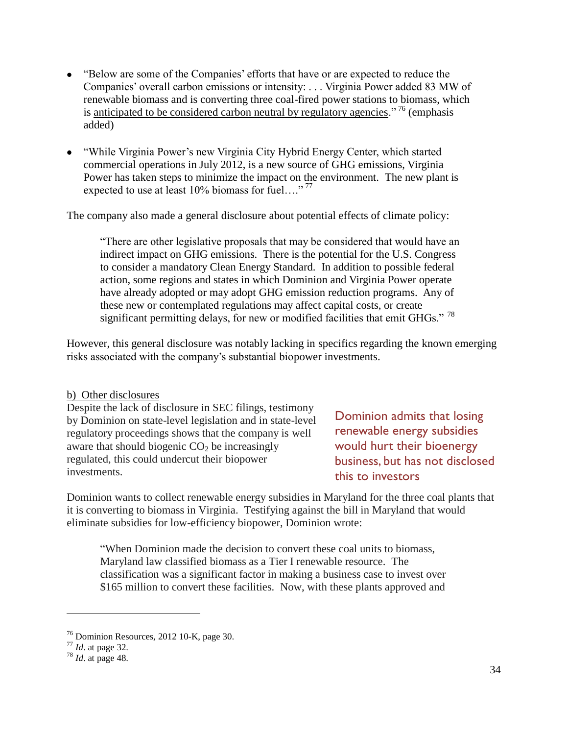- "Below are some of the Companies' efforts that have or are expected to reduce the Companies' overall carbon emissions or intensity: . . . Virginia Power added 83 MW of renewable biomass and is converting three coal-fired power stations to biomass, which is <u>anticipated to be considered carbon neutral by regulatory agencies</u>." [76] (emphasis added)

- "While Virginia Power's new Virginia City Hybrid Energy Center, which started commercial operations in July 2012, is a new source of GHG emissions, Virginia Power has taken steps to minimize the impact on the environment. The new plant is expected to use at least 10% biomass for fuel…." [77]

The company also made a general disclosure about potential effects of climate policy:

> "There are other legislative proposals that may be considered that would have an indirect impact on GHG emissions. There is the potential for the U.S. Congress to consider a mandatory Clean Energy Standard. In addition to possible federal action, some regions and states in which Dominion and Virginia Power operate have already adopted or may adopt GHG emission reduction programs. Any of these new or contemplated regulations may affect capital costs, or create significant permitting delays, for new or modified facilities that emit GHGs." [78]

However, this general disclosure was notably lacking in specifics regarding the known emerging risks associated with the company's substantial biopower investments.

<u>b) Other disclosures</u>

Despite the lack of disclosure in SEC filings, testimony by Dominion on state-level legislation and in state-level regulatory proceedings shows that the company is well aware that should biogenic $CO_2$ be increasingly regulated, this could undercut their biopower investments.

**Dominion admits that losing renewable energy subsidies would hurt their bioenergy business, but has not disclosed this to investors**

Dominion wants to collect renewable energy subsidies in Maryland for the three coal plants that it is converting to biomass in Virginia. Testifying against the bill in Maryland that would eliminate subsidies for low-efficiency biopower, Dominion wrote:

> "When Dominion made the decision to convert these coal units to biomass, Maryland law classified biomass as a Tier I renewable resource. The classification was a significant factor in making a business case to invest over \$165 million to convert these facilities. Now, with these plants approved and

---

[76] Dominion Resources, 2012 10-K, page 30.
[77] *Id.* at page 32.
[78] *Id.* at page 48.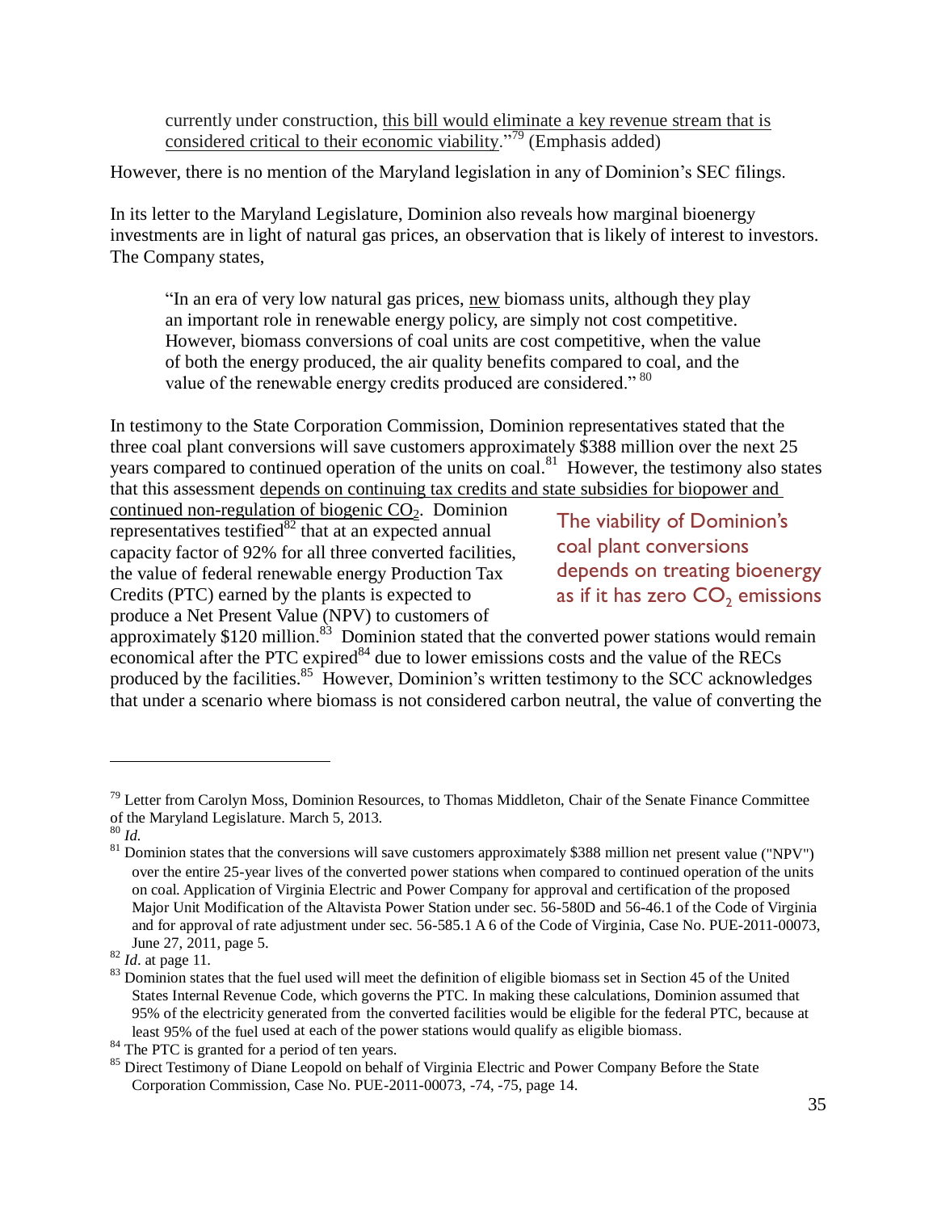> currently under construction, <u>this bill would eliminate a key revenue stream that is considered critical to their economic viability</u>."[79] (Emphasis added)

However, there is no mention of the Maryland legislation in any of Dominion's SEC filings.

In its letter to the Maryland Legislature, Dominion also reveals how marginal bioenergy investments are in light of natural gas prices, an observation that is likely of interest to investors. The Company states,

> "In an era of very low natural gas prices, <u>new</u> biomass units, although they play an important role in renewable energy policy, are simply not cost competitive. However, biomass conversions of coal units are cost competitive, when the value of both the energy produced, the air quality benefits compared to coal, and the value of the renewable energy credits produced are considered." [80]

**The viability of Dominion's coal plant conversions depends on treating bioenergy as if it has zero $CO_2$ emissions**

In testimony to the State Corporation Commission, Dominion representatives stated that the three coal plant conversions will save customers approximately $388 million over the next 25 years compared to continued operation of the units on coal.[81] However, the testimony also states that this assessment <u>depends on continuing tax credits and state subsidies for biopower and continued non-regulation of biogenic $CO_2$</u>. Dominion representatives testified[82] that at an expected annual capacity factor of 92% for all three converted facilities, the value of federal renewable energy Production Tax Credits (PTC) earned by the plants is expected to produce a Net Present Value (NPV) to customers of approximately $120 million.[83] Dominion stated that the converted power stations would remain economical after the PTC expired[84] due to lower emissions costs and the value of the RECs produced by the facilities.[85] However, Dominion's written testimony to the SCC acknowledges that under a scenario where biomass is not considered carbon neutral, the value of converting the

---

[79] Letter from Carolyn Moss, Dominion Resources, to Thomas Middleton, Chair of the Senate Finance Committee of the Maryland Legislature. March 5, 2013.

[80] *Id.*

[81] Dominion states that the conversions will save customers approximately $388 million net present value ("NPV") over the entire 25-year lives of the converted power stations when compared to continued operation of the units on coal. Application of Virginia Electric and Power Company for approval and certification of the proposed Major Unit Modification of the Altavista Power Station under sec. 56-580D and 56-46.1 of the Code of Virginia and for approval of rate adjustment under sec. 56-585.1 A 6 of the Code of Virginia, Case No. PUE-2011-00073, June 27, 2011, page 5.

[82] *Id.* at page 11.

[83] Dominion states that the fuel used will meet the definition of eligible biomass set in Section 45 of the United States Internal Revenue Code, which governs the PTC. In making these calculations, Dominion assumed that 95% of the electricity generated from the converted facilities would be eligible for the federal PTC, because at least 95% of the fuel used at each of the power stations would qualify as eligible biomass.

[84] The PTC is granted for a period of ten years.

[85] Direct Testimony of Diane Leopold on behalf of Virginia Electric and Power Company Before the State Corporation Commission, Case No. PUE-2011-00073, -74, -75, page 14.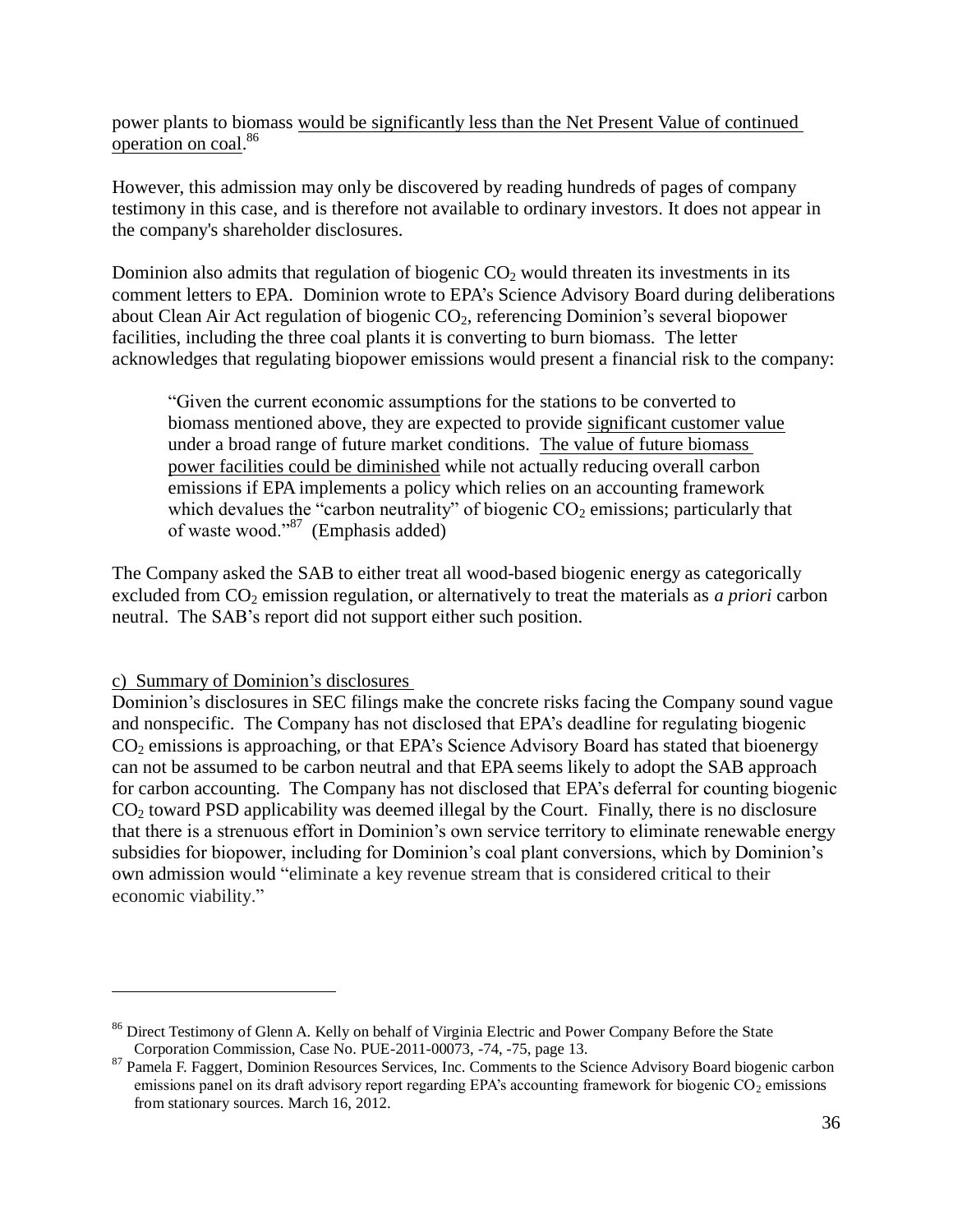power plants to biomass <u>would be significantly less than the Net Present Value of continued operation on coal</u>.[86]

However, this admission may only be discovered by reading hundreds of pages of company testimony in this case, and is therefore not available to ordinary investors. It does not appear in the company's shareholder disclosures.

Dominion also admits that regulation of biogenic $CO_2$ would threaten its investments in its comment letters to EPA. Dominion wrote to EPA's Science Advisory Board during deliberations about Clean Air Act regulation of biogenic $CO_2$, referencing Dominion's several biopower facilities, including the three coal plants it is converting to burn biomass. The letter acknowledges that regulating biopower emissions would present a financial risk to the company:

> "Given the current economic assumptions for the stations to be converted to biomass mentioned above, they are expected to provide <u>significant customer value</u> under a broad range of future market conditions. <u>The value of future biomass power facilities could be diminished</u> while not actually reducing overall carbon emissions if EPA implements a policy which relies on an accounting framework which devalues the "carbon neutrality" of biogenic $CO_2$ emissions; particularly that of waste wood."[87] (Emphasis added)

The Company asked the SAB to either treat all wood-based biogenic energy as categorically excluded from $CO_2$ emission regulation, or alternatively to treat the materials as *a priori* carbon neutral. The SAB's report did not support either such position.

<u>c) Summary of Dominion's disclosures</u>

Dominion's disclosures in SEC filings make the concrete risks facing the Company sound vague and nonspecific. The Company has not disclosed that EPA's deadline for regulating biogenic $CO_2$ emissions is approaching, or that EPA's Science Advisory Board has stated that bioenergy can not be assumed to be carbon neutral and that EPA seems likely to adopt the SAB approach for carbon accounting. The Company has not disclosed that EPA's deferral for counting biogenic $CO_2$ toward PSD applicability was deemed illegal by the Court. Finally, there is no disclosure that there is a strenuous effort in Dominion's own service territory to eliminate renewable energy subsidies for biopower, including for Dominion's coal plant conversions, which by Dominion's own admission would "eliminate a key revenue stream that is considered critical to their economic viability."

---

[86] Direct Testimony of Glenn A. Kelly on behalf of Virginia Electric and Power Company Before the State Corporation Commission, Case No. PUE-2011-00073, -74, -75, page 13.

[87] Pamela F. Faggert, Dominion Resources Services, Inc. Comments to the Science Advisory Board biogenic carbon emissions panel on its draft advisory report regarding EPA's accounting framework for biogenic $CO_2$ emissions from stationary sources. March 16, 2012.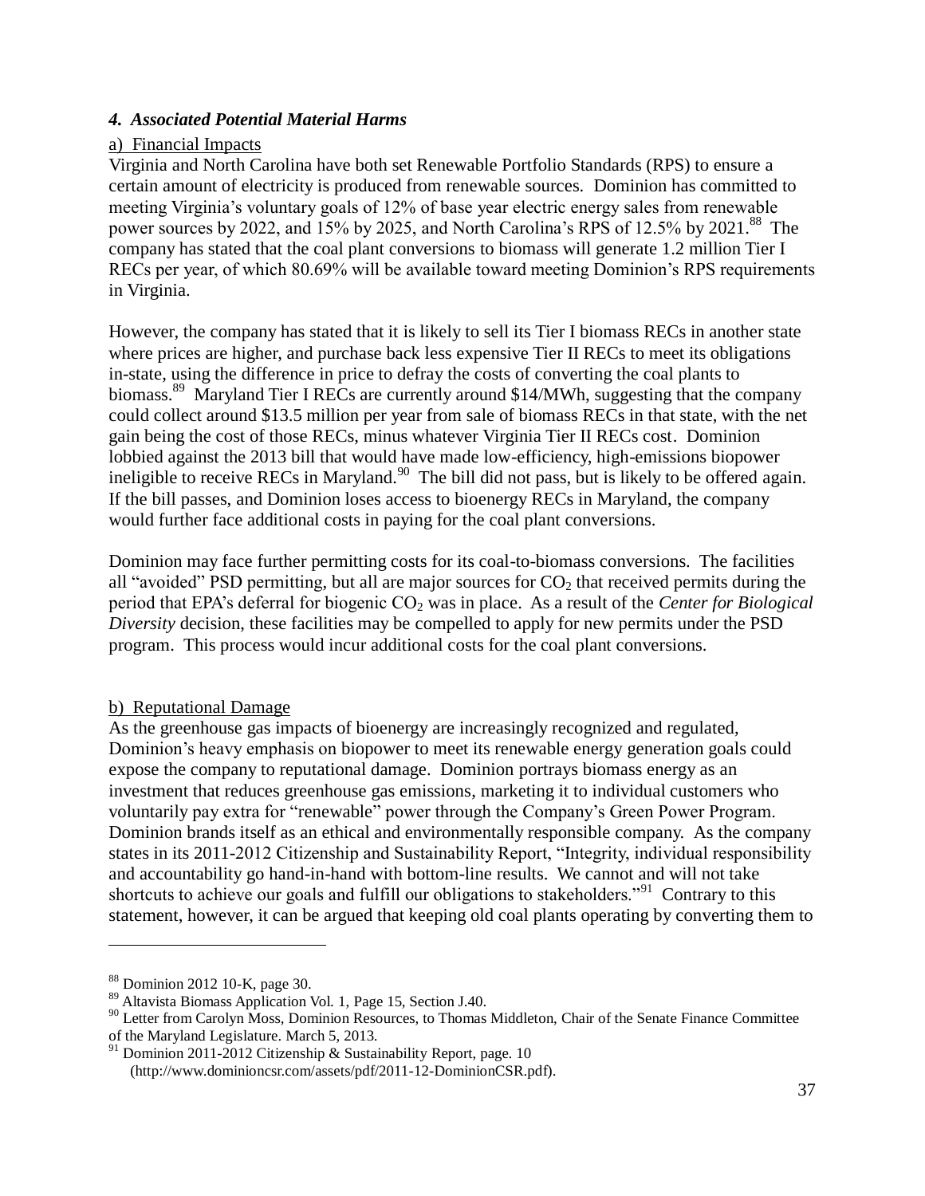### *4. Associated Potential Material Harms*

a) Financial Impacts

Virginia and North Carolina have both set Renewable Portfolio Standards (RPS) to ensure a certain amount of electricity is produced from renewable sources. Dominion has committed to meeting Virginia's voluntary goals of 12% of base year electric energy sales from renewable power sources by 2022, and 15% by 2025, and North Carolina's RPS of 12.5% by 2021.[88] The company has stated that the coal plant conversions to biomass will generate 1.2 million Tier I RECs per year, of which 80.69% will be available toward meeting Dominion's RPS requirements in Virginia.

However, the company has stated that it is likely to sell its Tier I biomass RECs in another state where prices are higher, and purchase back less expensive Tier II RECs to meet its obligations in-state, using the difference in price to defray the costs of converting the coal plants to biomass.[89] Maryland Tier I RECs are currently around \$14/MWh, suggesting that the company could collect around \$13.5 million per year from sale of biomass RECs in that state, with the net gain being the cost of those RECs, minus whatever Virginia Tier II RECs cost. Dominion lobbied against the 2013 bill that would have made low-efficiency, high-emissions biopower ineligible to receive RECs in Maryland.[90] The bill did not pass, but is likely to be offered again. If the bill passes, and Dominion loses access to bioenergy RECs in Maryland, the company would further face additional costs in paying for the coal plant conversions.

Dominion may face further permitting costs for its coal-to-biomass conversions. The facilities all "avoided" PSD permitting, but all are major sources for $CO_2$ that received permits during the period that EPA's deferral for biogenic $CO_2$ was in place. As a result of the *Center for Biological Diversity* decision, these facilities may be compelled to apply for new permits under the PSD program. This process would incur additional costs for the coal plant conversions.

b) Reputational Damage

As the greenhouse gas impacts of bioenergy are increasingly recognized and regulated, Dominion's heavy emphasis on biopower to meet its renewable energy generation goals could expose the company to reputational damage. Dominion portrays biomass energy as an investment that reduces greenhouse gas emissions, marketing it to individual customers who voluntarily pay extra for "renewable" power through the Company's Green Power Program. Dominion brands itself as an ethical and environmentally responsible company. As the company states in its 2011-2012 Citizenship and Sustainability Report, "Integrity, individual responsibility and accountability go hand-in-hand with bottom-line results. We cannot and will not take shortcuts to achieve our goals and fulfill our obligations to stakeholders."[91] Contrary to this statement, however, it can be argued that keeping old coal plants operating by converting them to

---

[88] Dominion 2012 10-K, page 30.

[89] Altavista Biomass Application Vol. 1, Page 15, Section J.40.

[90] Letter from Carolyn Moss, Dominion Resources, to Thomas Middleton, Chair of the Senate Finance Committee of the Maryland Legislature. March 5, 2013.

[91] Dominion 2011-2012 Citizenship & Sustainability Report, page. 10 (http://www.dominioncsr.com/assets/pdf/2011-12-DominionCSR.pdf).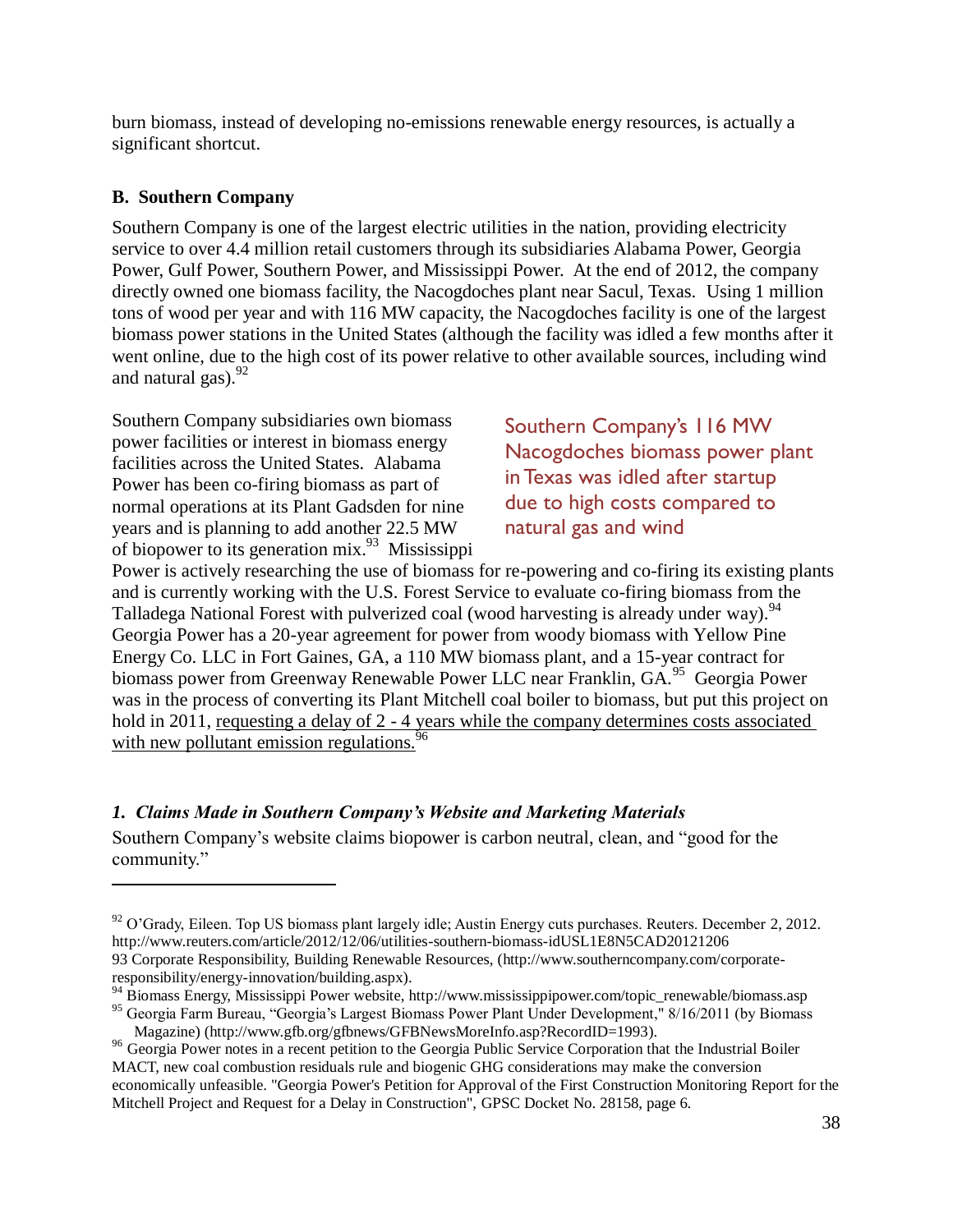burn biomass, instead of developing no-emissions renewable energy resources, is actually a significant shortcut.

### B. Southern Company

Southern Company is one of the largest electric utilities in the nation, providing electricity service to over 4.4 million retail customers through its subsidiaries Alabama Power, Georgia Power, Gulf Power, Southern Power, and Mississippi Power. At the end of 2012, the company directly owned one biomass facility, the Nacogdoches plant near Sacul, Texas. Using 1 million tons of wood per year and with 116 MW capacity, the Nacogdoches facility is one of the largest biomass power stations in the United States (although the facility was idled a few months after it went online, due to the high cost of its power relative to other available sources, including wind and natural gas).[92]

> Southern Company's 116 MW Nacogdoches biomass power plant in Texas was idled after startup due to high costs compared to natural gas and wind

Southern Company subsidiaries own biomass power facilities or interest in biomass energy facilities across the United States. Alabama Power has been co-firing biomass as part of normal operations at its Plant Gadsden for nine years and is planning to add another 22.5 MW of biopower to its generation mix.[93] Mississippi Power is actively researching the use of biomass for re-powering and co-firing its existing plants and is currently working with the U.S. Forest Service to evaluate co-firing biomass from the Talladega National Forest with pulverized coal (wood harvesting is already under way).[94] Georgia Power has a 20-year agreement for power from woody biomass with Yellow Pine Energy Co. LLC in Fort Gaines, GA, a 110 MW biomass plant, and a 15-year contract for biomass power from Greenway Renewable Power LLC near Franklin, GA.[95] Georgia Power was in the process of converting its Plant Mitchell coal boiler to biomass, but put this project on hold in 2011, requesting a delay of 2 - 4 years while the company determines costs associated with new pollutant emission regulations.[96]

#### *1. Claims Made in Southern Company's Website and Marketing Materials*

Southern Company's website claims biopower is carbon neutral, clean, and "good for the community."

---

[92] O'Grady, Eileen. Top US biomass plant largely idle; Austin Energy cuts purchases. Reuters. December 2, 2012. http://www.reuters.com/article/2012/12/06/utilities-southern-biomass-idUSL1E8N5CAD20121206

[93] Corporate Responsibility, Building Renewable Resources, (http://www.southerncompany.com/corporate-responsibility/energy-innovation/building.aspx).

[94] Biomass Energy, Mississippi Power website, http://www.mississippipower.com/topic_renewable/biomass.asp

[95] Georgia Farm Bureau, "Georgia's Largest Biomass Power Plant Under Development," 8/16/2011 (by Biomass Magazine) (http://www.gfb.org/gfbnews/GFBNewsMoreInfo.asp?RecordID=1993).

[96] Georgia Power notes in a recent petition to the Georgia Public Service Corporation that the Industrial Boiler MACT, new coal combustion residuals rule and biogenic GHG considerations may make the conversion economically unfeasible. "Georgia Power's Petition for Approval of the First Construction Monitoring Report for the Mitchell Project and Request for a Delay in Construction", GPSC Docket No. 28158, page 6.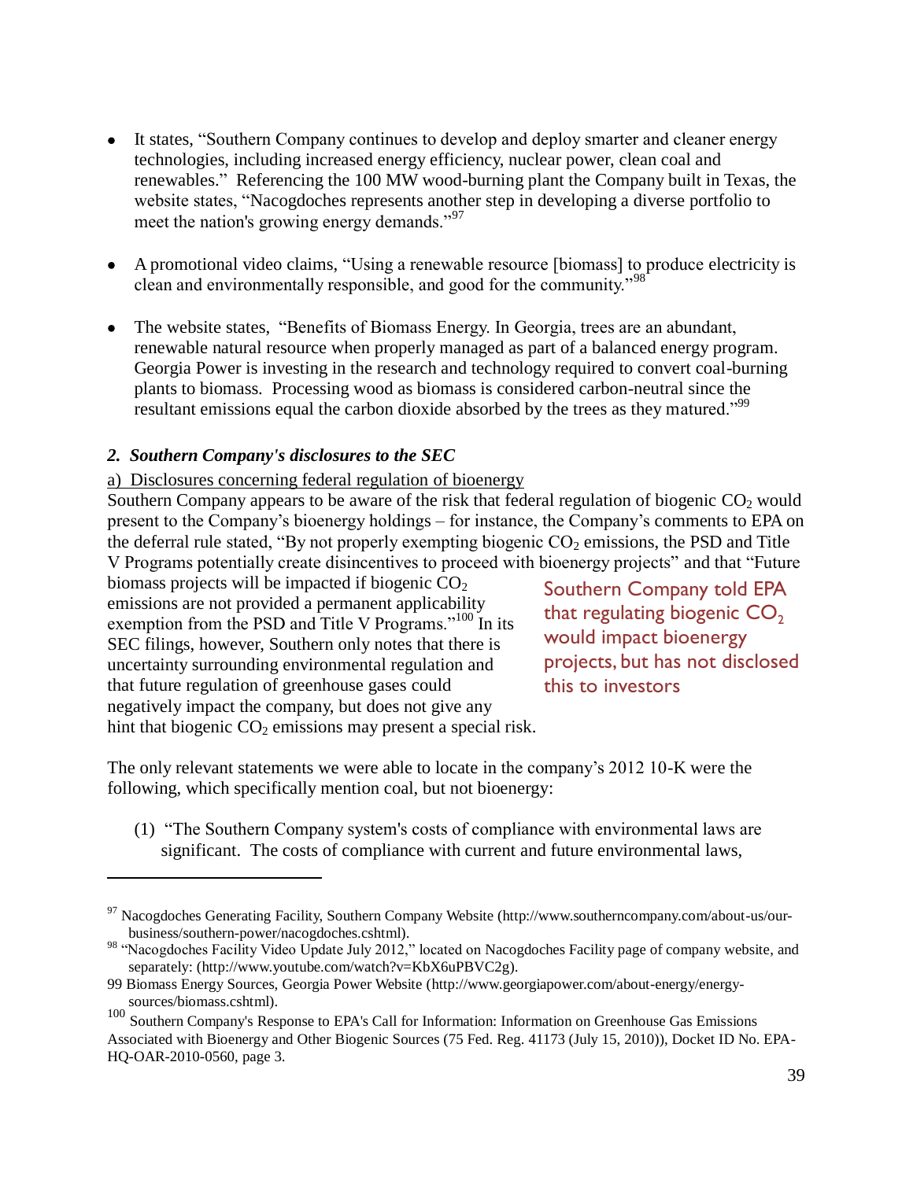- It states, "Southern Company continues to develop and deploy smarter and cleaner energy technologies, including increased energy efficiency, nuclear power, clean coal and renewables." Referencing the 100 MW wood-burning plant the Company built in Texas, the website states, "Nacogdoches represents another step in developing a diverse portfolio to meet the nation's growing energy demands."[97]

- A promotional video claims, "Using a renewable resource [biomass] to produce electricity is clean and environmentally responsible, and good for the community."[98]

- The website states, "Benefits of Biomass Energy. In Georgia, trees are an abundant, renewable natural resource when properly managed as part of a balanced energy program. Georgia Power is investing in the research and technology required to convert coal-burning plants to biomass. Processing wood as biomass is considered carbon-neutral since the resultant emissions equal the carbon dioxide absorbed by the trees as they matured."[99]

### *2. Southern Company's disclosures to the SEC*

a) Disclosures concerning federal regulation of bioenergy

Southern Company appears to be aware of the risk that federal regulation of biogenic $CO_2$ would present to the Company's bioenergy holdings – for instance, the Company's comments to EPA on the deferral rule stated, "By not properly exempting biogenic $CO_2$ emissions, the PSD and Title V Programs potentially create disincentives to proceed with bioenergy projects" and that "Future biomass projects will be impacted if biogenic $CO_2$ emissions are not provided a permanent applicability exemption from the PSD and Title V Programs."[100] In its SEC filings, however, Southern only notes that there is uncertainty surrounding environmental regulation and that future regulation of greenhouse gases could negatively impact the company, but does not give any hint that biogenic $CO_2$ emissions may present a special risk.

Southern Company told EPA that regulating biogenic $CO_2$ would impact bioenergy projects, but has not disclosed this to investors

The only relevant statements we were able to locate in the company's 2012 10-K were the following, which specifically mention coal, but not bioenergy:

(1) "The Southern Company system's costs of compliance with environmental laws are significant. The costs of compliance with current and future environmental laws,

---

[97] Nacogdoches Generating Facility, Southern Company Website (http://www.southerncompany.com/about-us/our-business/southern-power/nacogdoches.cshtml).

[98] "Nacogdoches Facility Video Update July 2012," located on Nacogdoches Facility page of company website, and separately: (http://www.youtube.com/watch?v=KbX6uPBVC2g).

[99] Biomass Energy Sources, Georgia Power Website (http://www.georgiapower.com/about-energy/energy-sources/biomass.cshtml).

[100] Southern Company's Response to EPA's Call for Information: Information on Greenhouse Gas Emissions Associated with Bioenergy and Other Biogenic Sources (75 Fed. Reg. 41173 (July 15, 2010)), Docket ID No. EPA-HQ-OAR-2010-0560, page 3.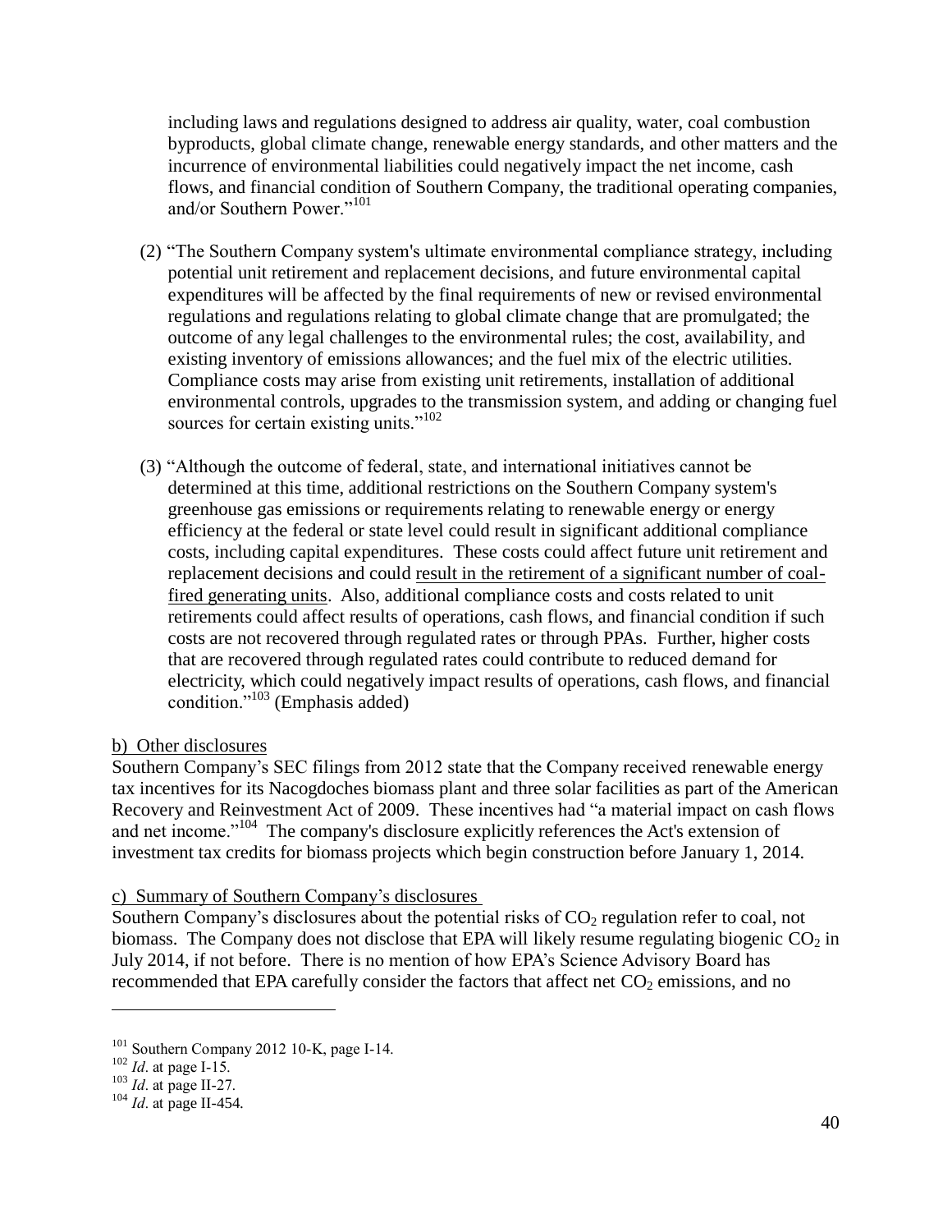including laws and regulations designed to address air quality, water, coal combustion byproducts, global climate change, renewable energy standards, and other matters and the incurrence of environmental liabilities could negatively impact the net income, cash flows, and financial condition of Southern Company, the traditional operating companies, and/or Southern Power."[101]

(2) "The Southern Company system's ultimate environmental compliance strategy, including potential unit retirement and replacement decisions, and future environmental capital expenditures will be affected by the final requirements of new or revised environmental regulations and regulations relating to global climate change that are promulgated; the outcome of any legal challenges to the environmental rules; the cost, availability, and existing inventory of emissions allowances; and the fuel mix of the electric utilities. Compliance costs may arise from existing unit retirements, installation of additional environmental controls, upgrades to the transmission system, and adding or changing fuel sources for certain existing units."[102]

(3) "Although the outcome of federal, state, and international initiatives cannot be determined at this time, additional restrictions on the Southern Company system's greenhouse gas emissions or requirements relating to renewable energy or energy efficiency at the federal or state level could result in significant additional compliance costs, including capital expenditures. These costs could affect future unit retirement and replacement decisions and could <u>result in the retirement of a significant number of coal-fired generating units</u>. Also, additional compliance costs and costs related to unit retirements could affect results of operations, cash flows, and financial condition if such costs are not recovered through regulated rates or through PPAs. Further, higher costs that are recovered through regulated rates could contribute to reduced demand for electricity, which could negatively impact results of operations, cash flows, and financial condition."[103] (Emphasis added)

<u>b) Other disclosures</u>

Southern Company's SEC filings from 2012 state that the Company received renewable energy tax incentives for its Nacogdoches biomass plant and three solar facilities as part of the American Recovery and Reinvestment Act of 2009. These incentives had "a material impact on cash flows and net income."[104] The company's disclosure explicitly references the Act's extension of investment tax credits for biomass projects which begin construction before January 1, 2014.

<u>c) Summary of Southern Company's disclosures</u>

Southern Company's disclosures about the potential risks of $CO_2$ regulation refer to coal, not biomass. The Company does not disclose that EPA will likely resume regulating biogenic $CO_2$ in July 2014, if not before. There is no mention of how EPA's Science Advisory Board has recommended that EPA carefully consider the factors that affect net $CO_2$ emissions, and no

---

[101] Southern Company 2012 10-K, page I-14.

[102] *Id*. at page I-15.

[103] *Id*. at page II-27.

[104] *Id*. at page II-454.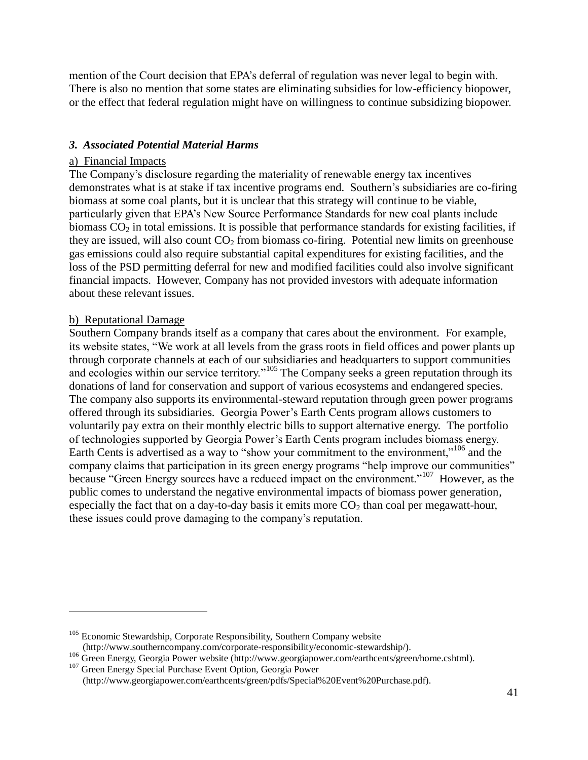mention of the Court decision that EPA's deferral of regulation was never legal to begin with. There is also no mention that some states are eliminating subsidies for low-efficiency biopower, or the effect that federal regulation might have on willingness to continue subsidizing biopower.

### *3. Associated Potential Material Harms*

a) Financial Impacts

The Company's disclosure regarding the materiality of renewable energy tax incentives demonstrates what is at stake if tax incentive programs end. Southern's subsidiaries are co-firing biomass at some coal plants, but it is unclear that this strategy will continue to be viable, particularly given that EPA's New Source Performance Standards for new coal plants include biomass $CO_2$ in total emissions. It is possible that performance standards for existing facilities, if they are issued, will also count $CO_2$ from biomass co-firing. Potential new limits on greenhouse gas emissions could also require substantial capital expenditures for existing facilities, and the loss of the PSD permitting deferral for new and modified facilities could also involve significant financial impacts. However, Company has not provided investors with adequate information about these relevant issues.

b) Reputational Damage

Southern Company brands itself as a company that cares about the environment. For example, its website states, "We work at all levels from the grass roots in field offices and power plants up through corporate channels at each of our subsidiaries and headquarters to support communities and ecologies within our service territory."[105] The Company seeks a green reputation through its donations of land for conservation and support of various ecosystems and endangered species. The company also supports its environmental-steward reputation through green power programs offered through its subsidiaries. Georgia Power's Earth Cents program allows customers to voluntarily pay extra on their monthly electric bills to support alternative energy. The portfolio of technologies supported by Georgia Power's Earth Cents program includes biomass energy. Earth Cents is advertised as a way to "show your commitment to the environment,"[106] and the company claims that participation in its green energy programs "help improve our communities" because "Green Energy sources have a reduced impact on the environment."[107] However, as the public comes to understand the negative environmental impacts of biomass power generation, especially the fact that on a day-to-day basis it emits more $CO_2$ than coal per megawatt-hour, these issues could prove damaging to the company's reputation.

---

[105] Economic Stewardship, Corporate Responsibility, Southern Company website (http://www.southerncompany.com/corporate-responsibility/economic-stewardship/).

[106] Green Energy, Georgia Power website (http://www.georgiapower.com/earthcents/green/home.cshtml).

[107] Green Energy Special Purchase Event Option, Georgia Power (http://www.georgiapower.com/earthcents/green/pdfs/Special%20Event%20Purchase.pdf).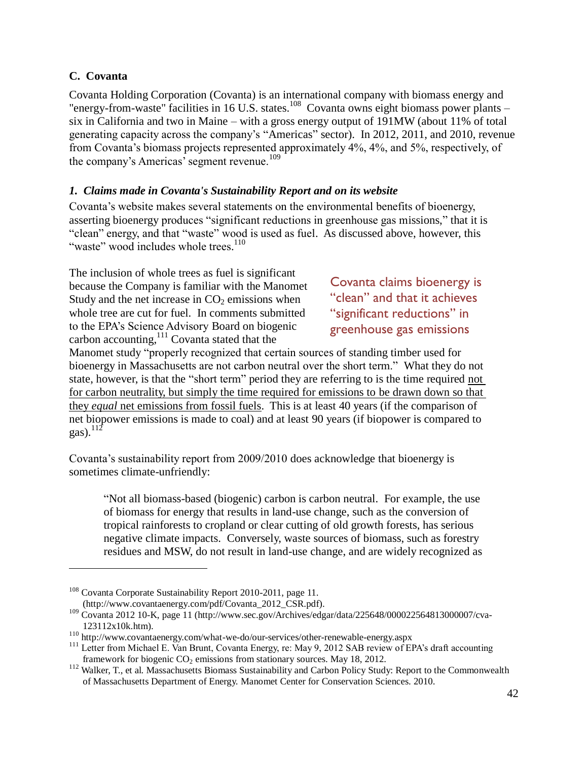### C. Covanta

Covanta Holding Corporation (Covanta) is an international company with biomass energy and "energy-from-waste" facilities in 16 U.S. states.[108] Covanta owns eight biomass power plants – six in California and two in Maine – with a gross energy output of 191MW (about 11% of total generating capacity across the company's "Americas" sector). In 2012, 2011, and 2010, revenue from Covanta's biomass projects represented approximately 4%, 4%, and 5%, respectively, of the company's Americas' segment revenue.[109]

#### *1. Claims made in Covanta's Sustainability Report and on its website*

Covanta's website makes several statements on the environmental benefits of bioenergy, asserting bioenergy produces "significant reductions in greenhouse gas missions," that it is "clean" energy, and that "waste" wood is used as fuel. As discussed above, however, this "waste" wood includes whole trees.[110]

> Covanta claims bioenergy is "clean" and that it achieves "significant reductions" in greenhouse gas emissions

The inclusion of whole trees as fuel is significant because the Company is familiar with the Manomet Study and the net increase in $CO_2$ emissions when whole tree are cut for fuel. In comments submitted to the EPA's Science Advisory Board on biogenic carbon accounting,[111] Covanta stated that the Manomet study "properly recognized that certain sources of standing timber used for bioenergy in Massachusetts are not carbon neutral over the short term." What they do not state, however, is that the "short term" period they are referring to is the time required <u>not for carbon neutrality, but simply the time required for emissions to be drawn down so that they *equal* net emissions from fossil fuels</u>. This is at least 40 years (if the comparison of net biopower emissions is made to coal) and at least 90 years (if biopower is compared to gas).[112]

Covanta's sustainability report from 2009/2010 does acknowledge that bioenergy is sometimes climate-unfriendly:

> "Not all biomass-based (biogenic) carbon is carbon neutral. For example, the use of biomass for energy that results in land-use change, such as the conversion of tropical rainforests to cropland or clear cutting of old growth forests, has serious negative climate impacts. Conversely, waste sources of biomass, such as forestry residues and MSW, do not result in land-use change, and are widely recognized as

---

[108] Covanta Corporate Sustainability Report 2010-2011, page 11. (http://www.covantaenergy.com/pdf/Covanta_2012_CSR.pdf).

[109] Covanta 2012 10-K, page 11 (http://www.sec.gov/Archives/edgar/data/225648/000022564813000007/cva-123112x10k.htm).

[110] http://www.covantaenergy.com/what-we-do/our-services/other-renewable-energy.aspx

[111] Letter from Michael E. Van Brunt, Covanta Energy, re: May 9, 2012 SAB review of EPA's draft accounting framework for biogenic $CO_2$ emissions from stationary sources. May 18, 2012.

[112] Walker, T., et al. Massachusetts Biomass Sustainability and Carbon Policy Study: Report to the Commonwealth of Massachusetts Department of Energy. Manomet Center for Conservation Sciences. 2010.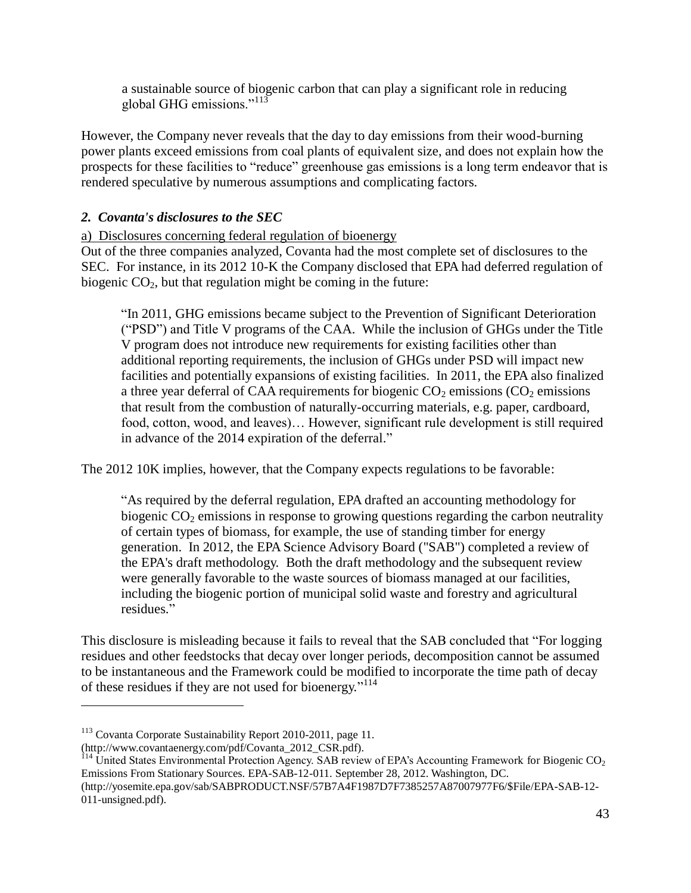> a sustainable source of biogenic carbon that can play a significant role in reducing global GHG emissions."[113]

However, the Company never reveals that the day to day emissions from their wood-burning power plants exceed emissions from coal plants of equivalent size, and does not explain how the prospects for these facilities to "reduce" greenhouse gas emissions is a long term endeavor that is rendered speculative by numerous assumptions and complicating factors.

### *2. Covanta's disclosures to the SEC*

a) Disclosures concerning federal regulation of bioenergy

Out of the three companies analyzed, Covanta had the most complete set of disclosures to the SEC. For instance, in its 2012 10-K the Company disclosed that EPA had deferred regulation of biogenic $CO_2$, but that regulation might be coming in the future:

> "In 2011, GHG emissions became subject to the Prevention of Significant Deterioration ("PSD") and Title V programs of the CAA. While the inclusion of GHGs under the Title V program does not introduce new requirements for existing facilities other than additional reporting requirements, the inclusion of GHGs under PSD will impact new facilities and potentially expansions of existing facilities. In 2011, the EPA also finalized a three year deferral of CAA requirements for biogenic $CO_2$ emissions ($CO_2$ emissions that result from the combustion of naturally-occurring materials, e.g. paper, cardboard, food, cotton, wood, and leaves)… However, significant rule development is still required in advance of the 2014 expiration of the deferral."

The 2012 10K implies, however, that the Company expects regulations to be favorable:

> "As required by the deferral regulation, EPA drafted an accounting methodology for biogenic $CO_2$ emissions in response to growing questions regarding the carbon neutrality of certain types of biomass, for example, the use of standing timber for energy generation. In 2012, the EPA Science Advisory Board ("SAB") completed a review of the EPA's draft methodology. Both the draft methodology and the subsequent review were generally favorable to the waste sources of biomass managed at our facilities, including the biogenic portion of municipal solid waste and forestry and agricultural residues."

This disclosure is misleading because it fails to reveal that the SAB concluded that "For logging residues and other feedstocks that decay over longer periods, decomposition cannot be assumed to be instantaneous and the Framework could be modified to incorporate the time path of decay of these residues if they are not used for bioenergy."[114]

---

[113] Covanta Corporate Sustainability Report 2010-2011, page 11. (http://www.covantaenergy.com/pdf/Covanta_2012_CSR.pdf).

[114] United States Environmental Protection Agency. SAB review of EPA's Accounting Framework for Biogenic $CO_2$ Emissions From Stationary Sources. EPA-SAB-12-011. September 28, 2012. Washington, DC. (http://yosemite.epa.gov/sab/SABPRODUCT.NSF/57B7A4F1987D7F7385257A87007977F6/$File/EPA-SAB-12-011-unsigned.pdf).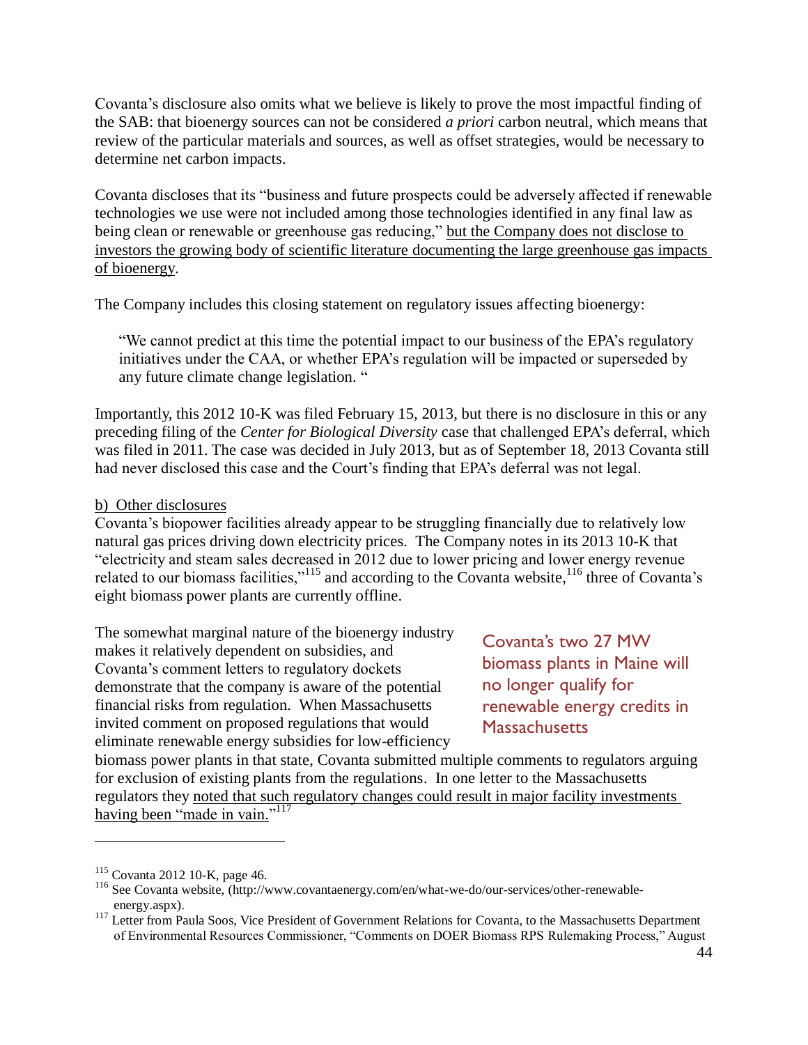Covanta's disclosure also omits what we believe is likely to prove the most impactful finding of the SAB: that bioenergy sources can not be considered *a priori* carbon neutral, which means that review of the particular materials and sources, as well as offset strategies, would be necessary to determine net carbon impacts.

Covanta discloses that its "business and future prospects could be adversely affected if renewable technologies we use were not included among those technologies identified in any final law as being clean or renewable or greenhouse gas reducing," but the Company does not disclose to investors the growing body of scientific literature documenting the large greenhouse gas impacts of bioenergy.

The Company includes this closing statement on regulatory issues affecting bioenergy:

> "We cannot predict at this time the potential impact to our business of the EPA's regulatory initiatives under the CAA, or whether EPA's regulation will be impacted or superseded by any future climate change legislation. "

Importantly, this 2012 10-K was filed February 15, 2013, but there is no disclosure in this or any preceding filing of the *Center for Biological Diversity* case that challenged EPA's deferral, which was filed in 2011. The case was decided in July 2013, but as of September 18, 2013 Covanta still had never disclosed this case and the Court's finding that EPA's deferral was not legal.

b) Other disclosures

Covanta's biopower facilities already appear to be struggling financially due to relatively low natural gas prices driving down electricity prices. The Company notes in its 2013 10-K that "electricity and steam sales decreased in 2012 due to lower pricing and lower energy revenue related to our biomass facilities,"[115] and according to the Covanta website,[116] three of Covanta's eight biomass power plants are currently offline.

Covanta's two 27 MW biomass plants in Maine will no longer qualify for renewable energy credits in Massachusetts

The somewhat marginal nature of the bioenergy industry makes it relatively dependent on subsidies, and Covanta's comment letters to regulatory dockets demonstrate that the company is aware of the potential financial risks from regulation. When Massachusetts invited comment on proposed regulations that would eliminate renewable energy subsidies for low-efficiency biomass power plants in that state, Covanta submitted multiple comments to regulators arguing for exclusion of existing plants from the regulations. In one letter to the Massachusetts regulators they noted that such regulatory changes could result in major facility investments having been "made in vain."[117]

---

[115] Covanta 2012 10-K, page 46.

[116] See Covanta website, (http://www.covantaenergy.com/en/what-we-do/our-services/other-renewable-energy.aspx).

[117] Letter from Paula Soos, Vice President of Government Relations for Covanta, to the Massachusetts Department of Environmental Resources Commissioner, "Comments on DOER Biomass RPS Rulemaking Process," August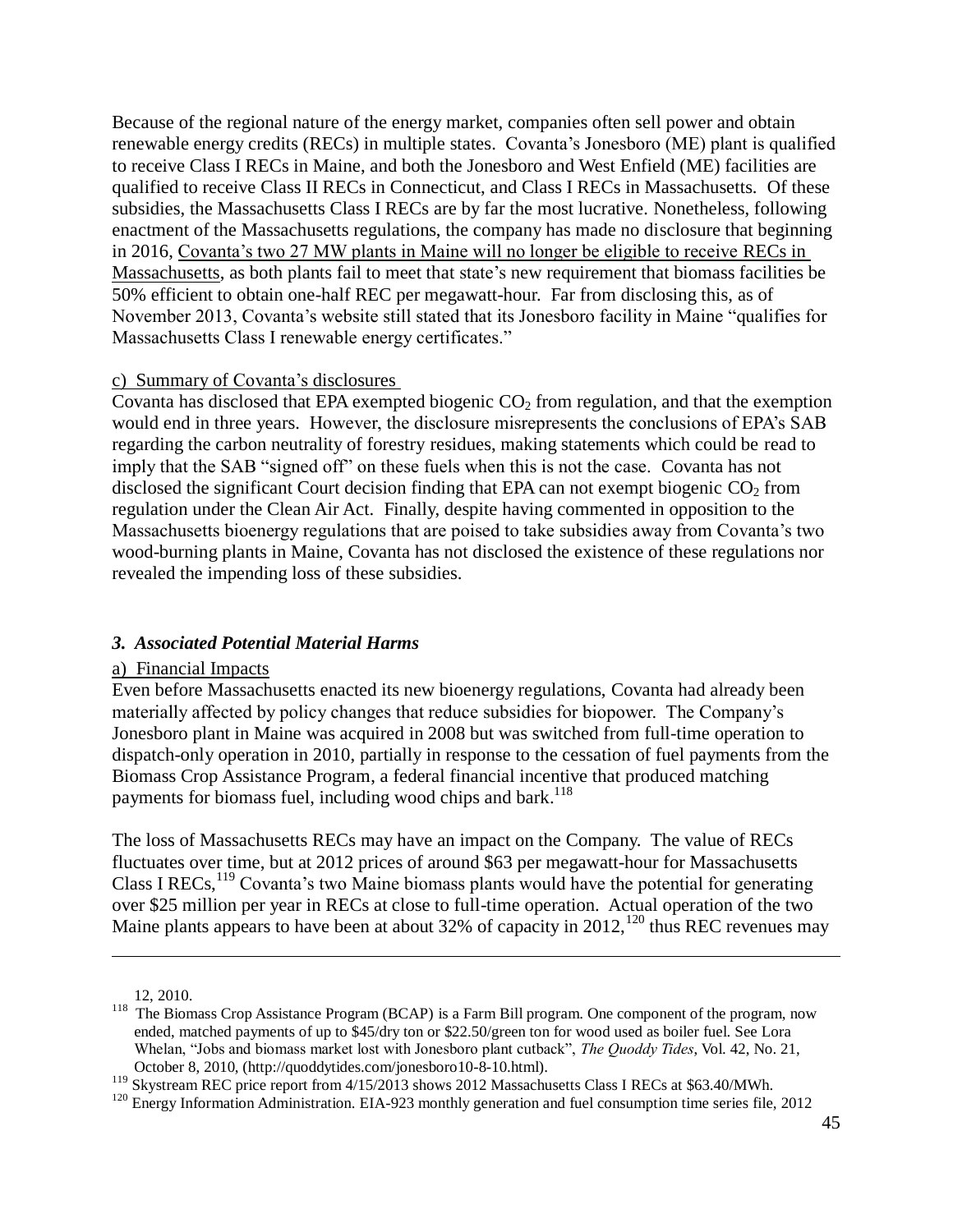Because of the regional nature of the energy market, companies often sell power and obtain renewable energy credits (RECs) in multiple states. Covanta's Jonesboro (ME) plant is qualified to receive Class I RECs in Maine, and both the Jonesboro and West Enfield (ME) facilities are qualified to receive Class II RECs in Connecticut, and Class I RECs in Massachusetts. Of these subsidies, the Massachusetts Class I RECs are by far the most lucrative. Nonetheless, following enactment of the Massachusetts regulations, the company has made no disclosure that beginning in 2016, Covanta's two 27 MW plants in Maine will no longer be eligible to receive RECs in Massachusetts, as both plants fail to meet that state's new requirement that biomass facilities be 50% efficient to obtain one-half REC per megawatt-hour. Far from disclosing this, as of November 2013, Covanta's website still stated that its Jonesboro facility in Maine "qualifies for Massachusetts Class I renewable energy certificates."

c) Summary of Covanta's disclosures

Covanta has disclosed that EPA exempted biogenic $CO_2$ from regulation, and that the exemption would end in three years. However, the disclosure misrepresents the conclusions of EPA's SAB regarding the carbon neutrality of forestry residues, making statements which could be read to imply that the SAB "signed off" on these fuels when this is not the case. Covanta has not disclosed the significant Court decision finding that EPA can not exempt biogenic $CO_2$ from regulation under the Clean Air Act. Finally, despite having commented in opposition to the Massachusetts bioenergy regulations that are poised to take subsidies away from Covanta's two wood-burning plants in Maine, Covanta has not disclosed the existence of these regulations nor revealed the impending loss of these subsidies.

### *3. Associated Potential Material Harms*

a) Financial Impacts

Even before Massachusetts enacted its new bioenergy regulations, Covanta had already been materially affected by policy changes that reduce subsidies for biopower. The Company's Jonesboro plant in Maine was acquired in 2008 but was switched from full-time operation to dispatch-only operation in 2010, partially in response to the cessation of fuel payments from the Biomass Crop Assistance Program, a federal financial incentive that produced matching payments for biomass fuel, including wood chips and bark.[118]

The loss of Massachusetts RECs may have an impact on the Company. The value of RECs fluctuates over time, but at 2012 prices of around \$63 per megawatt-hour for Massachusetts Class I RECs,[119] Covanta's two Maine biomass plants would have the potential for generating over \$25 million per year in RECs at close to full-time operation. Actual operation of the two Maine plants appears to have been at about 32% of capacity in 2012,[120] thus REC revenues may

---

12, 2010.

[118] The Biomass Crop Assistance Program (BCAP) is a Farm Bill program. One component of the program, now ended, matched payments of up to \$45/dry ton or \$22.50/green ton for wood used as boiler fuel. See Lora Whelan, "Jobs and biomass market lost with Jonesboro plant cutback", *The Quoddy Tides*, Vol. 42, No. 21, October 8, 2010, (http://quoddytides.com/jonesboro10-8-10.html).

[119] Skystream REC price report from 4/15/2013 shows 2012 Massachusetts Class I RECs at \$63.40/MWh.

[120] Energy Information Administration. EIA-923 monthly generation and fuel consumption time series file, 2012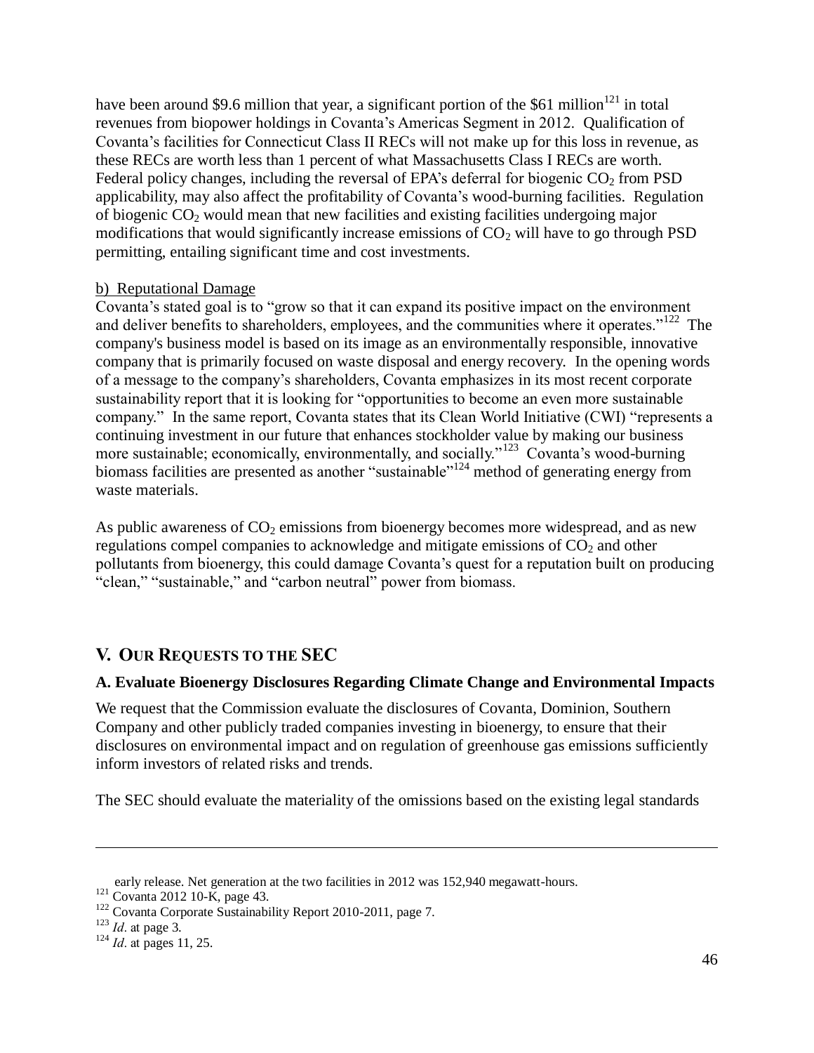have been around \$9.6 million that year, a significant portion of the \$61 million[121] in total revenues from biopower holdings in Covanta's Americas Segment in 2012. Qualification of Covanta's facilities for Connecticut Class II RECs will not make up for this loss in revenue, as these RECs are worth less than 1 percent of what Massachusetts Class I RECs are worth. Federal policy changes, including the reversal of EPA's deferral for biogenic $CO_2$ from PSD applicability, may also affect the profitability of Covanta's wood-burning facilities. Regulation of biogenic $CO_2$ would mean that new facilities and existing facilities undergoing major modifications that would significantly increase emissions of $CO_2$ will have to go through PSD permitting, entailing significant time and cost investments.

b) Reputational Damage

Covanta's stated goal is to "grow so that it can expand its positive impact on the environment and deliver benefits to shareholders, employees, and the communities where it operates."[122] The company's business model is based on its image as an environmentally responsible, innovative company that is primarily focused on waste disposal and energy recovery. In the opening words of a message to the company's shareholders, Covanta emphasizes in its most recent corporate sustainability report that it is looking for "opportunities to become an even more sustainable company." In the same report, Covanta states that its Clean World Initiative (CWI) "represents a continuing investment in our future that enhances stockholder value by making our business more sustainable; economically, environmentally, and socially."[123] Covanta's wood-burning biomass facilities are presented as another "sustainable"[124] method of generating energy from waste materials.

As public awareness of $CO_2$ emissions from bioenergy becomes more widespread, and as new regulations compel companies to acknowledge and mitigate emissions of $CO_2$ and other pollutants from bioenergy, this could damage Covanta's quest for a reputation built on producing "clean," "sustainable," and "carbon neutral" power from biomass.

## V. Our Requests to the SEC

### A. Evaluate Bioenergy Disclosures Regarding Climate Change and Environmental Impacts

We request that the Commission evaluate the disclosures of Covanta, Dominion, Southern Company and other publicly traded companies investing in bioenergy, to ensure that their disclosures on environmental impact and on regulation of greenhouse gas emissions sufficiently inform investors of related risks and trends.

The SEC should evaluate the materiality of the omissions based on the existing legal standards

---

early release. Net generation at the two facilities in 2012 was 152,940 megawatt-hours.

[121] Covanta 2012 10-K, page 43.

[122] Covanta Corporate Sustainability Report 2010-2011, page 7.

[123] *Id*. at page 3.

[124] *Id*. at pages 11, 25.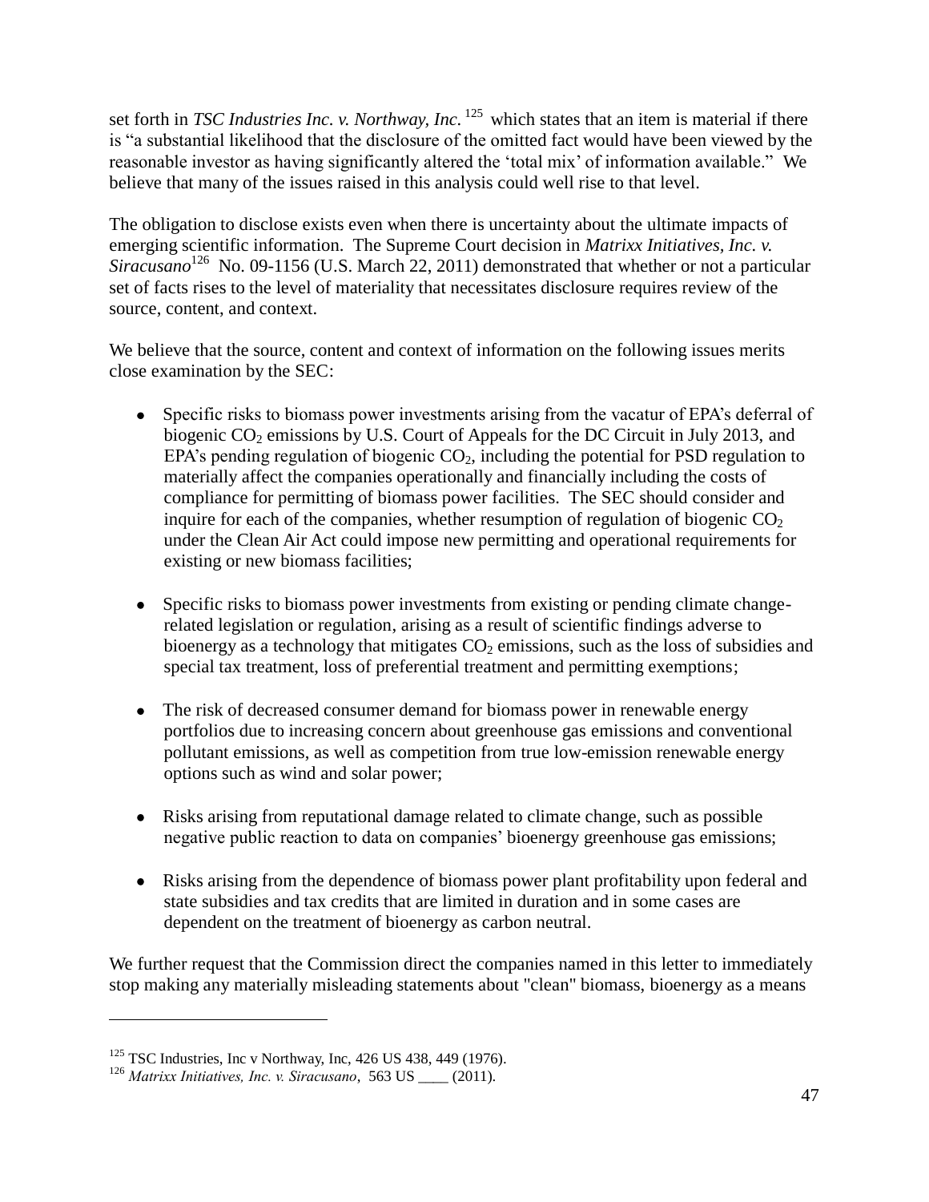set forth in *TSC Industries Inc. v. Northway, Inc.* [125] which states that an item is material if there is "a substantial likelihood that the disclosure of the omitted fact would have been viewed by the reasonable investor as having significantly altered the 'total mix' of information available." We believe that many of the issues raised in this analysis could well rise to that level.

The obligation to disclose exists even when there is uncertainty about the ultimate impacts of emerging scientific information. The Supreme Court decision in *Matrixx Initiatives, Inc. v. Siracusano*[126] No. 09-1156 (U.S. March 22, 2011) demonstrated that whether or not a particular set of facts rises to the level of materiality that necessitates disclosure requires review of the source, content, and context.

We believe that the source, content and context of information on the following issues merits close examination by the SEC:

- Specific risks to biomass power investments arising from the vacatur of EPA's deferral of biogenic $CO_2$ emissions by U.S. Court of Appeals for the DC Circuit in July 2013, and EPA's pending regulation of biogenic $CO_2$, including the potential for PSD regulation to materially affect the companies operationally and financially including the costs of compliance for permitting of biomass power facilities. The SEC should consider and inquire for each of the companies, whether resumption of regulation of biogenic $CO_2$ under the Clean Air Act could impose new permitting and operational requirements for existing or new biomass facilities;

- Specific risks to biomass power investments from existing or pending climate change-related legislation or regulation, arising as a result of scientific findings adverse to bioenergy as a technology that mitigates $CO_2$ emissions, such as the loss of subsidies and special tax treatment, loss of preferential treatment and permitting exemptions;

- The risk of decreased consumer demand for biomass power in renewable energy portfolios due to increasing concern about greenhouse gas emissions and conventional pollutant emissions, as well as competition from true low-emission renewable energy options such as wind and solar power;

- Risks arising from reputational damage related to climate change, such as possible negative public reaction to data on companies' bioenergy greenhouse gas emissions;

- Risks arising from the dependence of biomass power plant profitability upon federal and state subsidies and tax credits that are limited in duration and in some cases are dependent on the treatment of bioenergy as carbon neutral.

We further request that the Commission direct the companies named in this letter to immediately stop making any materially misleading statements about "clean" biomass, bioenergy as a means

---

[125] TSC Industries, Inc v Northway, Inc, 426 US 438, 449 (1976).

[126] *Matrixx Initiatives, Inc. v. Siracusano*, 563 US ____ (2011).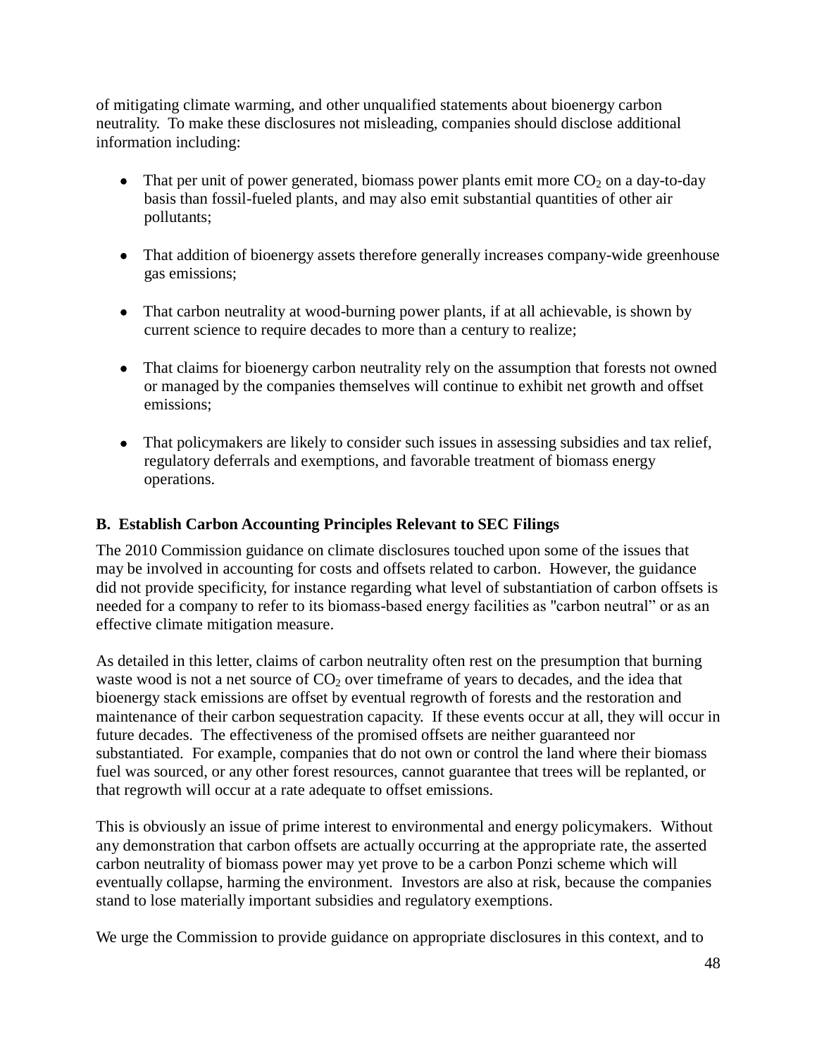of mitigating climate warming, and other unqualified statements about bioenergy carbon neutrality. To make these disclosures not misleading, companies should disclose additional information including:

- That per unit of power generated, biomass power plants emit more $CO_2$ on a day-to-day basis than fossil-fueled plants, and may also emit substantial quantities of other air pollutants;

- That addition of bioenergy assets therefore generally increases company-wide greenhouse gas emissions;

- That carbon neutrality at wood-burning power plants, if at all achievable, is shown by current science to require decades to more than a century to realize;

- That claims for bioenergy carbon neutrality rely on the assumption that forests not owned or managed by the companies themselves will continue to exhibit net growth and offset emissions;

- That policymakers are likely to consider such issues in assessing subsidies and tax relief, regulatory deferrals and exemptions, and favorable treatment of biomass energy operations.

### B. Establish Carbon Accounting Principles Relevant to SEC Filings

The 2010 Commission guidance on climate disclosures touched upon some of the issues that may be involved in accounting for costs and offsets related to carbon. However, the guidance did not provide specificity, for instance regarding what level of substantiation of carbon offsets is needed for a company to refer to its biomass-based energy facilities as "carbon neutral" or as an effective climate mitigation measure.

As detailed in this letter, claims of carbon neutrality often rest on the presumption that burning waste wood is not a net source of $CO_2$ over timeframe of years to decades, and the idea that bioenergy stack emissions are offset by eventual regrowth of forests and the restoration and maintenance of their carbon sequestration capacity. If these events occur at all, they will occur in future decades. The effectiveness of the promised offsets are neither guaranteed nor substantiated. For example, companies that do not own or control the land where their biomass fuel was sourced, or any other forest resources, cannot guarantee that trees will be replanted, or that regrowth will occur at a rate adequate to offset emissions.

This is obviously an issue of prime interest to environmental and energy policymakers. Without any demonstration that carbon offsets are actually occurring at the appropriate rate, the asserted carbon neutrality of biomass power may yet prove to be a carbon Ponzi scheme which will eventually collapse, harming the environment. Investors are also at risk, because the companies stand to lose materially important subsidies and regulatory exemptions.

We urge the Commission to provide guidance on appropriate disclosures in this context, and to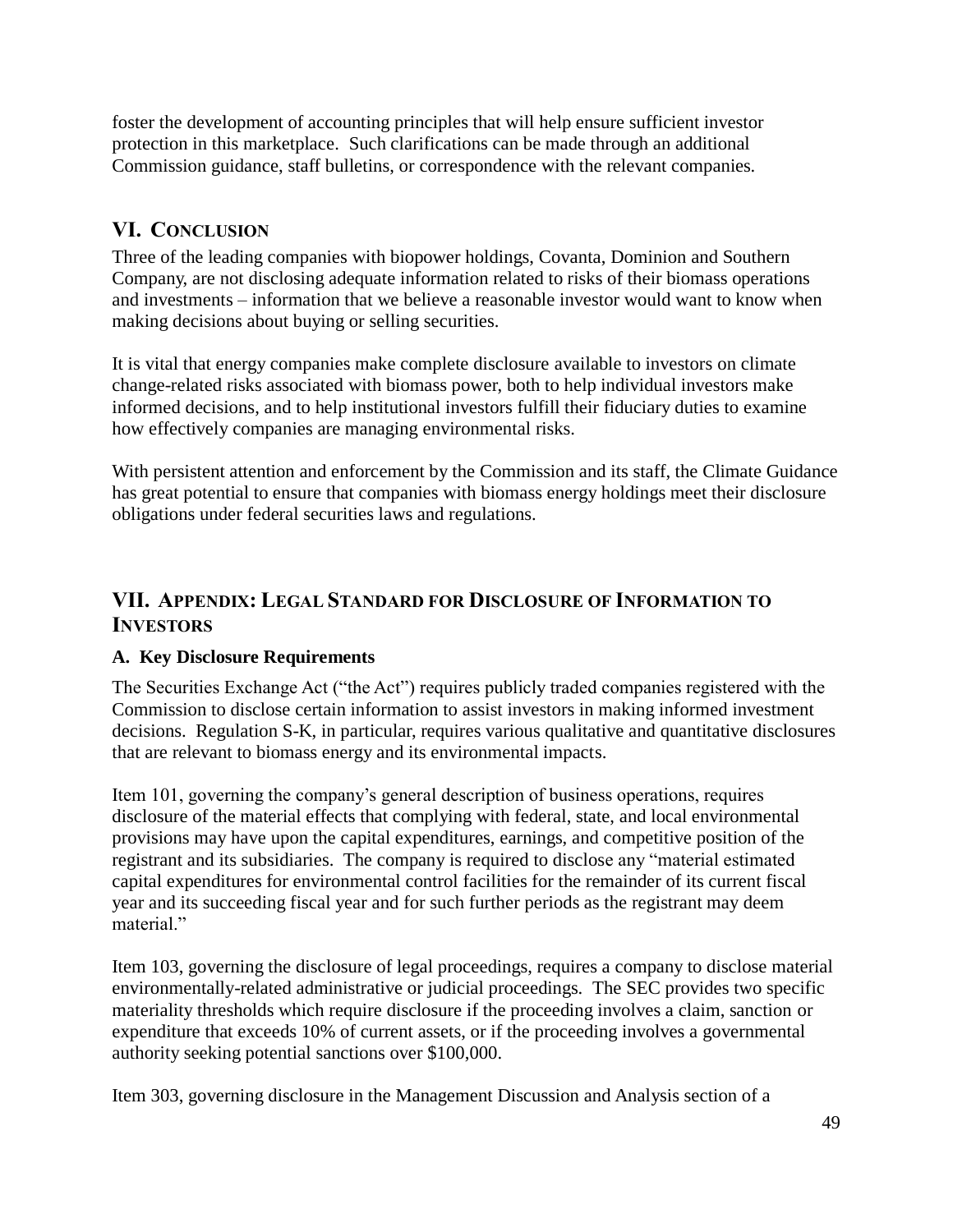foster the development of accounting principles that will help ensure sufficient investor protection in this marketplace. Such clarifications can be made through an additional Commission guidance, staff bulletins, or correspondence with the relevant companies.

## VI. Conclusion

Three of the leading companies with biopower holdings, Covanta, Dominion and Southern Company, are not disclosing adequate information related to risks of their biomass operations and investments – information that we believe a reasonable investor would want to know when making decisions about buying or selling securities.

It is vital that energy companies make complete disclosure available to investors on climate change-related risks associated with biomass power, both to help individual investors make informed decisions, and to help institutional investors fulfill their fiduciary duties to examine how effectively companies are managing environmental risks.

With persistent attention and enforcement by the Commission and its staff, the Climate Guidance has great potential to ensure that companies with biomass energy holdings meet their disclosure obligations under federal securities laws and regulations.

## VII. Appendix: Legal Standard for Disclosure of Information to Investors

### A. Key Disclosure Requirements

The Securities Exchange Act ("the Act") requires publicly traded companies registered with the Commission to disclose certain information to assist investors in making informed investment decisions. Regulation S-K, in particular, requires various qualitative and quantitative disclosures that are relevant to biomass energy and its environmental impacts.

Item 101, governing the company's general description of business operations, requires disclosure of the material effects that complying with federal, state, and local environmental provisions may have upon the capital expenditures, earnings, and competitive position of the registrant and its subsidiaries. The company is required to disclose any "material estimated capital expenditures for environmental control facilities for the remainder of its current fiscal year and its succeeding fiscal year and for such further periods as the registrant may deem material."

Item 103, governing the disclosure of legal proceedings, requires a company to disclose material environmentally-related administrative or judicial proceedings. The SEC provides two specific materiality thresholds which require disclosure if the proceeding involves a claim, sanction or expenditure that exceeds 10% of current assets, or if the proceeding involves a governmental authority seeking potential sanctions over $100,000.

Item 303, governing disclosure in the Management Discussion and Analysis section of a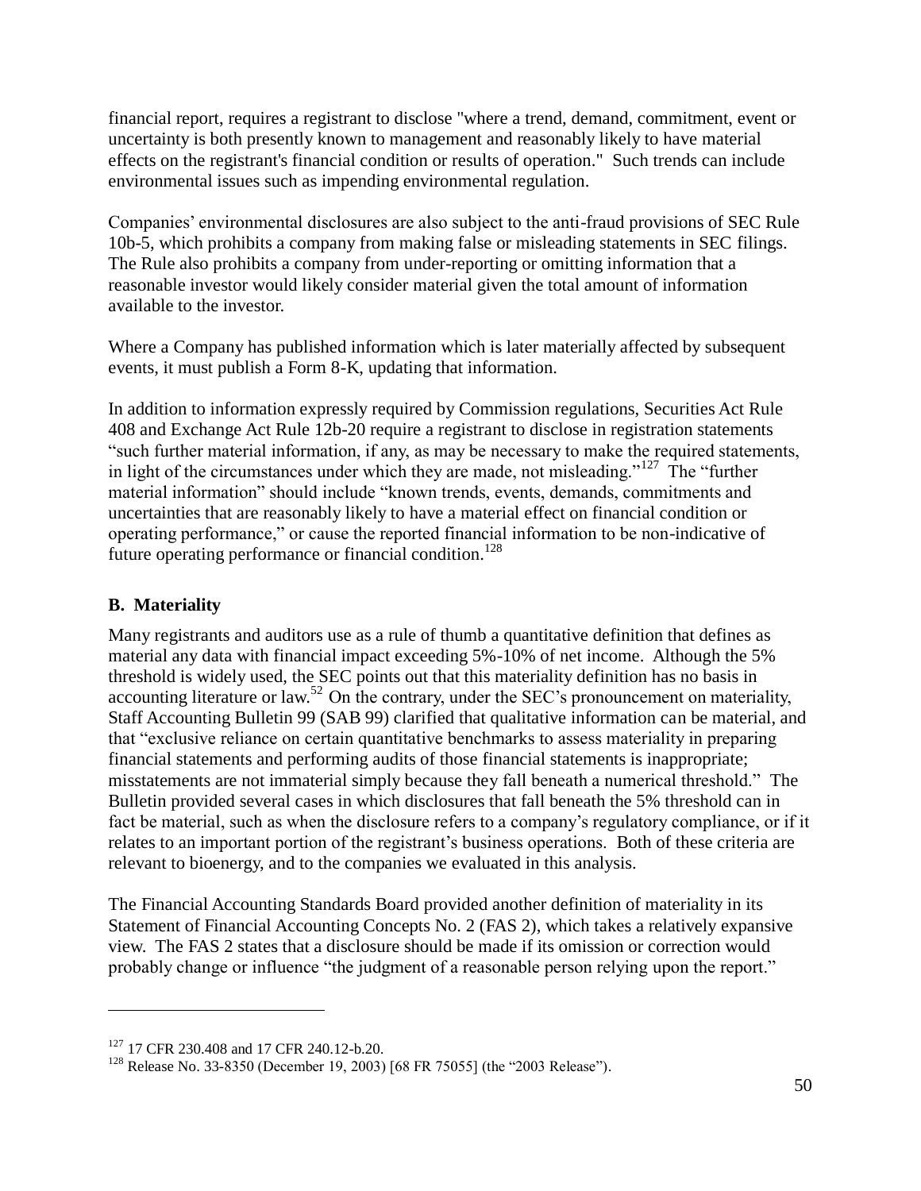financial report, requires a registrant to disclose "where a trend, demand, commitment, event or uncertainty is both presently known to management and reasonably likely to have material effects on the registrant's financial condition or results of operation." Such trends can include environmental issues such as impending environmental regulation.

Companies' environmental disclosures are also subject to the anti-fraud provisions of SEC Rule 10b-5, which prohibits a company from making false or misleading statements in SEC filings. The Rule also prohibits a company from under-reporting or omitting information that a reasonable investor would likely consider material given the total amount of information available to the investor.

Where a Company has published information which is later materially affected by subsequent events, it must publish a Form 8-K, updating that information.

In addition to information expressly required by Commission regulations, Securities Act Rule 408 and Exchange Act Rule 12b-20 require a registrant to disclose in registration statements "such further material information, if any, as may be necessary to make the required statements, in light of the circumstances under which they are made, not misleading."[127] The "further material information" should include "known trends, events, demands, commitments and uncertainties that are reasonably likely to have a material effect on financial condition or operating performance," or cause the reported financial information to be non-indicative of future operating performance or financial condition.[128]

### B. Materiality

Many registrants and auditors use as a rule of thumb a quantitative definition that defines as material any data with financial impact exceeding 5%-10% of net income. Although the 5% threshold is widely used, the SEC points out that this materiality definition has no basis in accounting literature or law.[52] On the contrary, under the SEC's pronouncement on materiality, Staff Accounting Bulletin 99 (SAB 99) clarified that qualitative information can be material, and that "exclusive reliance on certain quantitative benchmarks to assess materiality in preparing financial statements and performing audits of those financial statements is inappropriate; misstatements are not immaterial simply because they fall beneath a numerical threshold." The Bulletin provided several cases in which disclosures that fall beneath the 5% threshold can in fact be material, such as when the disclosure refers to a company's regulatory compliance, or if it relates to an important portion of the registrant's business operations. Both of these criteria are relevant to bioenergy, and to the companies we evaluated in this analysis.

The Financial Accounting Standards Board provided another definition of materiality in its Statement of Financial Accounting Concepts No. 2 (FAS 2), which takes a relatively expansive view. The FAS 2 states that a disclosure should be made if its omission or correction would probably change or influence "the judgment of a reasonable person relying upon the report."

---

[127] 17 CFR 230.408 and 17 CFR 240.12-b.20.

[128] Release No. 33-8350 (December 19, 2003) [68 FR 75055] (the "2003 Release").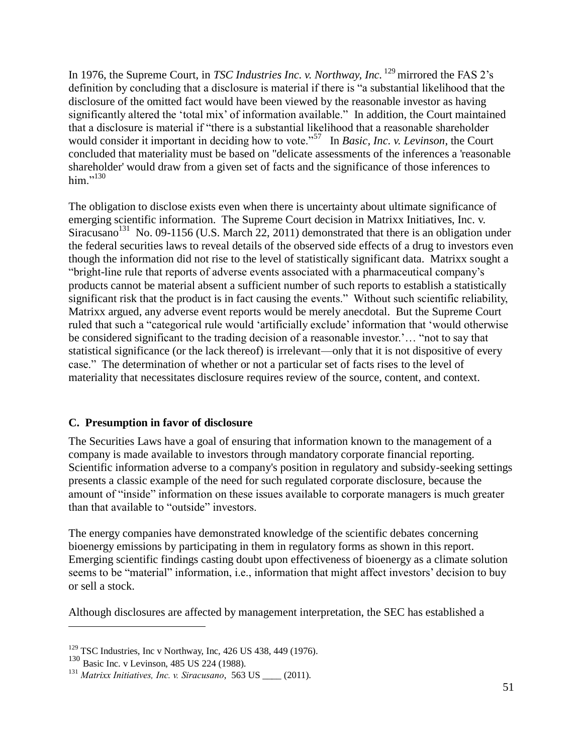In 1976, the Supreme Court, in *TSC Industries Inc. v. Northway, Inc.* [129] mirrored the FAS 2's definition by concluding that a disclosure is material if there is "a substantial likelihood that the disclosure of the omitted fact would have been viewed by the reasonable investor as having significantly altered the 'total mix' of information available." In addition, the Court maintained that a disclosure is material if "there is a substantial likelihood that a reasonable shareholder would consider it important in deciding how to vote."[57] In *Basic, Inc. v. Levinson*, the Court concluded that materiality must be based on "delicate assessments of the inferences a 'reasonable shareholder' would draw from a given set of facts and the significance of those inferences to him."[130]

The obligation to disclose exists even when there is uncertainty about ultimate significance of emerging scientific information. The Supreme Court decision in Matrixx Initiatives, Inc. v. Siracusano[131] No. 09-1156 (U.S. March 22, 2011) demonstrated that there is an obligation under the federal securities laws to reveal details of the observed side effects of a drug to investors even though the information did not rise to the level of statistically significant data. Matrixx sought a "bright-line rule that reports of adverse events associated with a pharmaceutical company's products cannot be material absent a sufficient number of such reports to establish a statistically significant risk that the product is in fact causing the events." Without such scientific reliability, Matrixx argued, any adverse event reports would be merely anecdotal. But the Supreme Court ruled that such a "categorical rule would 'artificially exclude' information that 'would otherwise be considered significant to the trading decision of a reasonable investor.'… "not to say that statistical significance (or the lack thereof) is irrelevant—only that it is not dispositive of every case." The determination of whether or not a particular set of facts rises to the level of materiality that necessitates disclosure requires review of the source, content, and context.

### C. Presumption in favor of disclosure

The Securities Laws have a goal of ensuring that information known to the management of a company is made available to investors through mandatory corporate financial reporting. Scientific information adverse to a company's position in regulatory and subsidy-seeking settings presents a classic example of the need for such regulated corporate disclosure, because the amount of "inside" information on these issues available to corporate managers is much greater than that available to "outside" investors.

The energy companies have demonstrated knowledge of the scientific debates concerning bioenergy emissions by participating in them in regulatory forms as shown in this report. Emerging scientific findings casting doubt upon effectiveness of bioenergy as a climate solution seems to be "material" information, i.e., information that might affect investors' decision to buy or sell a stock.

Although disclosures are affected by management interpretation, the SEC has established a

---

[129] TSC Industries, Inc v Northway, Inc, 426 US 438, 449 (1976).

[130] Basic Inc. v Levinson, 485 US 224 (1988).

[131] *Matrixx Initiatives, Inc. v. Siracusano*, 563 US ____ (2011).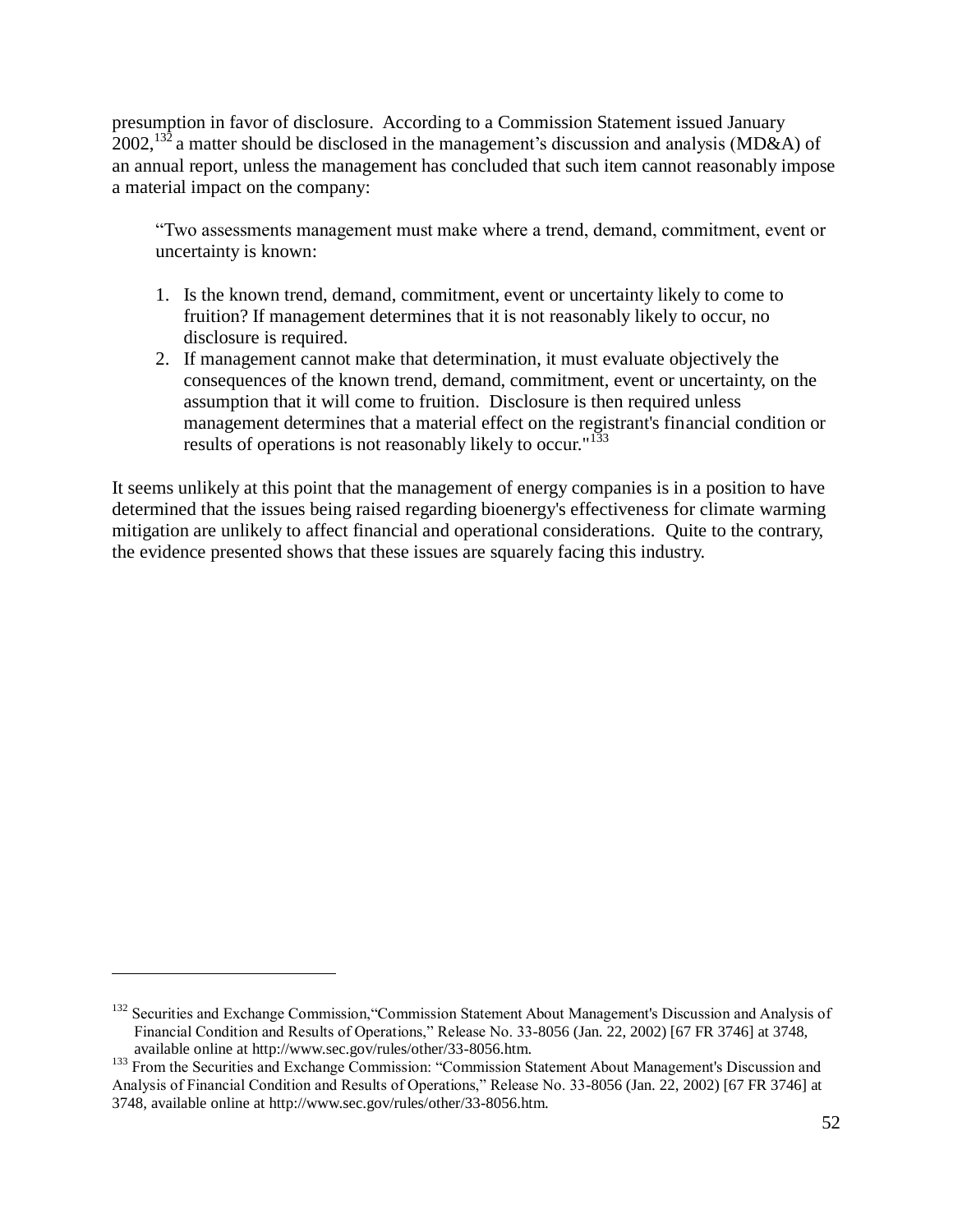presumption in favor of disclosure. According to a Commission Statement issued January 2002,[132] a matter should be disclosed in the management's discussion and analysis (MD&A) of an annual report, unless the management has concluded that such item cannot reasonably impose a material impact on the company:

> "Two assessments management must make where a trend, demand, commitment, event or uncertainty is known:
>
> 1. Is the known trend, demand, commitment, event or uncertainty likely to come to fruition? If management determines that it is not reasonably likely to occur, no disclosure is required.
> 2. If management cannot make that determination, it must evaluate objectively the consequences of the known trend, demand, commitment, event or uncertainty, on the assumption that it will come to fruition. Disclosure is then required unless management determines that a material effect on the registrant's financial condition or results of operations is not reasonably likely to occur."[133]

It seems unlikely at this point that the management of energy companies is in a position to have determined that the issues being raised regarding bioenergy's effectiveness for climate warming mitigation are unlikely to affect financial and operational considerations. Quite to the contrary, the evidence presented shows that these issues are squarely facing this industry.

---

[132] Securities and Exchange Commission,"Commission Statement About Management's Discussion and Analysis of Financial Condition and Results of Operations," Release No. 33-8056 (Jan. 22, 2002) [67 FR 3746] at 3748, available online at http://www.sec.gov/rules/other/33-8056.htm.

[133] From the Securities and Exchange Commission: "Commission Statement About Management's Discussion and Analysis of Financial Condition and Results of Operations," Release No. 33-8056 (Jan. 22, 2002) [67 FR 3746] at 3748, available online at http://www.sec.gov/rules/other/33-8056.htm.